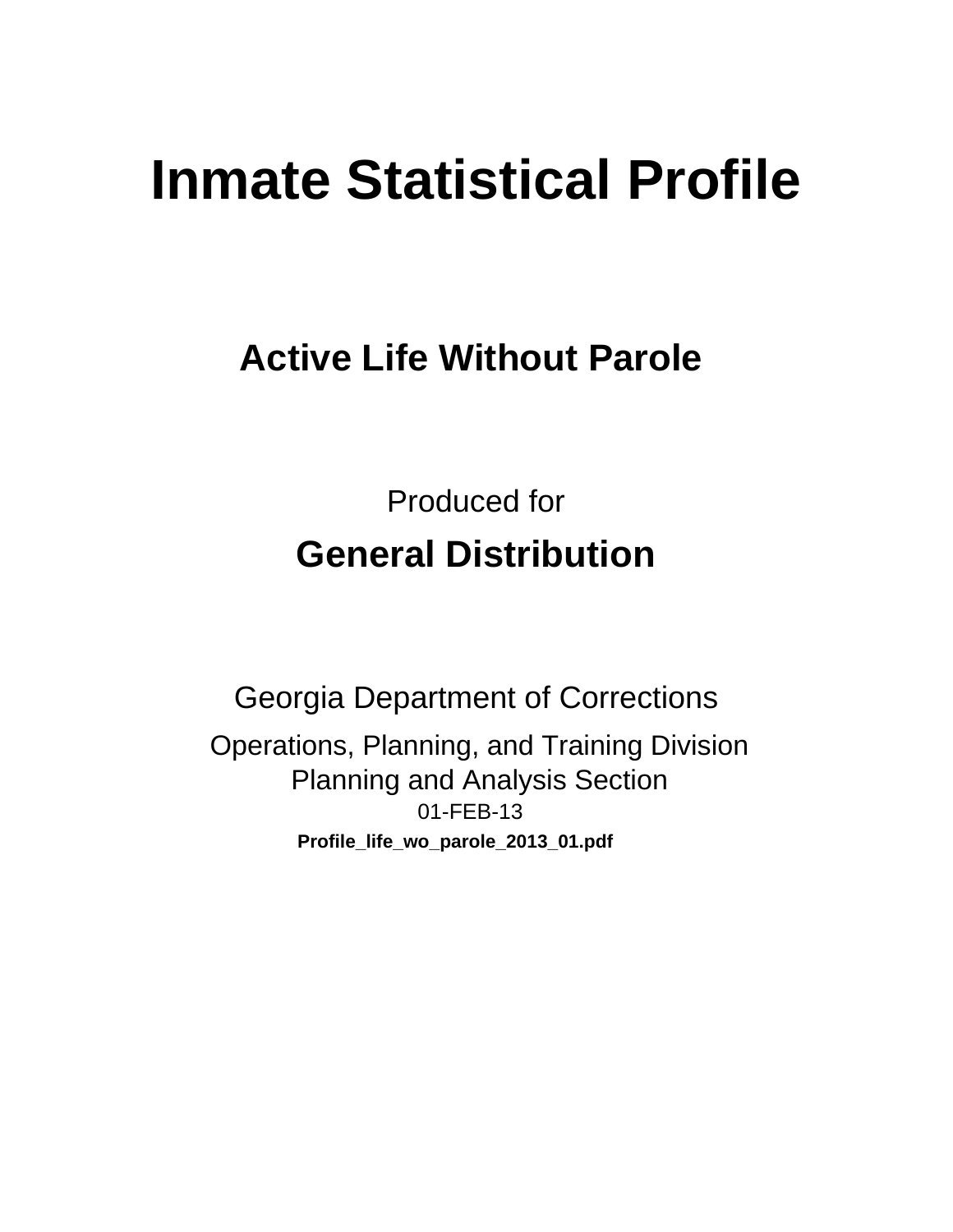# Inmate Statistical Profile

## Active Life Without Parole

Produced for

## General Distribution

Georgia Department of Corrections

Operations, Planning, and Training Division
Planning and Analysis Section
01-FEB-13

**Profile_life_wo_parole_2013_01.pdf**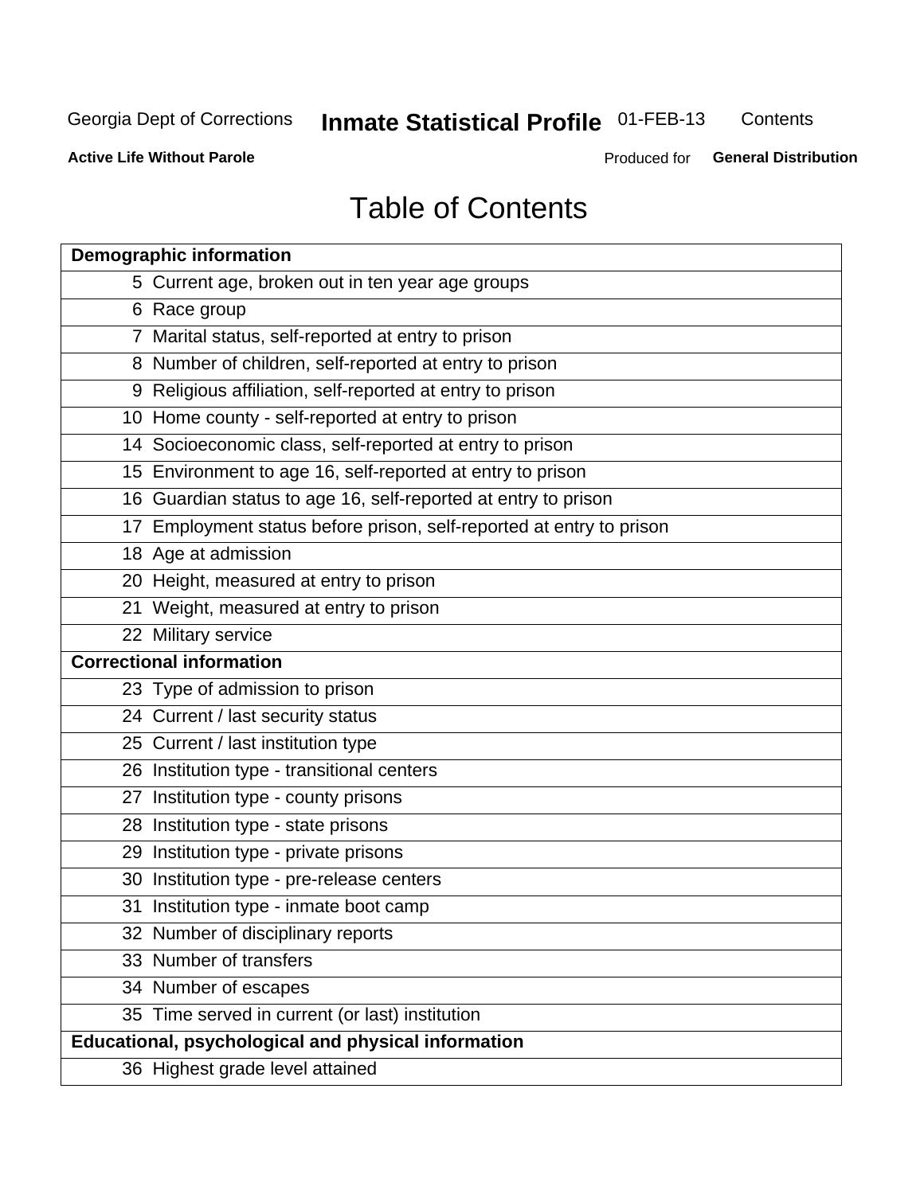# Table of Contents

| Demographic information | |
|---|---|
| 5 | Current age, broken out in ten year age groups |
| 6 | Race group |
| 7 | Marital status, self-reported at entry to prison |
| 8 | Number of children, self-reported at entry to prison |
| 9 | Religious affiliation, self-reported at entry to prison |
| 10 | Home county - self-reported at entry to prison |
| 14 | Socioeconomic class, self-reported at entry to prison |
| 15 | Environment to age 16, self-reported at entry to prison |
| 16 | Guardian status to age 16, self-reported at entry to prison |
| 17 | Employment status before prison, self-reported at entry to prison |
| 18 | Age at admission |
| 20 | Height, measured at entry to prison |
| 21 | Weight, measured at entry to prison |
| 22 | Military service |
| **Correctional information** | |
| 23 | Type of admission to prison |
| 24 | Current / last security status |
| 25 | Current / last institution type |
| 26 | Institution type - transitional centers |
| 27 | Institution type - county prisons |
| 28 | Institution type - state prisons |
| 29 | Institution type - private prisons |
| 30 | Institution type - pre-release centers |
| 31 | Institution type - inmate boot camp |
| 32 | Number of disciplinary reports |
| 33 | Number of transfers |
| 34 | Number of escapes |
| 35 | Time served in current (or last) institution |
| **Educational, psychological and physical information** | |
| 36 | Highest grade level attained |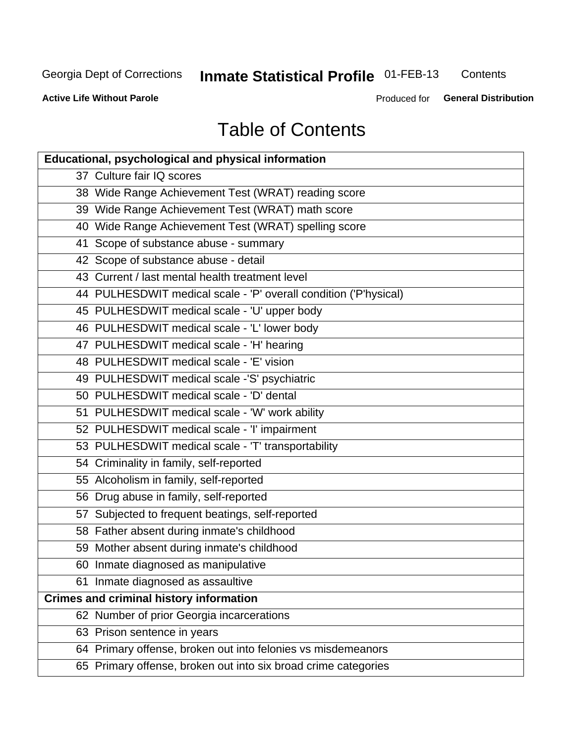# Table of Contents

| Educational, psychological and physical information | |
|---|---|
| 37 | Culture fair IQ scores |
| 38 | Wide Range Achievement Test (WRAT) reading score |
| 39 | Wide Range Achievement Test (WRAT) math score |
| 40 | Wide Range Achievement Test (WRAT) spelling score |
| 41 | Scope of substance abuse - summary |
| 42 | Scope of substance abuse - detail |
| 43 | Current / last mental health treatment level |
| 44 | PULHESDWIT medical scale - 'P' overall condition ('P'hysical) |
| 45 | PULHESDWIT medical scale - 'U' upper body |
| 46 | PULHESDWIT medical scale - 'L' lower body |
| 47 | PULHESDWIT medical scale - 'H' hearing |
| 48 | PULHESDWIT medical scale - 'E' vision |
| 49 | PULHESDWIT medical scale -'S' psychiatric |
| 50 | PULHESDWIT medical scale - 'D' dental |
| 51 | PULHESDWIT medical scale - 'W' work ability |
| 52 | PULHESDWIT medical scale - 'I' impairment |
| 53 | PULHESDWIT medical scale - 'T' transportability |
| 54 | Criminality in family, self-reported |
| 55 | Alcoholism in family, self-reported |
| 56 | Drug abuse in family, self-reported |
| 57 | Subjected to frequent beatings, self-reported |
| 58 | Father absent during inmate's childhood |
| 59 | Mother absent during inmate's childhood |
| 60 | Inmate diagnosed as manipulative |
| 61 | Inmate diagnosed as assaultive |
| **Crimes and criminal history information** | |
| 62 | Number of prior Georgia incarcerations |
| 63 | Prison sentence in years |
| 64 | Primary offense, broken out into felonies vs misdemeanors |
| 65 | Primary offense, broken out into six broad crime categories |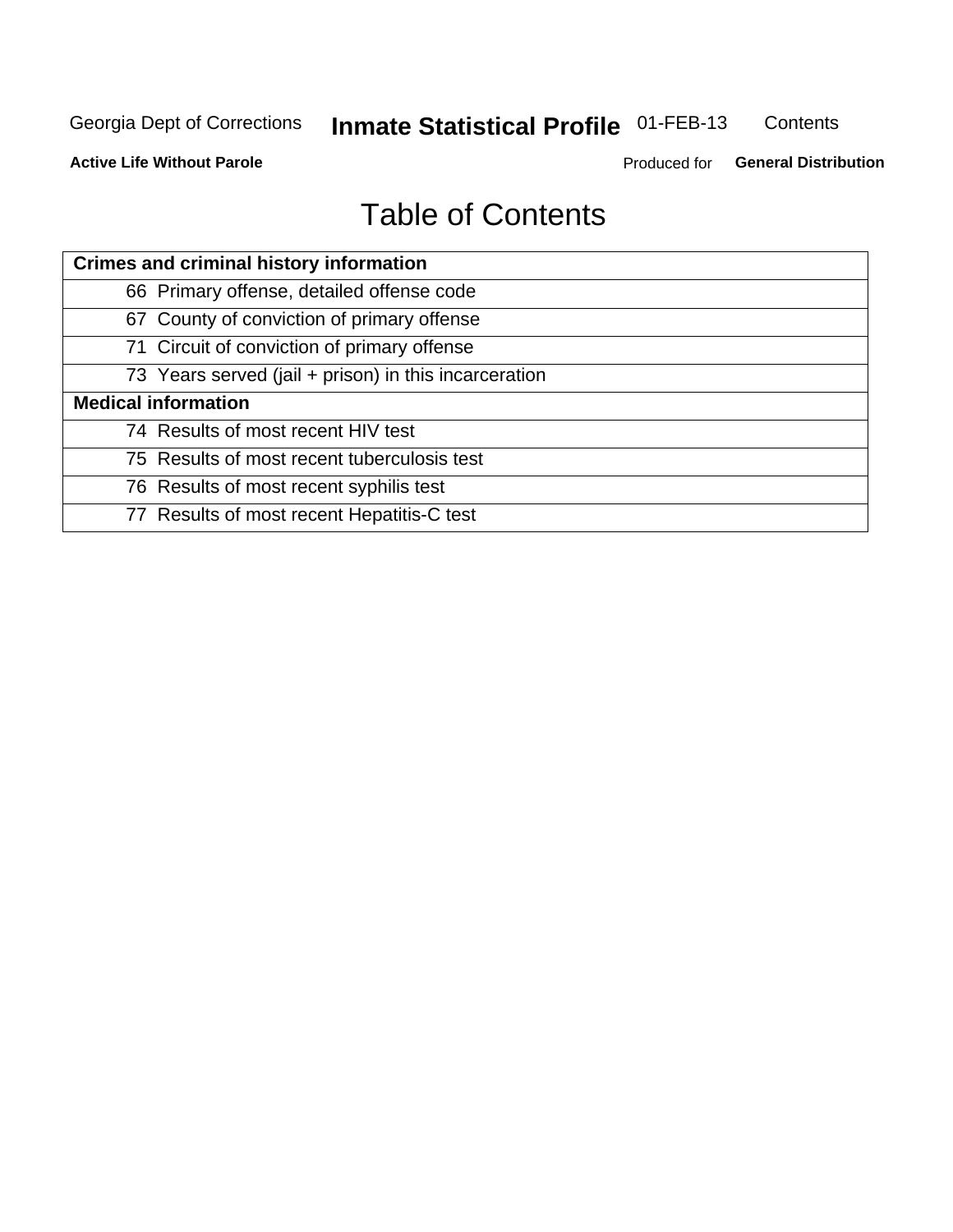# Table of Contents

| Crimes and criminal history information | |
|---|---|
| 66 | Primary offense, detailed offense code |
| 67 | County of conviction of primary offense |
| 71 | Circuit of conviction of primary offense |
| 73 | Years served (jail + prison) in this incarceration |
| **Medical information** | |
| 74 | Results of most recent HIV test |
| 75 | Results of most recent tuberculosis test |
| 76 | Results of most recent syphilis test |
| 77 | Results of most recent Hepatitis-C test |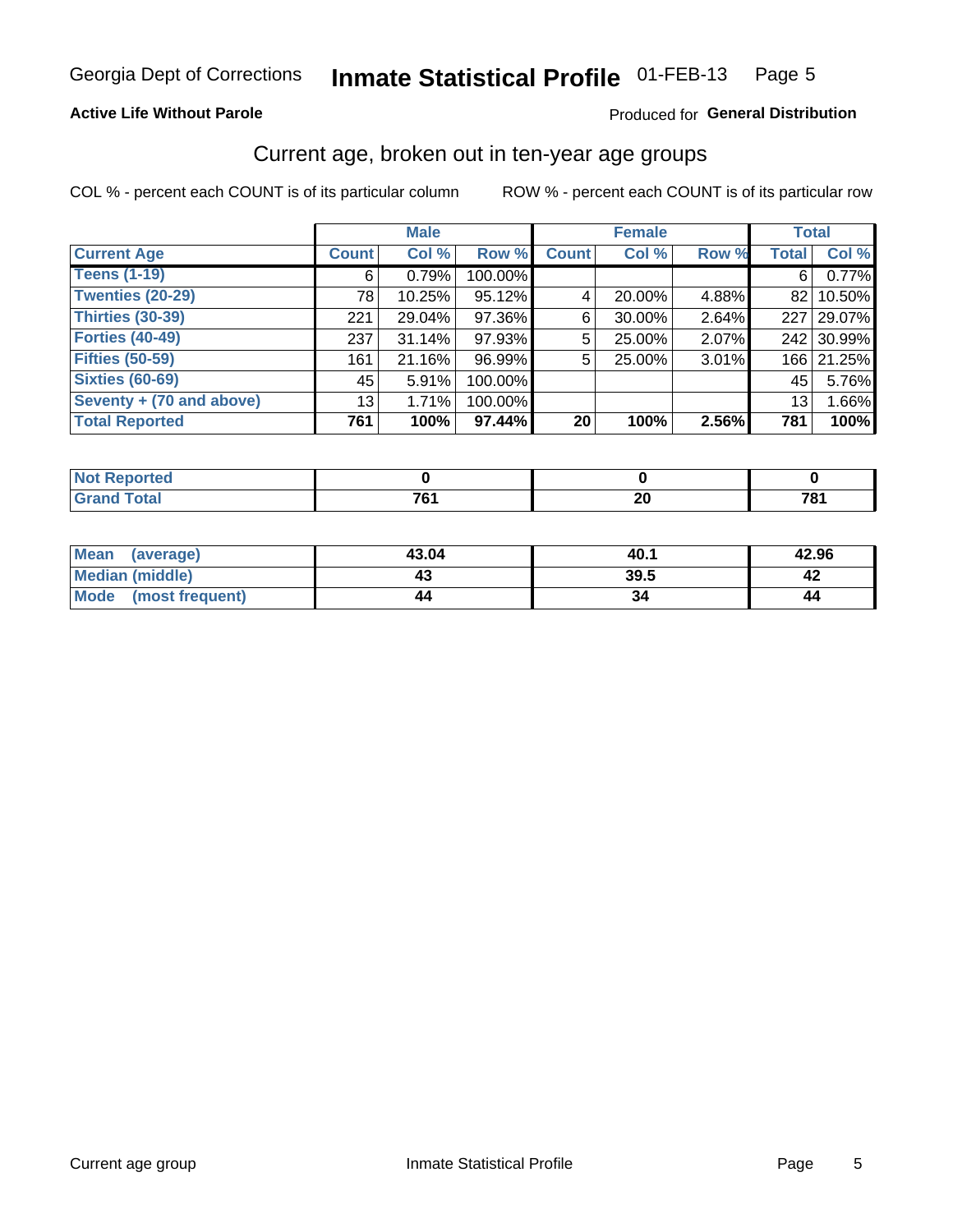Georgia Dept of Corrections **Inmate Statistical Profile** 01-FEB-13

**Active Life Without Parole**

Produced for **General Distribution**

## Current age, broken out in ten-year age groups

COL % - percent each COUNT is of its particular column

ROW % - percent each COUNT is of its particular row

| | Male | | | Female | | | Total | |
|---|---|---|---|---|---|---|---|---|
| **Current Age** | **Count** | **Col %** | **Row %** | **Count** | **Col %** | **Row %** | **Total** | **Col %** |
| **Teens (1-19)** | 6 | 0.79% | 100.00% | | | | 6 | 0.77% |
| **Twenties (20-29)** | 78 | 10.25% | 95.12% | 4 | 20.00% | 4.88% | 82 | 10.50% |
| **Thirties (30-39)** | 221 | 29.04% | 97.36% | 6 | 30.00% | 2.64% | 227 | 29.07% |
| **Forties (40-49)** | 237 | 31.14% | 97.93% | 5 | 25.00% | 2.07% | 242 | 30.99% |
| **Fifties (50-59)** | 161 | 21.16% | 96.99% | 5 | 25.00% | 3.01% | 166 | 21.25% |
| **Sixties (60-69)** | 45 | 5.91% | 100.00% | | | | 45 | 5.76% |
| **Seventy + (70 and above)** | 13 | 1.71% | 100.00% | | | | 13 | 1.66% |
| **Total Reported** | **761** | **100%** | **97.44%** | **20** | **100%** | **2.56%** | **781** | **100%** |

| | Male | Female | Total |
|---|---|---|---|
| **Not Reported** | **0** | **0** | **0** |
| **Grand Total** | **761** | **20** | **781** |

| | Male | Female | Total |
|---|---|---|---|
| **Mean (average)** | **43.04** | **40.1** | **42.96** |
| **Median (middle)** | **43** | **39.5** | **42** |
| **Mode (most frequent)** | **44** | **34** | **44** |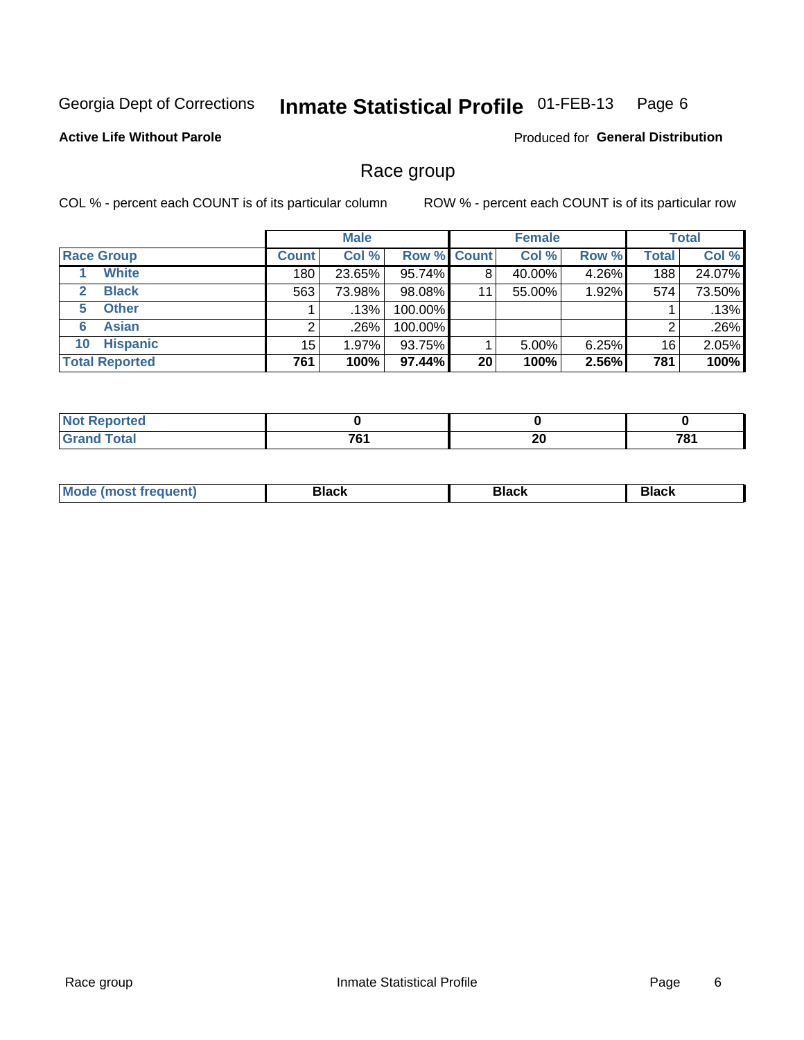Georgia Dept of Corrections **Inmate Statistical Profile** 01-FEB-13

**Active Life Without Parole**

Produced for **General Distribution**

## Race group

COL % - percent each COUNT is of its particular column ROW % - percent each COUNT is of its particular row

| | | Male | | | Female | | | Total | |
|---|---|---|---|---|---|---|---|---|---|
| **Race Group** | | **Count** | **Col %** | **Row %** | **Count** | **Col %** | **Row %** | **Total** | **Col %** |
| 1 | **White** | 180 | 23.65% | 95.74% | 8 | 40.00% | 4.26% | 188 | 24.07% |
| 2 | **Black** | 563 | 73.98% | 98.08% | 11 | 55.00% | 1.92% | 574 | 73.50% |
| 5 | **Other** | 1 | .13% | 100.00% | | | | 1 | .13% |
| 6 | **Asian** | 2 | .26% | 100.00% | | | | 2 | .26% |
| 10 | **Hispanic** | 15 | 1.97% | 93.75% | 1 | 5.00% | 6.25% | 16 | 2.05% |
| **Total Reported** | | **761** | **100%** | **97.44%** | **20** | **100%** | **2.56%** | **781** | **100%** |

| | Male | Female | Total |
|---|---|---|---|
| **Not Reported** | **0** | **0** | **0** |
| **Grand Total** | **761** | **20** | **781** |

| | Male | Female | Total |
|---|---|---|---|
| **Mode (most frequent)** | **Black** | **Black** | **Black** |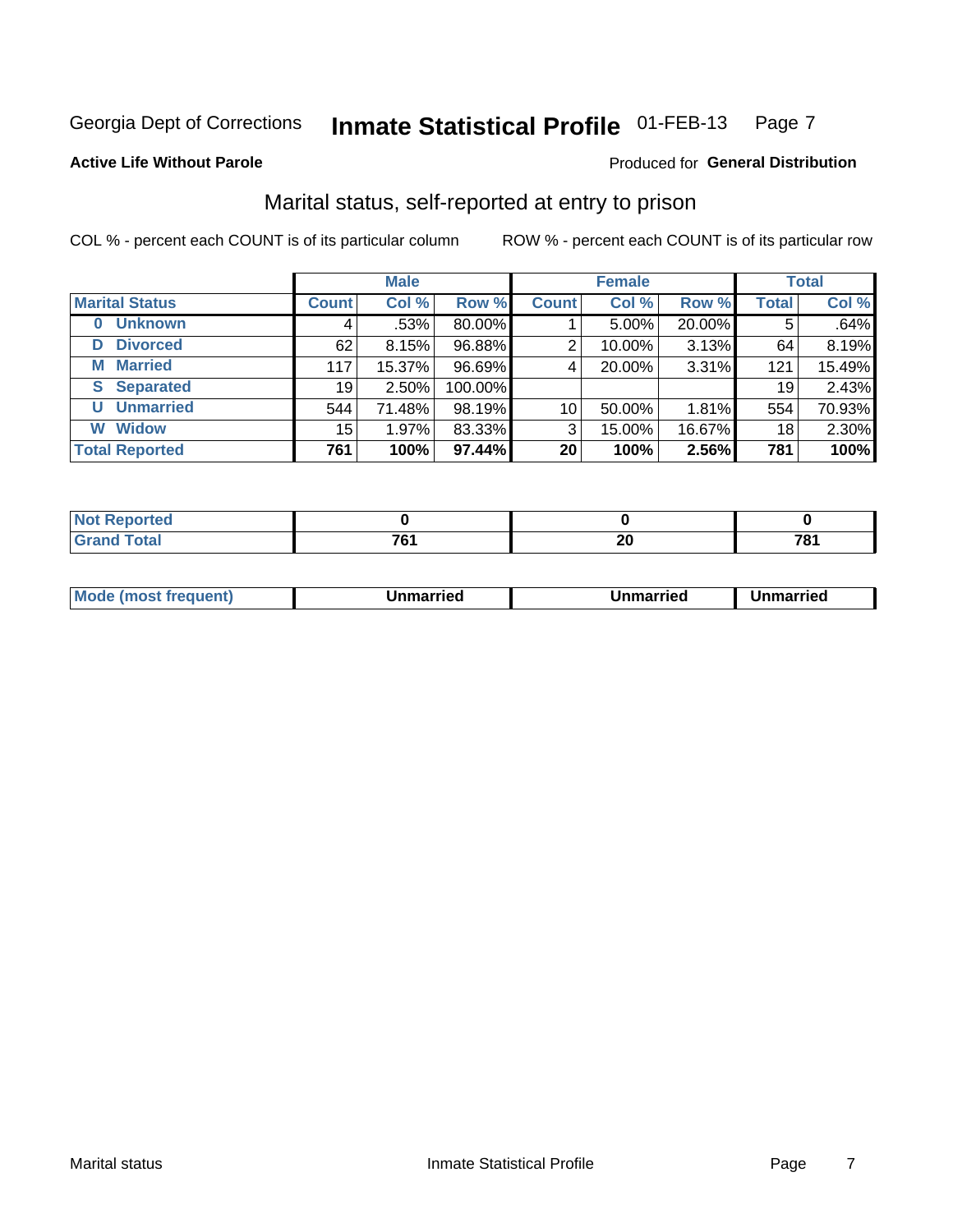Georgia Dept of Corrections **Inmate Statistical Profile** 01-FEB-13

**Active Life Without Parole**

Produced for **General Distribution**

## Marital status, self-reported at entry to prison

COL % - percent each COUNT is of its particular column

ROW % - percent each COUNT is of its particular row

| | Male | | | Female | | | Total | |
|---|---|---|---|---|---|---|---|---|
| **Marital Status** | **Count** | **Col %** | **Row %** | **Count** | **Col %** | **Row %** | **Total** | **Col %** |
| **0 Unknown** | 4 | .53% | 80.00% | 1 | 5.00% | 20.00% | 5 | .64% |
| **D Divorced** | 62 | 8.15% | 96.88% | 2 | 10.00% | 3.13% | 64 | 8.19% |
| **M Married** | 117 | 15.37% | 96.69% | 4 | 20.00% | 3.31% | 121 | 15.49% |
| **S Separated** | 19 | 2.50% | 100.00% | | | | 19 | 2.43% |
| **U Unmarried** | 544 | 71.48% | 98.19% | 10 | 50.00% | 1.81% | 554 | 70.93% |
| **W Widow** | 15 | 1.97% | 83.33% | 3 | 15.00% | 16.67% | 18 | 2.30% |
| **Total Reported** | **761** | **100%** | **97.44%** | **20** | **100%** | **2.56%** | **781** | **100%** |

| | Male | Female | Total |
|---|---|---|---|
| **Not Reported** | **0** | **0** | **0** |
| **Grand Total** | **761** | **20** | **781** |

| | Male | Female | Total |
|---|---|---|---|
| **Mode (most frequent)** | **Unmarried** | **Unmarried** | **Unmarried** |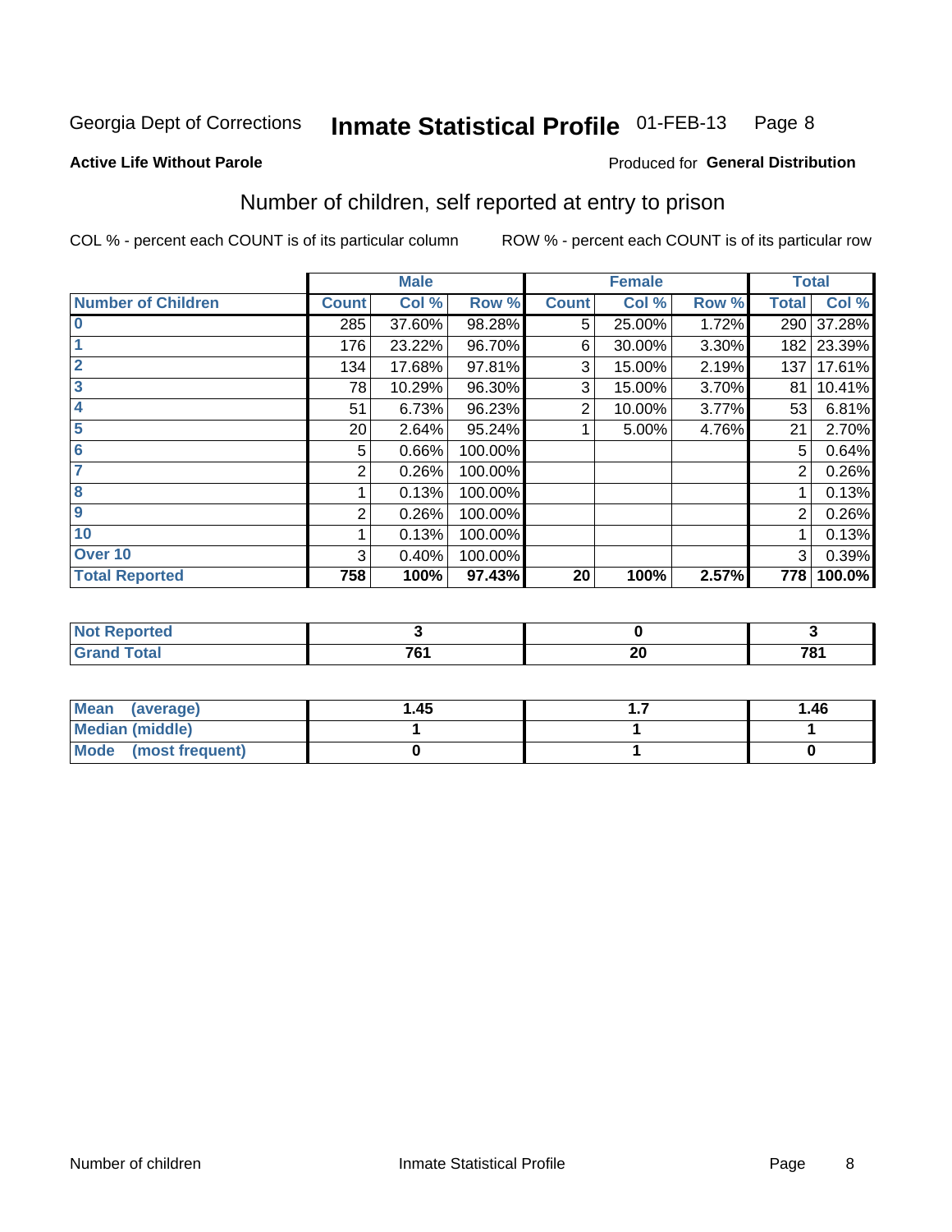Georgia Dept of Corrections **Inmate Statistical Profile** 01-FEB-13

**Active Life Without Parole**

Produced for **General Distribution**

## Number of children, self reported at entry to prison

COL % - percent each COUNT is of its particular column

ROW % - percent each COUNT is of its particular row

| | Male | | | Female | | | Total | |
|---|---|---|---|---|---|---|---|---|
| **Number of Children** | **Count** | **Col %** | **Row %** | **Count** | **Col %** | **Row %** | **Total** | **Col %** |
| **0** | 285 | 37.60% | 98.28% | 5 | 25.00% | 1.72% | 290 | 37.28% |
| **1** | 176 | 23.22% | 96.70% | 6 | 30.00% | 3.30% | 182 | 23.39% |
| **2** | 134 | 17.68% | 97.81% | 3 | 15.00% | 2.19% | 137 | 17.61% |
| **3** | 78 | 10.29% | 96.30% | 3 | 15.00% | 3.70% | 81 | 10.41% |
| **4** | 51 | 6.73% | 96.23% | 2 | 10.00% | 3.77% | 53 | 6.81% |
| **5** | 20 | 2.64% | 95.24% | 1 | 5.00% | 4.76% | 21 | 2.70% |
| **6** | 5 | 0.66% | 100.00% | | | | 5 | 0.64% |
| **7** | 2 | 0.26% | 100.00% | | | | 2 | 0.26% |
| **8** | 1 | 0.13% | 100.00% | | | | 1 | 0.13% |
| **9** | 2 | 0.26% | 100.00% | | | | 2 | 0.26% |
| **10** | 1 | 0.13% | 100.00% | | | | 1 | 0.13% |
| **Over 10** | 3 | 0.40% | 100.00% | | | | 3 | 0.39% |
| **Total Reported** | **758** | **100%** | **97.43%** | **20** | **100%** | **2.57%** | **778** | **100.0%** |

| | Male | Female | Total |
|---|---|---|---|
| **Not Reported** | **3** | **0** | **3** |
| **Grand Total** | **761** | **20** | **781** |

| | Male | Female | Total |
|---|---|---|---|
| **Mean (average)** | **1.45** | **1.7** | **1.46** |
| **Median (middle)** | **1** | **1** | **1** |
| **Mode (most frequent)** | **0** | **1** | **0** |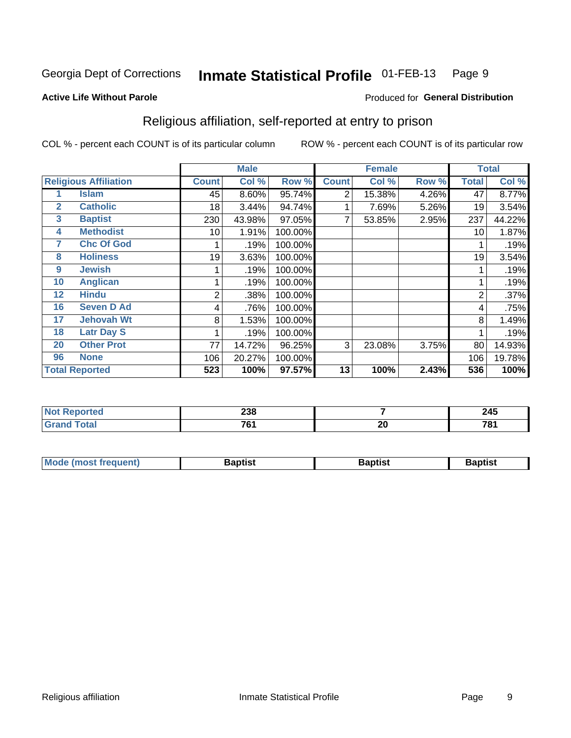Georgia Dept of Corrections **Inmate Statistical Profile** 01-FEB-13

**Active Life Without Parole**

Produced for **General Distribution**

## Religious affiliation, self-reported at entry to prison

COL % - percent each COUNT is of its particular column ROW % - percent each COUNT is of its particular row

| Religious Affiliation | | Male | | | Female | | | Total | |
|---|---|---|---|---|---|---|---|---|---|
| | | Count | Col % | Row % | Count | Col % | Row % | Total | Col % |
| 1 | Islam | 45 | 8.60% | 95.74% | 2 | 15.38% | 4.26% | 47 | 8.77% |
| 2 | Catholic | 18 | 3.44% | 94.74% | 1 | 7.69% | 5.26% | 19 | 3.54% |
| 3 | Baptist | 230 | 43.98% | 97.05% | 7 | 53.85% | 2.95% | 237 | 44.22% |
| 4 | Methodist | 10 | 1.91% | 100.00% | | | | 10 | 1.87% |
| 7 | Chc Of God | 1 | .19% | 100.00% | | | | 1 | .19% |
| 8 | Holiness | 19 | 3.63% | 100.00% | | | | 19 | 3.54% |
| 9 | Jewish | 1 | .19% | 100.00% | | | | 1 | .19% |
| 10 | Anglican | 1 | .19% | 100.00% | | | | 1 | .19% |
| 12 | Hindu | 2 | .38% | 100.00% | | | | 2 | .37% |
| 16 | Seven D Ad | 4 | .76% | 100.00% | | | | 4 | .75% |
| 17 | Jehovah Wt | 8 | 1.53% | 100.00% | | | | 8 | 1.49% |
| 18 | Latr Day S | 1 | .19% | 100.00% | | | | 1 | .19% |
| 20 | Other Prot | 77 | 14.72% | 96.25% | 3 | 23.08% | 3.75% | 80 | 14.93% |
| 96 | None | 106 | 20.27% | 100.00% | | | | 106 | 19.78% |
| **Total Reported** | | **523** | **100%** | **97.57%** | **13** | **100%** | **2.43%** | **536** | **100%** |

| | Male | Female | Total |
|---|---|---|---|
| Not Reported | 238 | 7 | 245 |
| Grand Total | 761 | 20 | 781 |

| | Male | Female | Total |
|---|---|---|---|
| Mode (most frequent) | Baptist | Baptist | Baptist |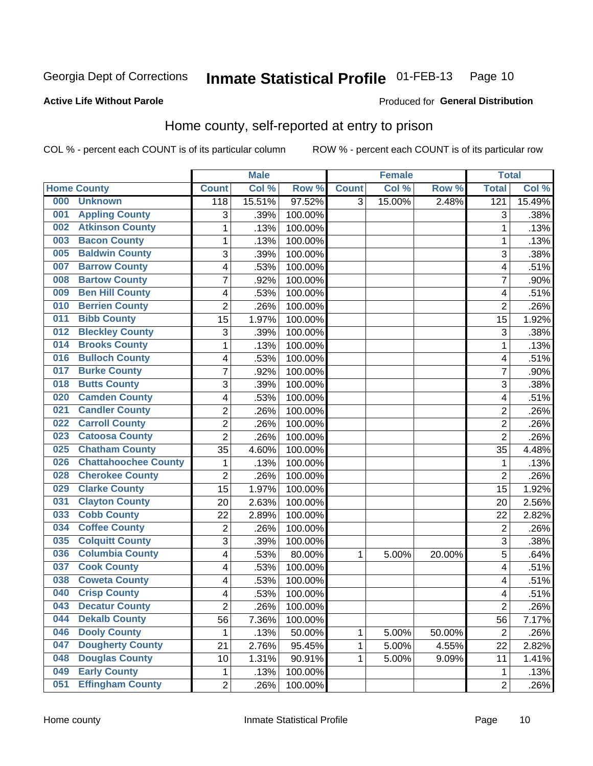Georgia Dept of Corrections **Inmate Statistical Profile** 01-FEB-13

**Active Life Without Parole**

Produced for **General Distribution**

## Home county, self-reported at entry to prison

COL % - percent each COUNT is of its particular column ROW % - percent each COUNT is of its particular row

| Home County | | Male | | | Female | | | Total | |
|---|---|---|---|---|---|---|---|---|---|
| | | Count | Col % | Row % | Count | Col % | Row % | Total | Col % |
| 000 | Unknown | 118 | 15.51% | 97.52% | 3 | 15.00% | 2.48% | 121 | 15.49% |
| 001 | Appling County | 3 | .39% | 100.00% | | | | 3 | .38% |
| 002 | Atkinson County | 1 | .13% | 100.00% | | | | 1 | .13% |
| 003 | Bacon County | 1 | .13% | 100.00% | | | | 1 | .13% |
| 005 | Baldwin County | 3 | .39% | 100.00% | | | | 3 | .38% |
| 007 | Barrow County | 4 | .53% | 100.00% | | | | 4 | .51% |
| 008 | Bartow County | 7 | .92% | 100.00% | | | | 7 | .90% |
| 009 | Ben Hill County | 4 | .53% | 100.00% | | | | 4 | .51% |
| 010 | Berrien County | 2 | .26% | 100.00% | | | | 2 | .26% |
| 011 | Bibb County | 15 | 1.97% | 100.00% | | | | 15 | 1.92% |
| 012 | Bleckley County | 3 | .39% | 100.00% | | | | 3 | .38% |
| 014 | Brooks County | 1 | .13% | 100.00% | | | | 1 | .13% |
| 016 | Bulloch County | 4 | .53% | 100.00% | | | | 4 | .51% |
| 017 | Burke County | 7 | .92% | 100.00% | | | | 7 | .90% |
| 018 | Butts County | 3 | .39% | 100.00% | | | | 3 | .38% |
| 020 | Camden County | 4 | .53% | 100.00% | | | | 4 | .51% |
| 021 | Candler County | 2 | .26% | 100.00% | | | | 2 | .26% |
| 022 | Carroll County | 2 | .26% | 100.00% | | | | 2 | .26% |
| 023 | Catoosa County | 2 | .26% | 100.00% | | | | 2 | .26% |
| 025 | Chatham County | 35 | 4.60% | 100.00% | | | | 35 | 4.48% |
| 026 | Chattahoochee County | 1 | .13% | 100.00% | | | | 1 | .13% |
| 028 | Cherokee County | 2 | .26% | 100.00% | | | | 2 | .26% |
| 029 | Clarke County | 15 | 1.97% | 100.00% | | | | 15 | 1.92% |
| 031 | Clayton County | 20 | 2.63% | 100.00% | | | | 20 | 2.56% |
| 033 | Cobb County | 22 | 2.89% | 100.00% | | | | 22 | 2.82% |
| 034 | Coffee County | 2 | .26% | 100.00% | | | | 2 | .26% |
| 035 | Colquitt County | 3 | .39% | 100.00% | | | | 3 | .38% |
| 036 | Columbia County | 4 | .53% | 80.00% | 1 | 5.00% | 20.00% | 5 | .64% |
| 037 | Cook County | 4 | .53% | 100.00% | | | | 4 | .51% |
| 038 | Coweta County | 4 | .53% | 100.00% | | | | 4 | .51% |
| 040 | Crisp County | 4 | .53% | 100.00% | | | | 4 | .51% |
| 043 | Decatur County | 2 | .26% | 100.00% | | | | 2 | .26% |
| 044 | Dekalb County | 56 | 7.36% | 100.00% | | | | 56 | 7.17% |
| 046 | Dooly County | 1 | .13% | 50.00% | 1 | 5.00% | 50.00% | 2 | .26% |
| 047 | Dougherty County | 21 | 2.76% | 95.45% | 1 | 5.00% | 4.55% | 22 | 2.82% |
| 048 | Douglas County | 10 | 1.31% | 90.91% | 1 | 5.00% | 9.09% | 11 | 1.41% |
| 049 | Early County | 1 | .13% | 100.00% | | | | 1 | .13% |
| 051 | Effingham County | 2 | .26% | 100.00% | | | | 2 | .26% |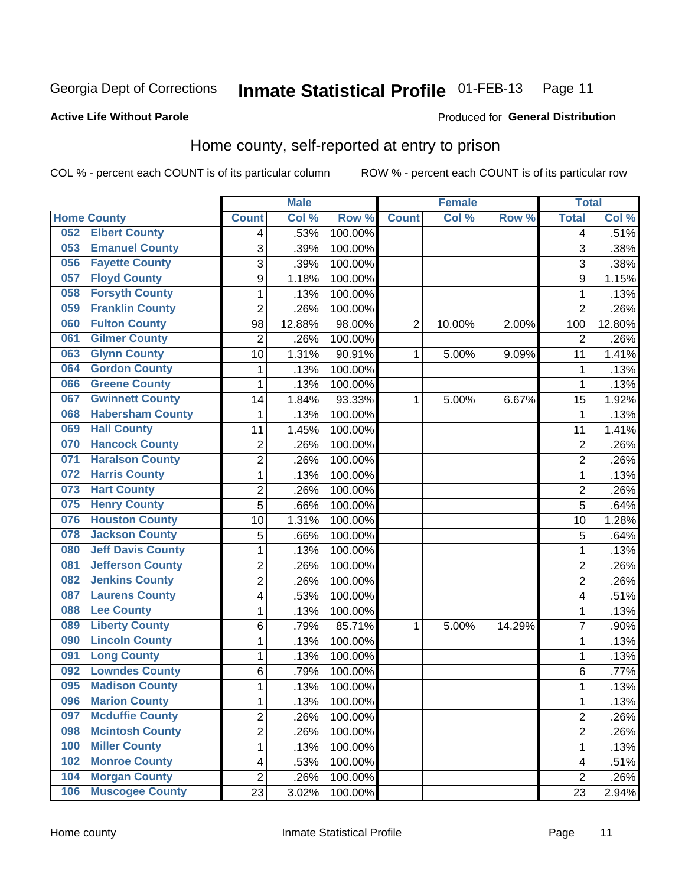Georgia Dept of Corrections **Inmate Statistical Profile** 01-FEB-13

**Active Life Without Parole**

Produced for **General Distribution**

## Home county, self-reported at entry to prison

COL % - percent each COUNT is of its particular column    ROW % - percent each COUNT is of its particular row

| Home County | Male | | | Female | | | Total | |
|---|---|---|---|---|---|---|---|---|
| | Count | Col % | Row % | Count | Col % | Row % | Total | Col % |
| 052 Elbert County | 4 | .53% | 100.00% | | | | 4 | .51% |
| 053 Emanuel County | 3 | .39% | 100.00% | | | | 3 | .38% |
| 056 Fayette County | 3 | .39% | 100.00% | | | | 3 | .38% |
| 057 Floyd County | 9 | 1.18% | 100.00% | | | | 9 | 1.15% |
| 058 Forsyth County | 1 | .13% | 100.00% | | | | 1 | .13% |
| 059 Franklin County | 2 | .26% | 100.00% | | | | 2 | .26% |
| 060 Fulton County | 98 | 12.88% | 98.00% | 2 | 10.00% | 2.00% | 100 | 12.80% |
| 061 Gilmer County | 2 | .26% | 100.00% | | | | 2 | .26% |
| 063 Glynn County | 10 | 1.31% | 90.91% | 1 | 5.00% | 9.09% | 11 | 1.41% |
| 064 Gordon County | 1 | .13% | 100.00% | | | | 1 | .13% |
| 066 Greene County | 1 | .13% | 100.00% | | | | 1 | .13% |
| 067 Gwinnett County | 14 | 1.84% | 93.33% | 1 | 5.00% | 6.67% | 15 | 1.92% |
| 068 Habersham County | 1 | .13% | 100.00% | | | | 1 | .13% |
| 069 Hall County | 11 | 1.45% | 100.00% | | | | 11 | 1.41% |
| 070 Hancock County | 2 | .26% | 100.00% | | | | 2 | .26% |
| 071 Haralson County | 2 | .26% | 100.00% | | | | 2 | .26% |
| 072 Harris County | 1 | .13% | 100.00% | | | | 1 | .13% |
| 073 Hart County | 2 | .26% | 100.00% | | | | 2 | .26% |
| 075 Henry County | 5 | .66% | 100.00% | | | | 5 | .64% |
| 076 Houston County | 10 | 1.31% | 100.00% | | | | 10 | 1.28% |
| 078 Jackson County | 5 | .66% | 100.00% | | | | 5 | .64% |
| 080 Jeff Davis County | 1 | .13% | 100.00% | | | | 1 | .13% |
| 081 Jefferson County | 2 | .26% | 100.00% | | | | 2 | .26% |
| 082 Jenkins County | 2 | .26% | 100.00% | | | | 2 | .26% |
| 087 Laurens County | 4 | .53% | 100.00% | | | | 4 | .51% |
| 088 Lee County | 1 | .13% | 100.00% | | | | 1 | .13% |
| 089 Liberty County | 6 | .79% | 85.71% | 1 | 5.00% | 14.29% | 7 | .90% |
| 090 Lincoln County | 1 | .13% | 100.00% | | | | 1 | .13% |
| 091 Long County | 1 | .13% | 100.00% | | | | 1 | .13% |
| 092 Lowndes County | 6 | .79% | 100.00% | | | | 6 | .77% |
| 095 Madison County | 1 | .13% | 100.00% | | | | 1 | .13% |
| 096 Marion County | 1 | .13% | 100.00% | | | | 1 | .13% |
| 097 Mcduffie County | 2 | .26% | 100.00% | | | | 2 | .26% |
| 098 Mcintosh County | 2 | .26% | 100.00% | | | | 2 | .26% |
| 100 Miller County | 1 | .13% | 100.00% | | | | 1 | .13% |
| 102 Monroe County | 4 | .53% | 100.00% | | | | 4 | .51% |
| 104 Morgan County | 2 | .26% | 100.00% | | | | 2 | .26% |
| 106 Muscogee County | 23 | 3.02% | 100.00% | | | | 23 | 2.94% |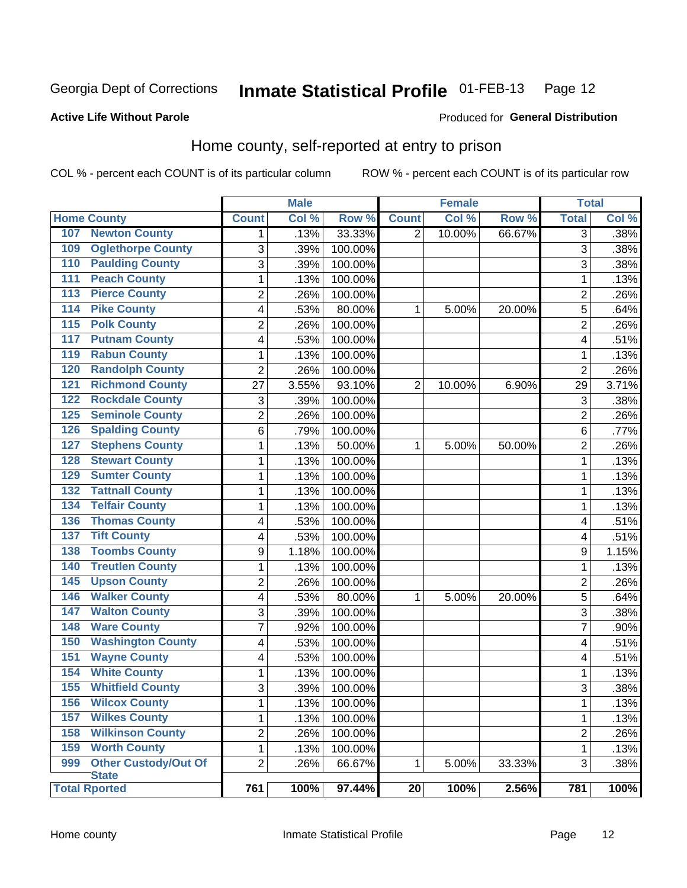Georgia Dept of Corrections **Inmate Statistical Profile** 01-FEB-13

**Active Life Without Parole**

Produced for **General Distribution**

## Home county, self-reported at entry to prison

COL % - percent each COUNT is of its particular column ROW % - percent each COUNT is of its particular row

| Home County | | Male | | | Female | | | Total | |
|---|---|---|---|---|---|---|---|---|---|
| | | Count | Col % | Row % | Count | Col % | Row % | Total | Col % |
| 107 | Newton County | 1 | .13% | 33.33% | 2 | 10.00% | 66.67% | 3 | .38% |
| 109 | Oglethorpe County | 3 | .39% | 100.00% | | | | 3 | .38% |
| 110 | Paulding County | 3 | .39% | 100.00% | | | | 3 | .38% |
| 111 | Peach County | 1 | .13% | 100.00% | | | | 1 | .13% |
| 113 | Pierce County | 2 | .26% | 100.00% | | | | 2 | .26% |
| 114 | Pike County | 4 | .53% | 80.00% | 1 | 5.00% | 20.00% | 5 | .64% |
| 115 | Polk County | 2 | .26% | 100.00% | | | | 2 | .26% |
| 117 | Putnam County | 4 | .53% | 100.00% | | | | 4 | .51% |
| 119 | Rabun County | 1 | .13% | 100.00% | | | | 1 | .13% |
| 120 | Randolph County | 2 | .26% | 100.00% | | | | 2 | .26% |
| 121 | Richmond County | 27 | 3.55% | 93.10% | 2 | 10.00% | 6.90% | 29 | 3.71% |
| 122 | Rockdale County | 3 | .39% | 100.00% | | | | 3 | .38% |
| 125 | Seminole County | 2 | .26% | 100.00% | | | | 2 | .26% |
| 126 | Spalding County | 6 | .79% | 100.00% | | | | 6 | .77% |
| 127 | Stephens County | 1 | .13% | 50.00% | 1 | 5.00% | 50.00% | 2 | .26% |
| 128 | Stewart County | 1 | .13% | 100.00% | | | | 1 | .13% |
| 129 | Sumter County | 1 | .13% | 100.00% | | | | 1 | .13% |
| 132 | Tattnall County | 1 | .13% | 100.00% | | | | 1 | .13% |
| 134 | Telfair County | 1 | .13% | 100.00% | | | | 1 | .13% |
| 136 | Thomas County | 4 | .53% | 100.00% | | | | 4 | .51% |
| 137 | Tift County | 4 | .53% | 100.00% | | | | 4 | .51% |
| 138 | Toombs County | 9 | 1.18% | 100.00% | | | | 9 | 1.15% |
| 140 | Treutlen County | 1 | .13% | 100.00% | | | | 1 | .13% |
| 145 | Upson County | 2 | .26% | 100.00% | | | | 2 | .26% |
| 146 | Walker County | 4 | .53% | 80.00% | 1 | 5.00% | 20.00% | 5 | .64% |
| 147 | Walton County | 3 | .39% | 100.00% | | | | 3 | .38% |
| 148 | Ware County | 7 | .92% | 100.00% | | | | 7 | .90% |
| 150 | Washington County | 4 | .53% | 100.00% | | | | 4 | .51% |
| 151 | Wayne County | 4 | .53% | 100.00% | | | | 4 | .51% |
| 154 | White County | 1 | .13% | 100.00% | | | | 1 | .13% |
| 155 | Whitfield County | 3 | .39% | 100.00% | | | | 3 | .38% |
| 156 | Wilcox County | 1 | .13% | 100.00% | | | | 1 | .13% |
| 157 | Wilkes County | 1 | .13% | 100.00% | | | | 1 | .13% |
| 158 | Wilkinson County | 2 | .26% | 100.00% | | | | 2 | .26% |
| 159 | Worth County | 1 | .13% | 100.00% | | | | 1 | .13% |
| 999 | Other Custody/Out Of State | 2 | .26% | 66.67% | 1 | 5.00% | 33.33% | 3 | .38% |
| **Total Rported** | | **761** | **100%** | **97.44%** | **20** | **100%** | **2.56%** | **781** | **100%** |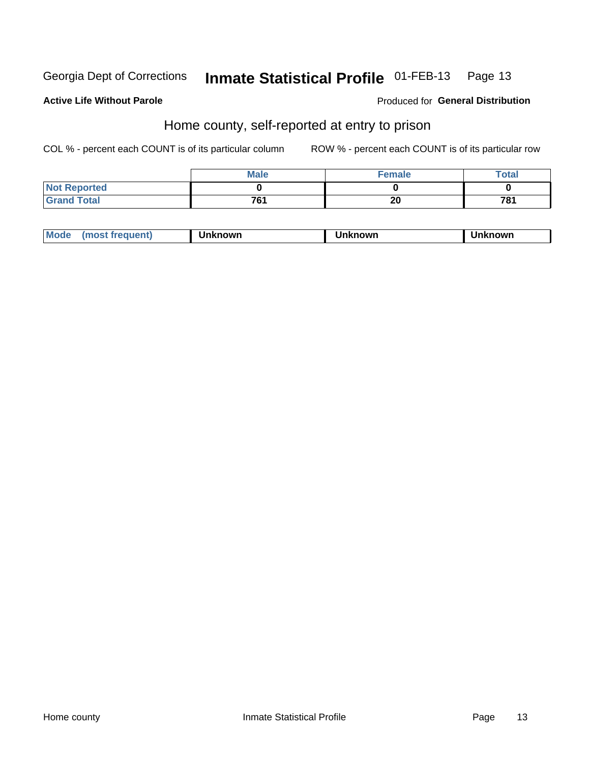Georgia Dept of Corrections **Inmate Statistical Profile** 01-FEB-13

**Active Life Without Parole**

Produced for **General Distribution**

## Home county, self-reported at entry to prison

COL % - percent each COUNT is of its particular column ROW % - percent each COUNT is of its particular row

| | Male | Female | Total |
|---|---|---|---|
| Not Reported | 0 | 0 | 0 |
| Grand Total | 761 | 20 | 781 |

| Mode (most frequent) | Unknown | Unknown | Unknown |
|---|---|---|---|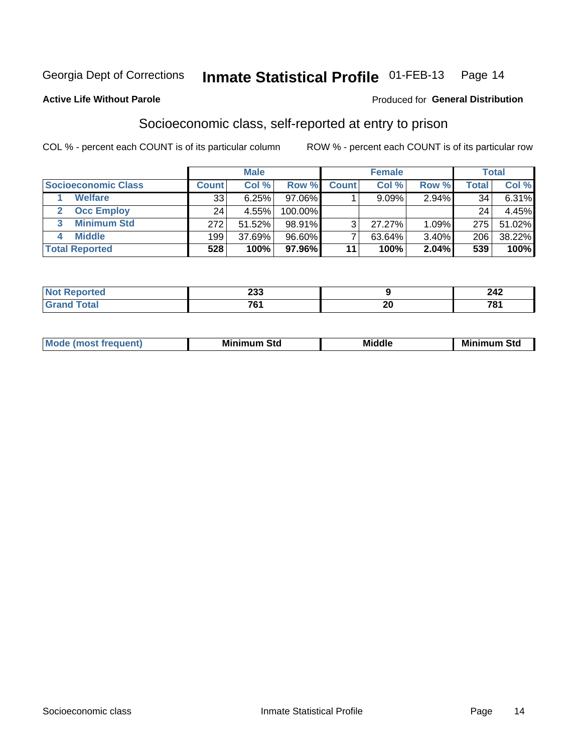Georgia Dept of Corrections **Inmate Statistical Profile** 01-FEB-13

**Active Life Without Parole**

Produced for **General Distribution**

## Socioeconomic class, self-reported at entry to prison

COL % - percent each COUNT is of its particular column ROW % - percent each COUNT is of its particular row

| | Male | | | Female | | | Total | |
|---|---|---|---|---|---|---|---|---|
| **Socioeconomic Class** | **Count** | **Col %** | **Row %** | **Count** | **Col %** | **Row %** | **Total** | **Col %** |
| 1 Welfare | 33 | 6.25% | 97.06% | 1 | 9.09% | 2.94% | 34 | 6.31% |
| 2 Occ Employ | 24 | 4.55% | 100.00% | | | | 24 | 4.45% |
| 3 Minimum Std | 272 | 51.52% | 98.91% | 3 | 27.27% | 1.09% | 275 | 51.02% |
| 4 Middle | 199 | 37.69% | 96.60% | 7 | 63.64% | 3.40% | 206 | 38.22% |
| **Total Reported** | **528** | **100%** | **97.96%** | **11** | **100%** | **2.04%** | **539** | **100%** |

| | Male | Female | Total |
|---|---|---|---|
| **Not Reported** | **233** | **9** | **242** |
| **Grand Total** | **761** | **20** | **781** |

| | Male | Female | Total |
|---|---|---|---|
| **Mode (most frequent)** | **Minimum Std** | **Middle** | **Minimum Std** |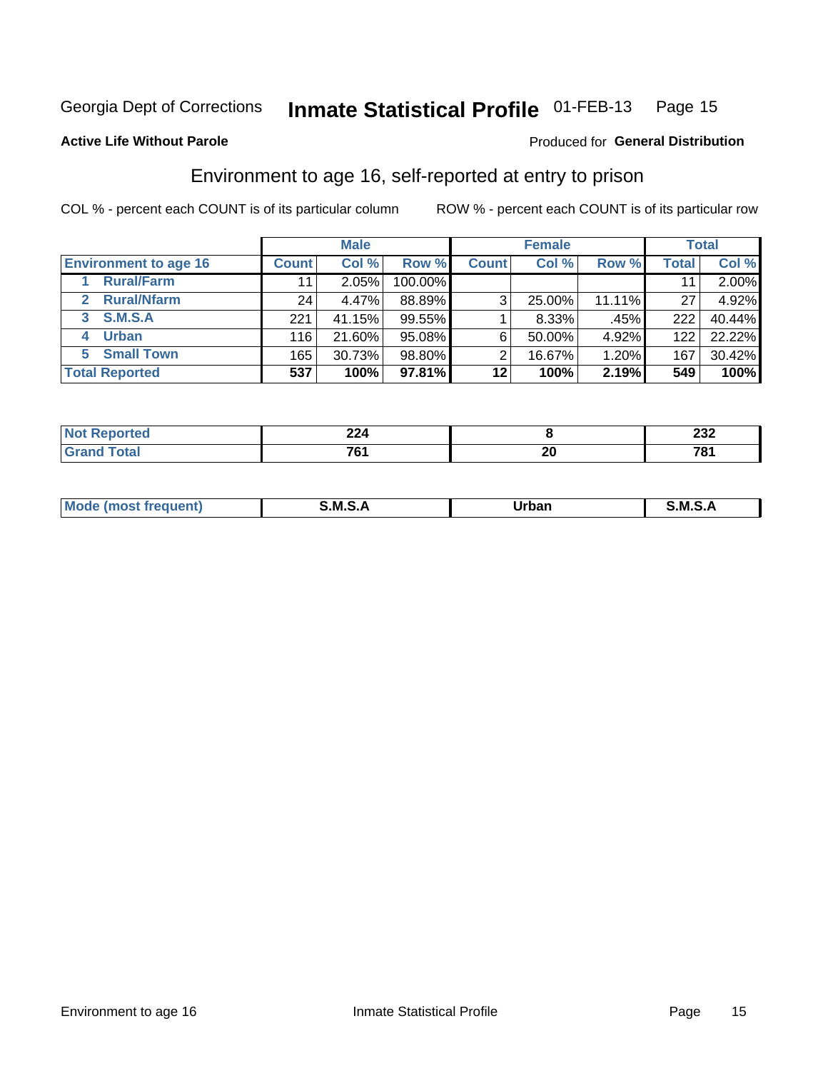Georgia Dept of Corrections **Inmate Statistical Profile** 01-FEB-13

**Active Life Without Parole**

Produced for **General Distribution**

## Environment to age 16, self-reported at entry to prison

COL % - percent each COUNT is of its particular column ROW % - percent each COUNT is of its particular row

| | Male | | | Female | | | Total | |
|---|---|---|---|---|---|---|---|---|
| **Environment to age 16** | **Count** | **Col %** | **Row %** | **Count** | **Col %** | **Row %** | **Total** | **Col %** |
| 1 Rural/Farm | 11 | 2.05% | 100.00% | | | | 11 | 2.00% |
| 2 Rural/Nfarm | 24 | 4.47% | 88.89% | 3 | 25.00% | 11.11% | 27 | 4.92% |
| 3 S.M.S.A | 221 | 41.15% | 99.55% | 1 | 8.33% | .45% | 222 | 40.44% |
| 4 Urban | 116 | 21.60% | 95.08% | 6 | 50.00% | 4.92% | 122 | 22.22% |
| 5 Small Town | 165 | 30.73% | 98.80% | 2 | 16.67% | 1.20% | 167 | 30.42% |
| **Total Reported** | **537** | **100%** | **97.81%** | **12** | **100%** | **2.19%** | **549** | **100%** |

| | Male | Female | Total |
|---|---|---|---|
| Not Reported | 224 | 8 | 232 |
| Grand Total | 761 | 20 | 781 |

| | Male | Female | Total |
|---|---|---|---|
| Mode (most frequent) | S.M.S.A | Urban | S.M.S.A |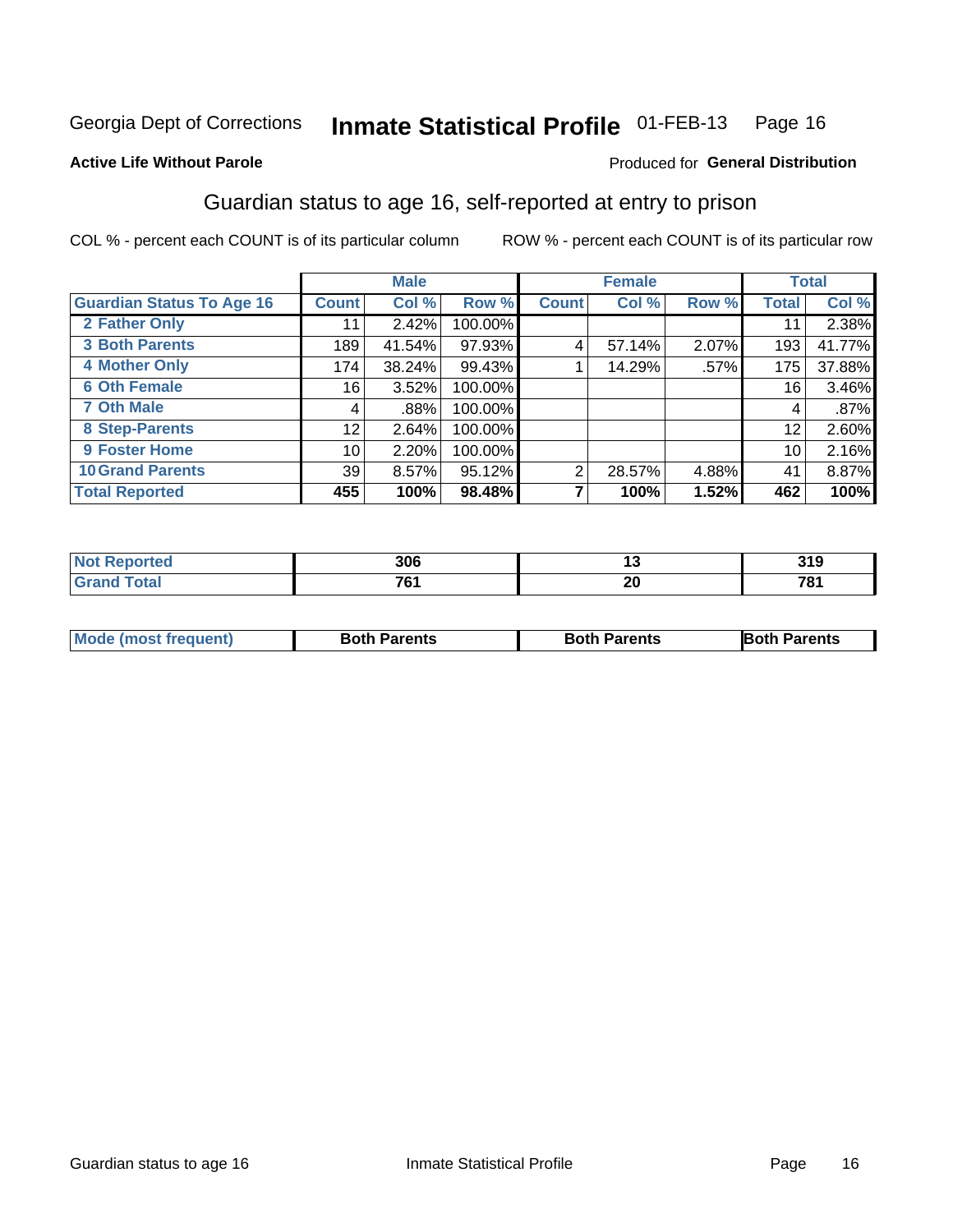Georgia Dept of Corrections **Inmate Statistical Profile** 01-FEB-13

**Active Life Without Parole**

Produced for **General Distribution**

## Guardian status to age 16, self-reported at entry to prison

COL % - percent each COUNT is of its particular column ROW % - percent each COUNT is of its particular row

| | Male | | | Female | | | Total | |
|---|---|---|---|---|---|---|---|---|
| **Guardian Status To Age 16** | **Count** | **Col %** | **Row %** | **Count** | **Col %** | **Row %** | **Total** | **Col %** |
| 2 Father Only | 11 | 2.42% | 100.00% | | | | 11 | 2.38% |
| 3 Both Parents | 189 | 41.54% | 97.93% | 4 | 57.14% | 2.07% | 193 | 41.77% |
| 4 Mother Only | 174 | 38.24% | 99.43% | 1 | 14.29% | .57% | 175 | 37.88% |
| 6 Oth Female | 16 | 3.52% | 100.00% | | | | 16 | 3.46% |
| 7 Oth Male | 4 | .88% | 100.00% | | | | 4 | .87% |
| 8 Step-Parents | 12 | 2.64% | 100.00% | | | | 12 | 2.60% |
| 9 Foster Home | 10 | 2.20% | 100.00% | | | | 10 | 2.16% |
| 10 Grand Parents | 39 | 8.57% | 95.12% | 2 | 28.57% | 4.88% | 41 | 8.87% |
| **Total Reported** | **455** | **100%** | **98.48%** | **7** | **100%** | **1.52%** | **462** | **100%** |

| | Male | Female | Total |
|---|---|---|---|
| Not Reported | 306 | 13 | 319 |
| Grand Total | 761 | 20 | 781 |

| | Male | Female | Total |
|---|---|---|---|
| Mode (most frequent) | Both Parents | Both Parents | Both Parents |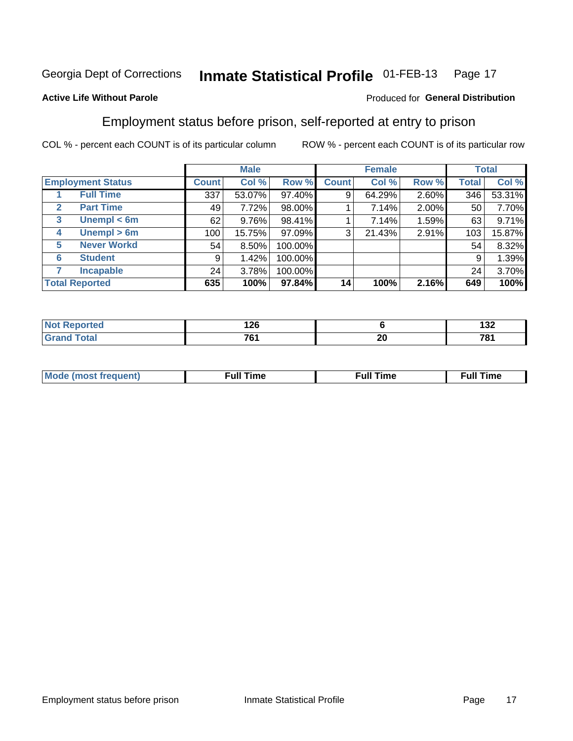Georgia Dept of Corrections **Inmate Statistical Profile** 01-FEB-13

**Active Life Without Parole**

Produced for **General Distribution**

## Employment status before prison, self-reported at entry to prison

COL % - percent each COUNT is of its particular column    ROW % - percent each COUNT is of its particular row

| Employment Status | | Male | | | Female | | | Total | |
|---|---|---|---|---|---|---|---|---|---|
| | | Count | Col % | Row % | Count | Col % | Row % | Total | Col % |
| 1 | Full Time | 337 | 53.07% | 97.40% | 9 | 64.29% | 2.60% | 346 | 53.31% |
| 2 | Part Time | 49 | 7.72% | 98.00% | 1 | 7.14% | 2.00% | 50 | 7.70% |
| 3 | Unempl < 6m | 62 | 9.76% | 98.41% | 1 | 7.14% | 1.59% | 63 | 9.71% |
| 4 | Unempl > 6m | 100 | 15.75% | 97.09% | 3 | 21.43% | 2.91% | 103 | 15.87% |
| 5 | Never Workd | 54 | 8.50% | 100.00% | | | | 54 | 8.32% |
| 6 | Student | 9 | 1.42% | 100.00% | | | | 9 | 1.39% |
| 7 | Incapable | 24 | 3.78% | 100.00% | | | | 24 | 3.70% |
| **Total Reported** | | **635** | **100%** | **97.84%** | **14** | **100%** | **2.16%** | **649** | **100%** |

| | Male | Female | Total |
|---|---|---|---|
| Not Reported | 126 | 6 | 132 |
| Grand Total | 761 | 20 | 781 |

| | Male | Female | Total |
|---|---|---|---|
| Mode (most frequent) | Full Time | Full Time | Full Time |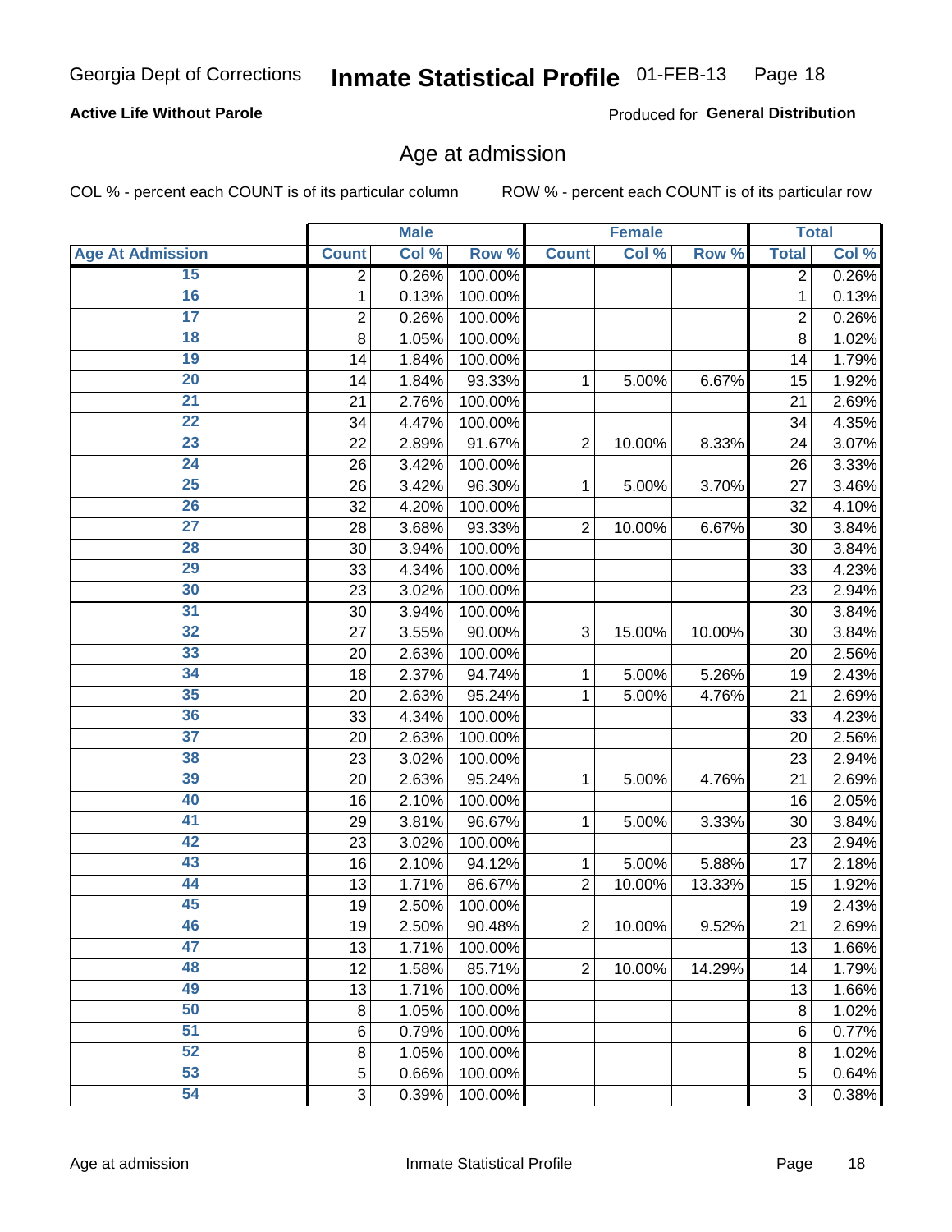Georgia Dept of Corrections **Inmate Statistical Profile** 01-FEB-13

**Active Life Without Parole**

Produced for **General Distribution**

## Age at admission

COL % - percent each COUNT is of its particular column ROW % - percent each COUNT is of its particular row

| | Male | | | Female | | | Total | |
|---|---|---|---|---|---|---|---|---|
| Age At Admission | Count | Col % | Row % | Count | Col % | Row % | Total | Col % |
| 15 | 2 | 0.26% | 100.00% | | | | 2 | 0.26% |
| 16 | 1 | 0.13% | 100.00% | | | | 1 | 0.13% |
| 17 | 2 | 0.26% | 100.00% | | | | 2 | 0.26% |
| 18 | 8 | 1.05% | 100.00% | | | | 8 | 1.02% |
| 19 | 14 | 1.84% | 100.00% | | | | 14 | 1.79% |
| 20 | 14 | 1.84% | 93.33% | 1 | 5.00% | 6.67% | 15 | 1.92% |
| 21 | 21 | 2.76% | 100.00% | | | | 21 | 2.69% |
| 22 | 34 | 4.47% | 100.00% | | | | 34 | 4.35% |
| 23 | 22 | 2.89% | 91.67% | 2 | 10.00% | 8.33% | 24 | 3.07% |
| 24 | 26 | 3.42% | 100.00% | | | | 26 | 3.33% |
| 25 | 26 | 3.42% | 96.30% | 1 | 5.00% | 3.70% | 27 | 3.46% |
| 26 | 32 | 4.20% | 100.00% | | | | 32 | 4.10% |
| 27 | 28 | 3.68% | 93.33% | 2 | 10.00% | 6.67% | 30 | 3.84% |
| 28 | 30 | 3.94% | 100.00% | | | | 30 | 3.84% |
| 29 | 33 | 4.34% | 100.00% | | | | 33 | 4.23% |
| 30 | 23 | 3.02% | 100.00% | | | | 23 | 2.94% |
| 31 | 30 | 3.94% | 100.00% | | | | 30 | 3.84% |
| 32 | 27 | 3.55% | 90.00% | 3 | 15.00% | 10.00% | 30 | 3.84% |
| 33 | 20 | 2.63% | 100.00% | | | | 20 | 2.56% |
| 34 | 18 | 2.37% | 94.74% | 1 | 5.00% | 5.26% | 19 | 2.43% |
| 35 | 20 | 2.63% | 95.24% | 1 | 5.00% | 4.76% | 21 | 2.69% |
| 36 | 33 | 4.34% | 100.00% | | | | 33 | 4.23% |
| 37 | 20 | 2.63% | 100.00% | | | | 20 | 2.56% |
| 38 | 23 | 3.02% | 100.00% | | | | 23 | 2.94% |
| 39 | 20 | 2.63% | 95.24% | 1 | 5.00% | 4.76% | 21 | 2.69% |
| 40 | 16 | 2.10% | 100.00% | | | | 16 | 2.05% |
| 41 | 29 | 3.81% | 96.67% | 1 | 5.00% | 3.33% | 30 | 3.84% |
| 42 | 23 | 3.02% | 100.00% | | | | 23 | 2.94% |
| 43 | 16 | 2.10% | 94.12% | 1 | 5.00% | 5.88% | 17 | 2.18% |
| 44 | 13 | 1.71% | 86.67% | 2 | 10.00% | 13.33% | 15 | 1.92% |
| 45 | 19 | 2.50% | 100.00% | | | | 19 | 2.43% |
| 46 | 19 | 2.50% | 90.48% | 2 | 10.00% | 9.52% | 21 | 2.69% |
| 47 | 13 | 1.71% | 100.00% | | | | 13 | 1.66% |
| 48 | 12 | 1.58% | 85.71% | 2 | 10.00% | 14.29% | 14 | 1.79% |
| 49 | 13 | 1.71% | 100.00% | | | | 13 | 1.66% |
| 50 | 8 | 1.05% | 100.00% | | | | 8 | 1.02% |
| 51 | 6 | 0.79% | 100.00% | | | | 6 | 0.77% |
| 52 | 8 | 1.05% | 100.00% | | | | 8 | 1.02% |
| 53 | 5 | 0.66% | 100.00% | | | | 5 | 0.64% |
| 54 | 3 | 0.39% | 100.00% | | | | 3 | 0.38% |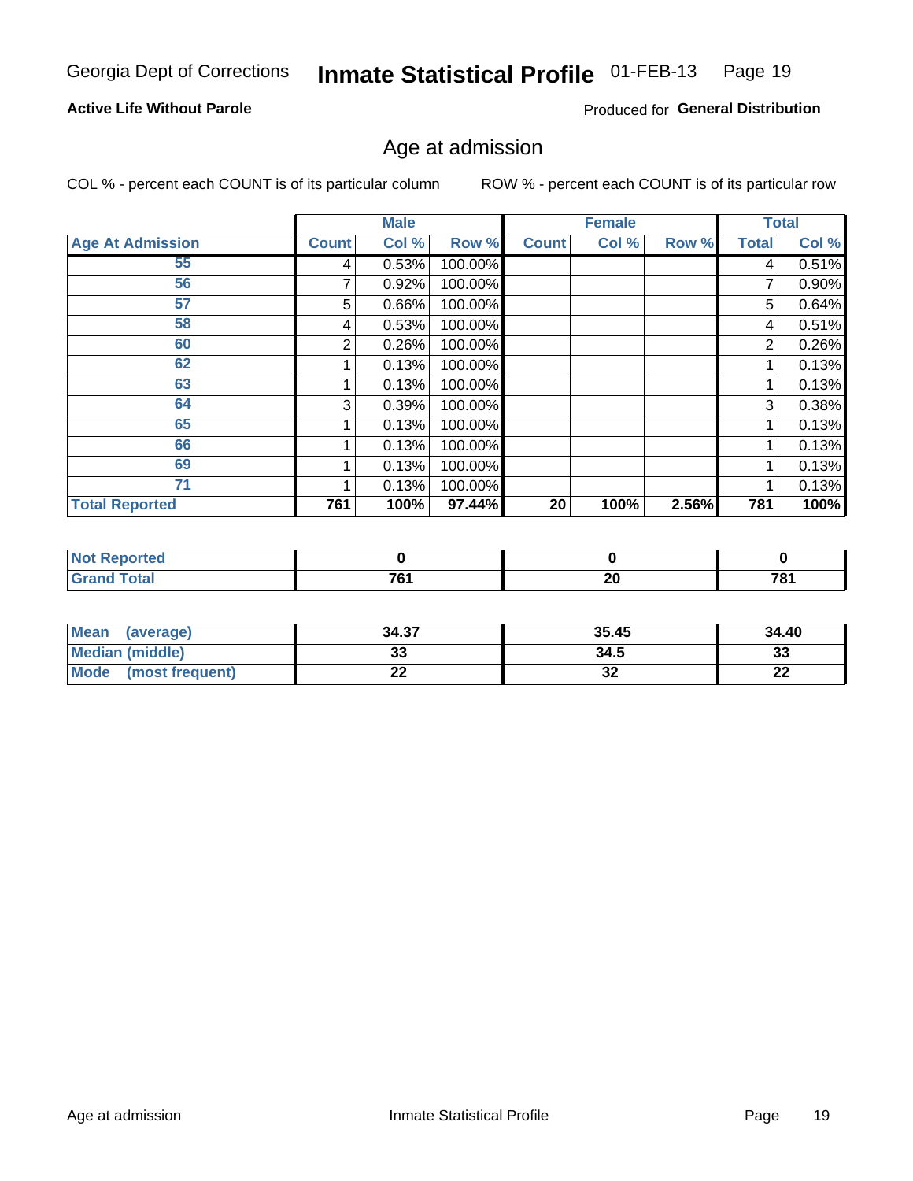Georgia Dept of Corrections **Inmate Statistical Profile** 01-FEB-13

**Active Life Without Parole**

Produced for **General Distribution**

## Age at admission

COL % - percent each COUNT is of its particular column

ROW % - percent each COUNT is of its particular row

| | Male | | | Female | | | Total | |
|---|---|---|---|---|---|---|---|---|
| **Age At Admission** | **Count** | **Col %** | **Row %** | **Count** | **Col %** | **Row %** | **Total** | **Col %** |
| 55 | 4 | 0.53% | 100.00% | | | | 4 | 0.51% |
| 56 | 7 | 0.92% | 100.00% | | | | 7 | 0.90% |
| 57 | 5 | 0.66% | 100.00% | | | | 5 | 0.64% |
| 58 | 4 | 0.53% | 100.00% | | | | 4 | 0.51% |
| 60 | 2 | 0.26% | 100.00% | | | | 2 | 0.26% |
| 62 | 1 | 0.13% | 100.00% | | | | 1 | 0.13% |
| 63 | 1 | 0.13% | 100.00% | | | | 1 | 0.13% |
| 64 | 3 | 0.39% | 100.00% | | | | 3 | 0.38% |
| 65 | 1 | 0.13% | 100.00% | | | | 1 | 0.13% |
| 66 | 1 | 0.13% | 100.00% | | | | 1 | 0.13% |
| 69 | 1 | 0.13% | 100.00% | | | | 1 | 0.13% |
| 71 | 1 | 0.13% | 100.00% | | | | 1 | 0.13% |
| **Total Reported** | **761** | **100%** | **97.44%** | **20** | **100%** | **2.56%** | **781** | **100%** |

| | Male | Female | Total |
|---|---|---|---|
| **Not Reported** | **0** | **0** | **0** |
| **Grand Total** | **761** | **20** | **781** |

| | Male | Female | Total |
|---|---|---|---|
| **Mean (average)** | **34.37** | **35.45** | **34.40** |
| **Median (middle)** | **33** | **34.5** | **33** |
| **Mode (most frequent)** | **22** | **32** | **22** |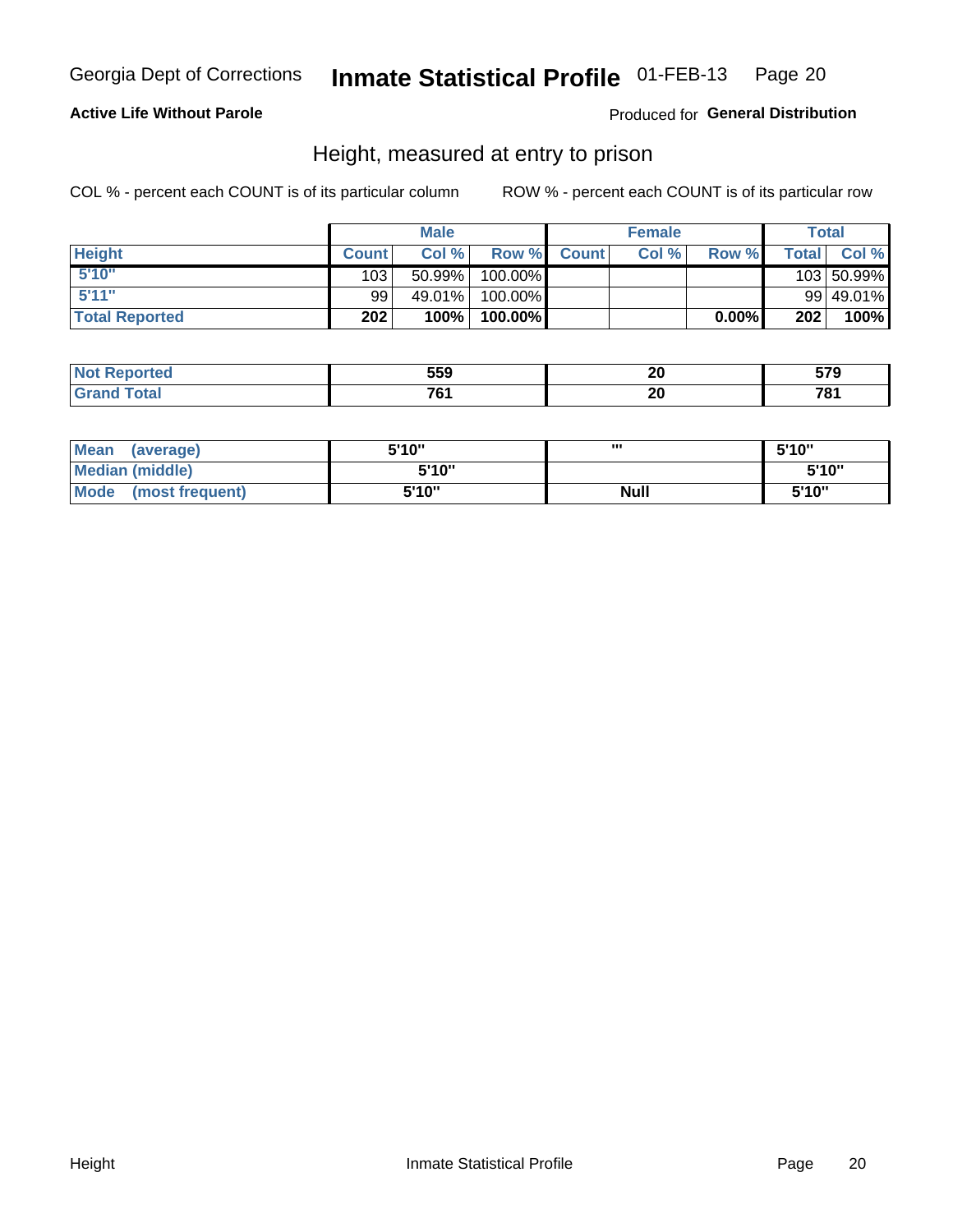Georgia Dept of Corrections **Inmate Statistical Profile** 01-FEB-13

**Active Life Without Parole**

Produced for **General Distribution**

## Height, measured at entry to prison

COL % - percent each COUNT is of its particular column

ROW % - percent each COUNT is of its particular row

| | Male | | | Female | | | Total | |
|---|---|---|---|---|---|---|---|---|
| **Height** | **Count** | **Col %** | **Row %** | **Count** | **Col %** | **Row %** | **Total** | **Col %** |
| 5'10" | 103 | 50.99% | 100.00% | | | | 103 | 50.99% |
| 5'11" | 99 | 49.01% | 100.00% | | | | 99 | 49.01% |
| **Total Reported** | **202** | **100%** | **100.00%** | | | **0.00%** | **202** | **100%** |

| | Male | Female | Total |
|---|---|---|---|
| **Not Reported** | **559** | **20** | **579** |
| **Grand Total** | **761** | **20** | **781** |

| | Male | Female | Total |
|---|---|---|---|
| **Mean (average)** | **5'10"** | **'''** | **5'10"** |
| **Median (middle)** | **5'10"** | | **5'10"** |
| **Mode (most frequent)** | **5'10"** | **Null** | **5'10"** |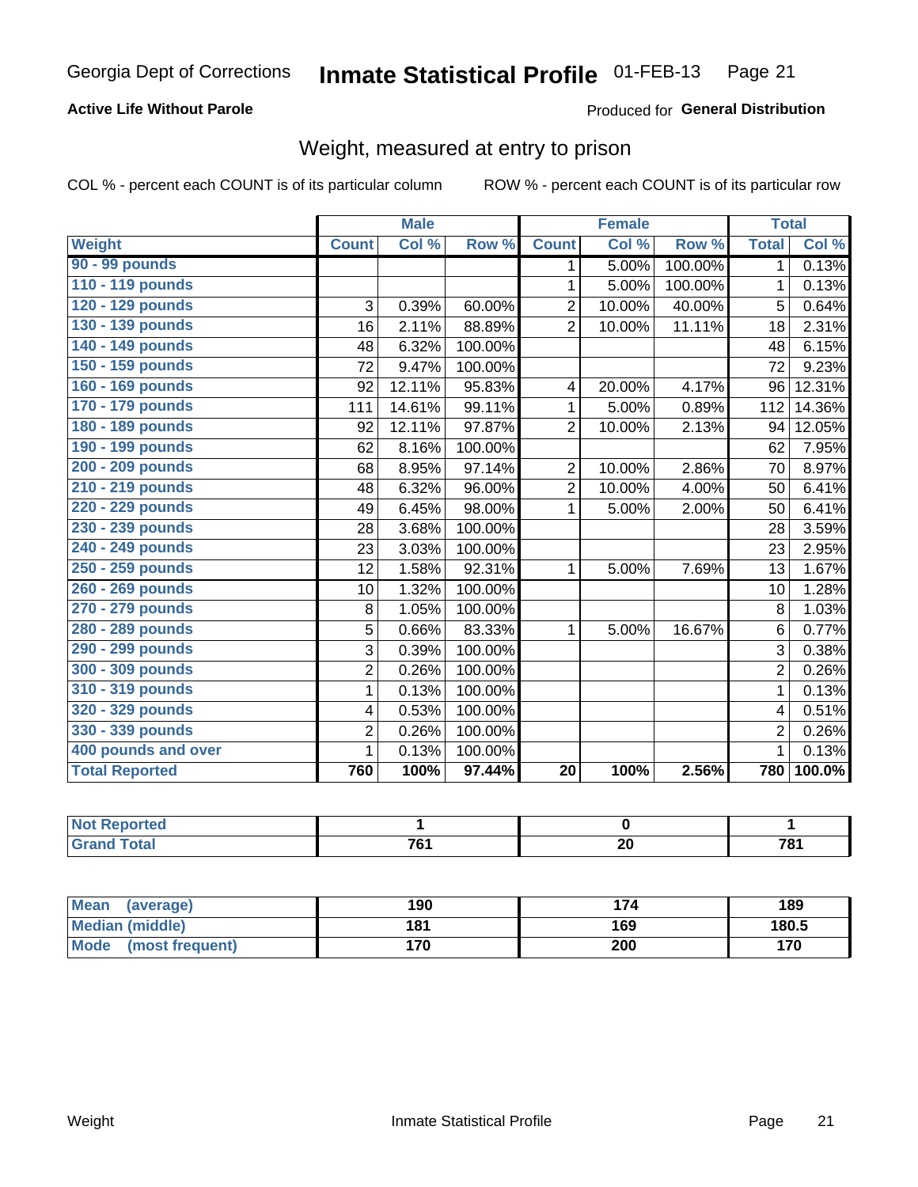Georgia Dept of Corrections **Inmate Statistical Profile** 01-FEB-13

**Active Life Without Parole**

Produced for **General Distribution**

## Weight, measured at entry to prison

COL % - percent each COUNT is of its particular column    ROW % - percent each COUNT is of its particular row

| | Male | | | Female | | | Total | |
|---|---|---|---|---|---|---|---|---|
| **Weight** | **Count** | **Col %** | **Row %** | **Count** | **Col %** | **Row %** | **Total** | **Col %** |
| 90 - 99 pounds | | | | 1 | 5.00% | 100.00% | 1 | 0.13% |
| 110 - 119 pounds | | | | 1 | 5.00% | 100.00% | 1 | 0.13% |
| 120 - 129 pounds | 3 | 0.39% | 60.00% | 2 | 10.00% | 40.00% | 5 | 0.64% |
| 130 - 139 pounds | 16 | 2.11% | 88.89% | 2 | 10.00% | 11.11% | 18 | 2.31% |
| 140 - 149 pounds | 48 | 6.32% | 100.00% | | | | 48 | 6.15% |
| 150 - 159 pounds | 72 | 9.47% | 100.00% | | | | 72 | 9.23% |
| 160 - 169 pounds | 92 | 12.11% | 95.83% | 4 | 20.00% | 4.17% | 96 | 12.31% |
| 170 - 179 pounds | 111 | 14.61% | 99.11% | 1 | 5.00% | 0.89% | 112 | 14.36% |
| 180 - 189 pounds | 92 | 12.11% | 97.87% | 2 | 10.00% | 2.13% | 94 | 12.05% |
| 190 - 199 pounds | 62 | 8.16% | 100.00% | | | | 62 | 7.95% |
| 200 - 209 pounds | 68 | 8.95% | 97.14% | 2 | 10.00% | 2.86% | 70 | 8.97% |
| 210 - 219 pounds | 48 | 6.32% | 96.00% | 2 | 10.00% | 4.00% | 50 | 6.41% |
| 220 - 229 pounds | 49 | 6.45% | 98.00% | 1 | 5.00% | 2.00% | 50 | 6.41% |
| 230 - 239 pounds | 28 | 3.68% | 100.00% | | | | 28 | 3.59% |
| 240 - 249 pounds | 23 | 3.03% | 100.00% | | | | 23 | 2.95% |
| 250 - 259 pounds | 12 | 1.58% | 92.31% | 1 | 5.00% | 7.69% | 13 | 1.67% |
| 260 - 269 pounds | 10 | 1.32% | 100.00% | | | | 10 | 1.28% |
| 270 - 279 pounds | 8 | 1.05% | 100.00% | | | | 8 | 1.03% |
| 280 - 289 pounds | 5 | 0.66% | 83.33% | 1 | 5.00% | 16.67% | 6 | 0.77% |
| 290 - 299 pounds | 3 | 0.39% | 100.00% | | | | 3 | 0.38% |
| 300 - 309 pounds | 2 | 0.26% | 100.00% | | | | 2 | 0.26% |
| 310 - 319 pounds | 1 | 0.13% | 100.00% | | | | 1 | 0.13% |
| 320 - 329 pounds | 4 | 0.53% | 100.00% | | | | 4 | 0.51% |
| 330 - 339 pounds | 2 | 0.26% | 100.00% | | | | 2 | 0.26% |
| 400 pounds and over | 1 | 0.13% | 100.00% | | | | 1 | 0.13% |
| **Total Reported** | **760** | **100%** | **97.44%** | **20** | **100%** | **2.56%** | **780** | **100.0%** |

| | Male | Female | Total |
|---|---|---|---|
| Not Reported | 1 | 0 | 1 |
| Grand Total | 761 | 20 | 781 |

| | Male | Female | Total |
|---|---|---|---|
| Mean (average) | 190 | 174 | 189 |
| Median (middle) | 181 | 169 | 180.5 |
| Mode (most frequent) | 170 | 200 | 170 |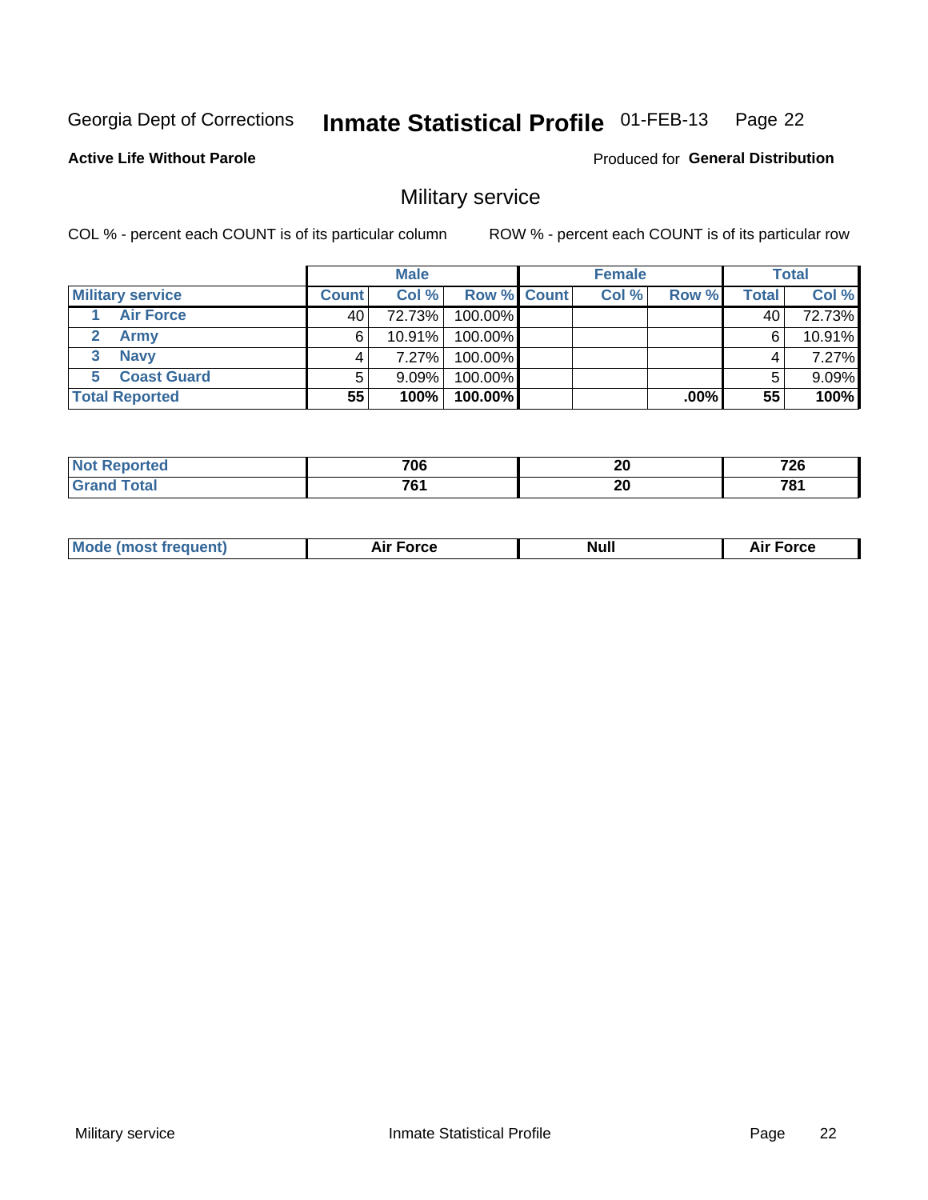Georgia Dept of Corrections **Inmate Statistical Profile** 01-FEB-13

**Active Life Without Parole**

Produced for **General Distribution**

## Military service

COL % - percent each COUNT is of its particular column ROW % - percent each COUNT is of its particular row

| | Male | | | Female | | | Total | |
|---|---|---|---|---|---|---|---|---|
| **Military service** | **Count** | **Col %** | **Row %** | **Count** | **Col %** | **Row %** | **Total** | **Col %** |
| 1 **Air Force** | 40 | 72.73% | 100.00% | | | | 40 | 72.73% |
| 2 **Army** | 6 | 10.91% | 100.00% | | | | 6 | 10.91% |
| 3 **Navy** | 4 | 7.27% | 100.00% | | | | 4 | 7.27% |
| 5 **Coast Guard** | 5 | 9.09% | 100.00% | | | | 5 | 9.09% |
| **Total Reported** | **55** | **100%** | **100.00%** | | | **.00%** | **55** | **100%** |

| | Male | Female | Total |
|---|---|---|---|
| **Not Reported** | **706** | **20** | **726** |
| **Grand Total** | **761** | **20** | **781** |

| | Male | Female | Total |
|---|---|---|---|
| **Mode (most frequent)** | **Air Force** | **Null** | **Air Force** |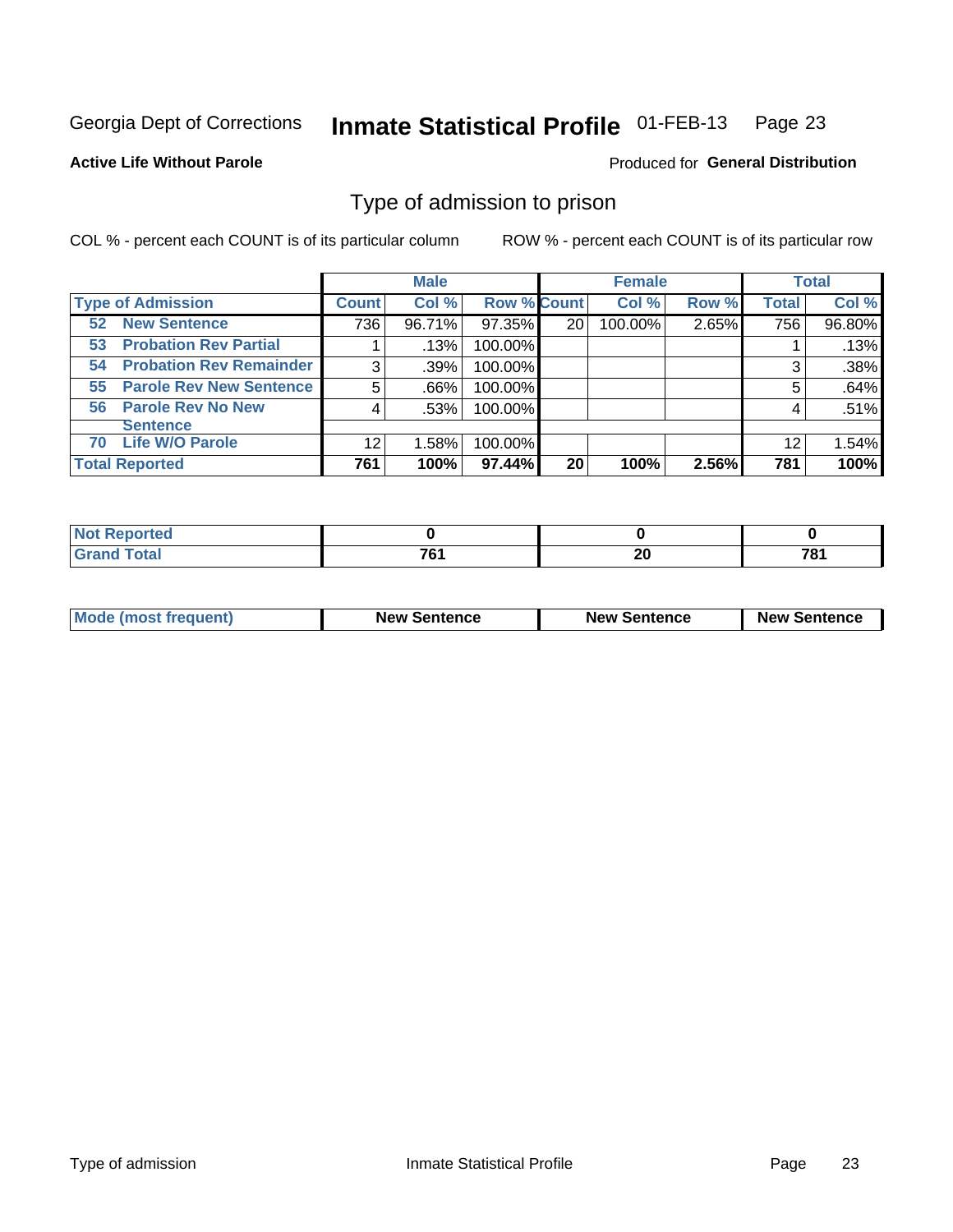Georgia Dept of Corrections **Inmate Statistical Profile** 01-FEB-13

**Active Life Without Parole**

Produced for **General Distribution**

## Type of admission to prison

COL % - percent each COUNT is of its particular column     ROW % - percent each COUNT is of its particular row

| | Male | | | Female | | | Total | |
|---|---|---|---|---|---|---|---|---|
| **Type of Admission** | **Count** | **Col %** | **Row %** | **Count** | **Col %** | **Row %** | **Total** | **Col %** |
| **52 New Sentence** | 736 | 96.71% | 97.35% | 20 | 100.00% | 2.65% | 756 | 96.80% |
| **53 Probation Rev Partial** | 1 | .13% | 100.00% | | | | 1 | .13% |
| **54 Probation Rev Remainder** | 3 | .39% | 100.00% | | | | 3 | .38% |
| **55 Parole Rev New Sentence** | 5 | .66% | 100.00% | | | | 5 | .64% |
| **56 Parole Rev No New Sentence** | 4 | .53% | 100.00% | | | | 4 | .51% |
| **70 Life W/O Parole** | 12 | 1.58% | 100.00% | | | | 12 | 1.54% |
| **Total Reported** | **761** | **100%** | **97.44%** | **20** | **100%** | **2.56%** | **781** | **100%** |

| | Male | Female | Total |
|---|---|---|---|
| **Not Reported** | **0** | **0** | **0** |
| **Grand Total** | **761** | **20** | **781** |

| | Male | Female | Total |
|---|---|---|---|
| **Mode (most frequent)** | **New Sentence** | **New Sentence** | **New Sentence** |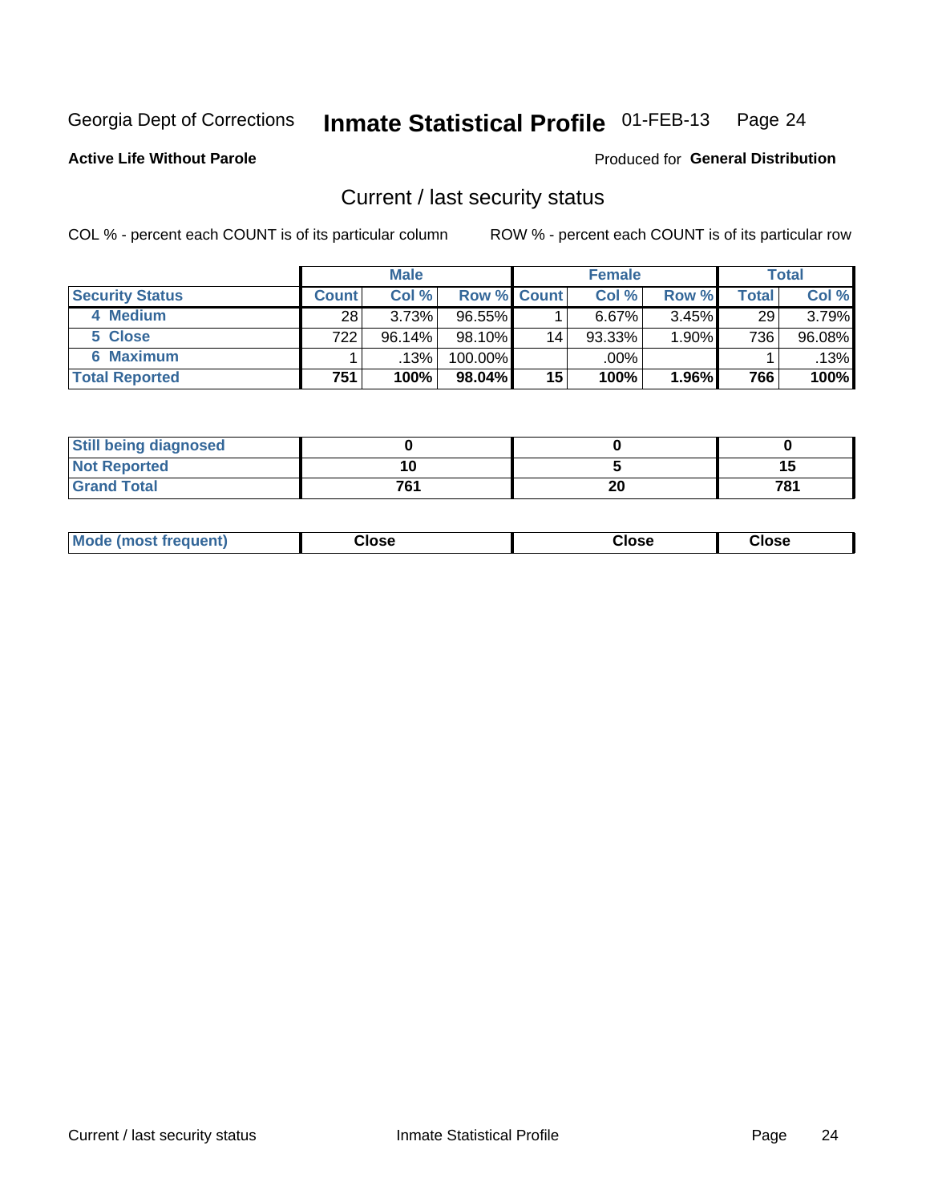Georgia Dept of Corrections **Inmate Statistical Profile** 01-FEB-13

**Active Life Without Parole**

Produced for **General Distribution**

## Current / last security status

COL % - percent each COUNT is of its particular column

ROW % - percent each COUNT is of its particular row

| | Male | | | Female | | | Total | |
|---|---|---|---|---|---|---|---|---|
| **Security Status** | **Count** | **Col %** | **Row %** | **Count** | **Col %** | **Row %** | **Total** | **Col %** |
| **4 Medium** | 28 | 3.73% | 96.55% | 1 | 6.67% | 3.45% | 29 | 3.79% |
| **5 Close** | 722 | 96.14% | 98.10% | 14 | 93.33% | 1.90% | 736 | 96.08% |
| **6 Maximum** | 1 | .13% | 100.00% | | .00% | | 1 | .13% |
| **Total Reported** | **751** | **100%** | **98.04%** | **15** | **100%** | **1.96%** | **766** | **100%** |

| | Male | Female | Total |
|---|---|---|---|
| **Still being diagnosed** | **0** | **0** | **0** |
| **Not Reported** | **10** | **5** | **15** |
| **Grand Total** | **761** | **20** | **781** |

| | Male | Female | Total |
|---|---|---|---|
| **Mode (most frequent)** | **Close** | **Close** | **Close** |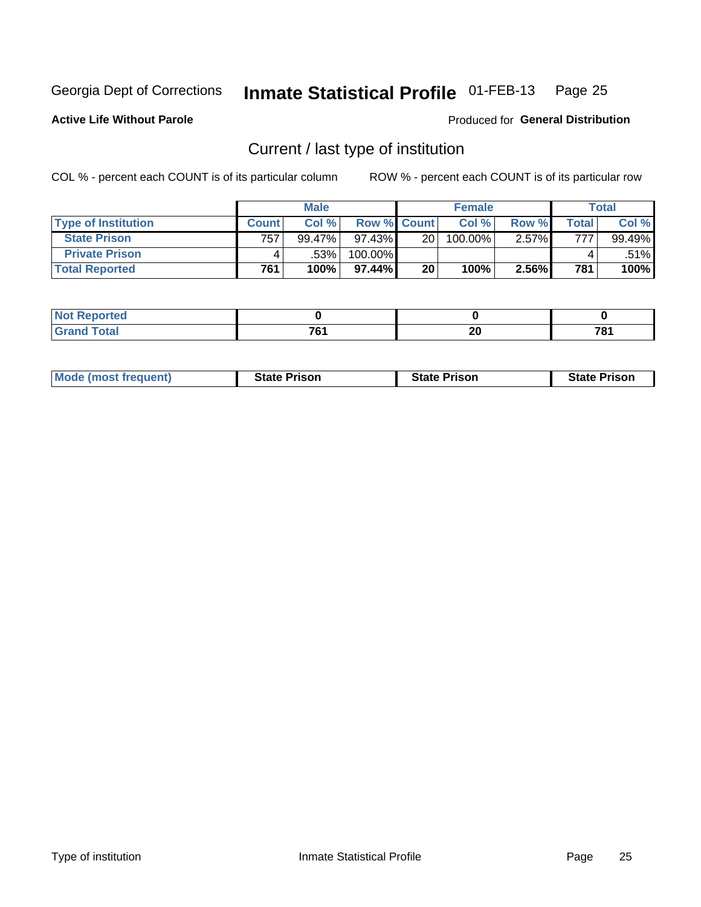Georgia Dept of Corrections **Inmate Statistical Profile** 01-FEB-13

**Active Life Without Parole**

Produced for **General Distribution**

## Current / last type of institution

COL % - percent each COUNT is of its particular column

ROW % - percent each COUNT is of its particular row

| | Male | | | Female | | | Total | |
|---|---|---|---|---|---|---|---|---|
| **Type of Institution** | **Count** | **Col %** | **Row %** | **Count** | **Col %** | **Row %** | **Total** | **Col %** |
| **State Prison** | 757 | 99.47% | 97.43% | 20 | 100.00% | 2.57% | 777 | 99.49% |
| **Private Prison** | 4 | .53% | 100.00% | | | | 4 | .51% |
| **Total Reported** | **761** | **100%** | **97.44%** | **20** | **100%** | **2.56%** | **781** | **100%** |

| | Male | Female | Total |
|---|---|---|---|
| **Not Reported** | **0** | **0** | **0** |
| **Grand Total** | **761** | **20** | **781** |

| | Male | Female | Total |
|---|---|---|---|
| **Mode (most frequent)** | **State Prison** | **State Prison** | **State Prison** |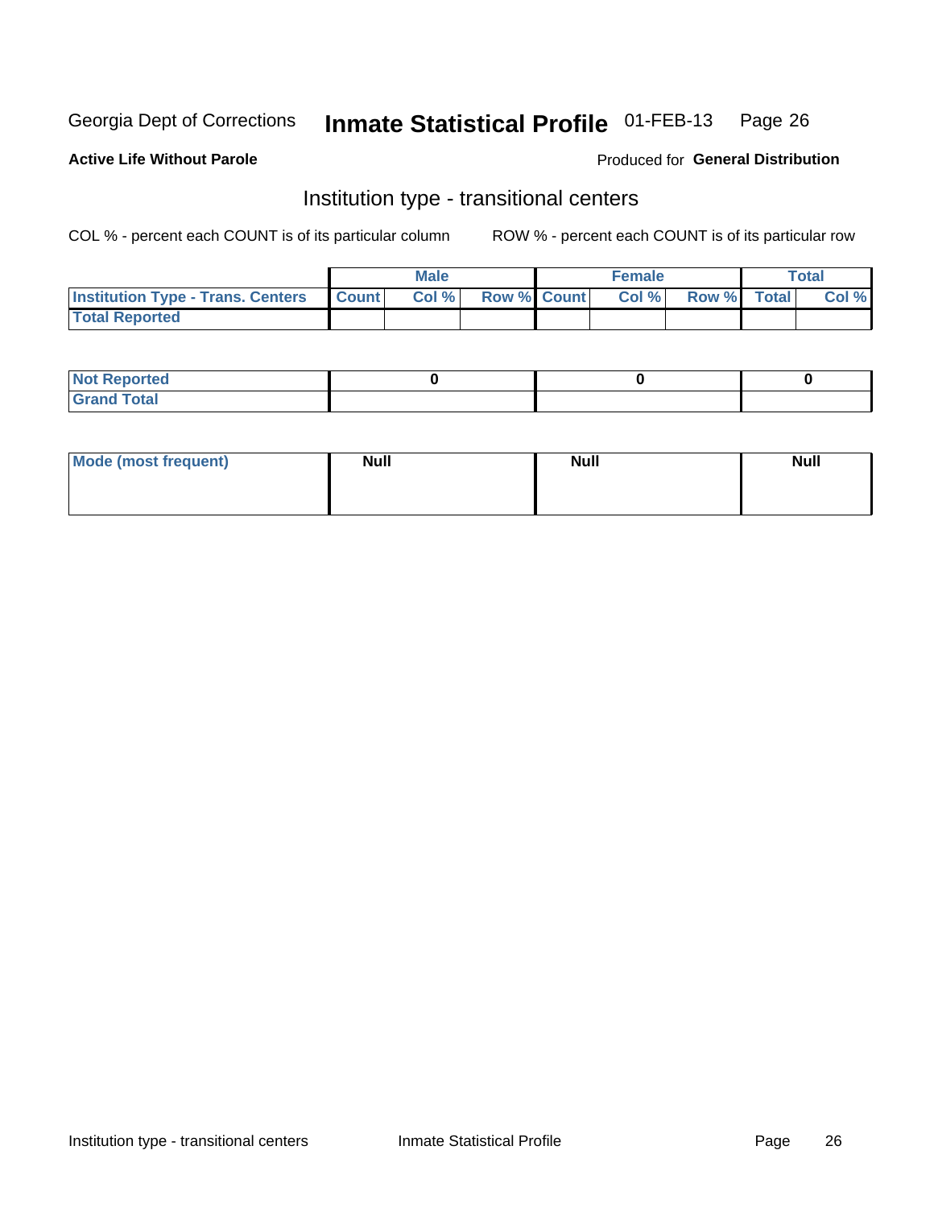Georgia Dept of Corrections **Inmate Statistical Profile** 01-FEB-13

**Active Life Without Parole**

Produced for **General Distribution**

## Institution type - transitional centers

COL % - percent each COUNT is of its particular column

ROW % - percent each COUNT is of its particular row

| | Male | | | Female | | | Total | |
|---|---|---|---|---|---|---|---|---|
| Institution Type - Trans. Centers | Count | Col % | Row % | Count | Col % | Row % | Total | Col % |
| Total Reported | | | | | | | | |

| | Male | Female | Total |
|---|---|---|---|
| Not Reported | 0 | 0 | 0 |
| Grand Total | | | |

| | Male | Female | Total |
|---|---|---|---|
| Mode (most frequent) | Null | Null | Null |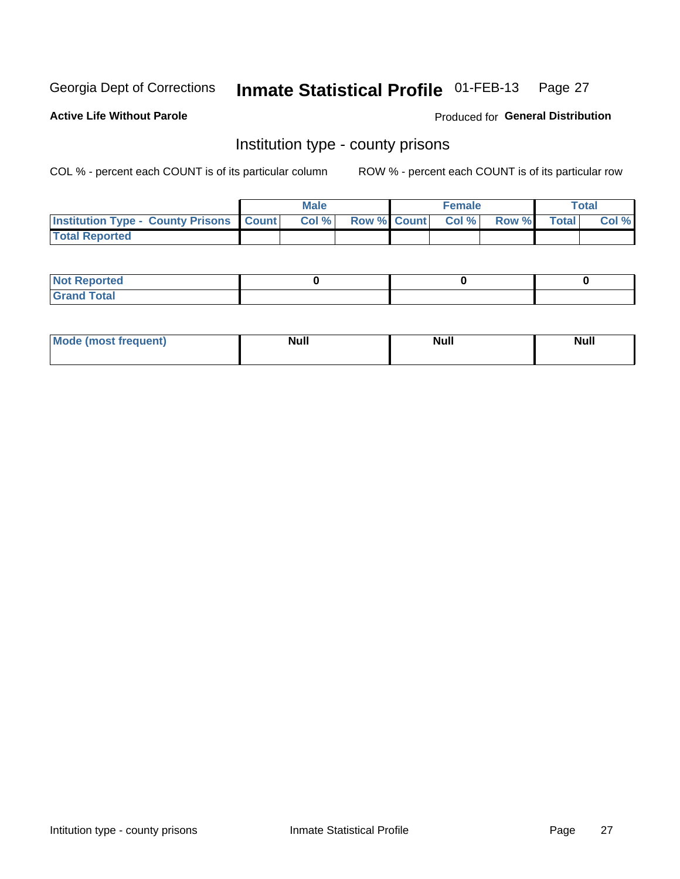Georgia Dept of Corrections **Inmate Statistical Profile** 01-FEB-13

**Active Life Without Parole**

Produced for **General Distribution**

## Institution type - county prisons

COL % - percent each COUNT is of its particular column    ROW % - percent each COUNT is of its particular row

| | Male | | | Female | | | Total | |
|---|---|---|---|---|---|---|---|---|
| **Institution Type - County Prisons** | **Count** | **Col %** | **Row %** | **Count** | **Col %** | **Row %** | **Total** | **Col %** |
| **Total Reported** | | | | | | | | |

| | Male | Female | Total |
|---|---|---|---|
| **Not Reported** | **0** | **0** | **0** |
| **Grand Total** | | | |

| | Male | Female | Total |
|---|---|---|---|
| **Mode (most frequent)** | **Null** | **Null** | **Null** |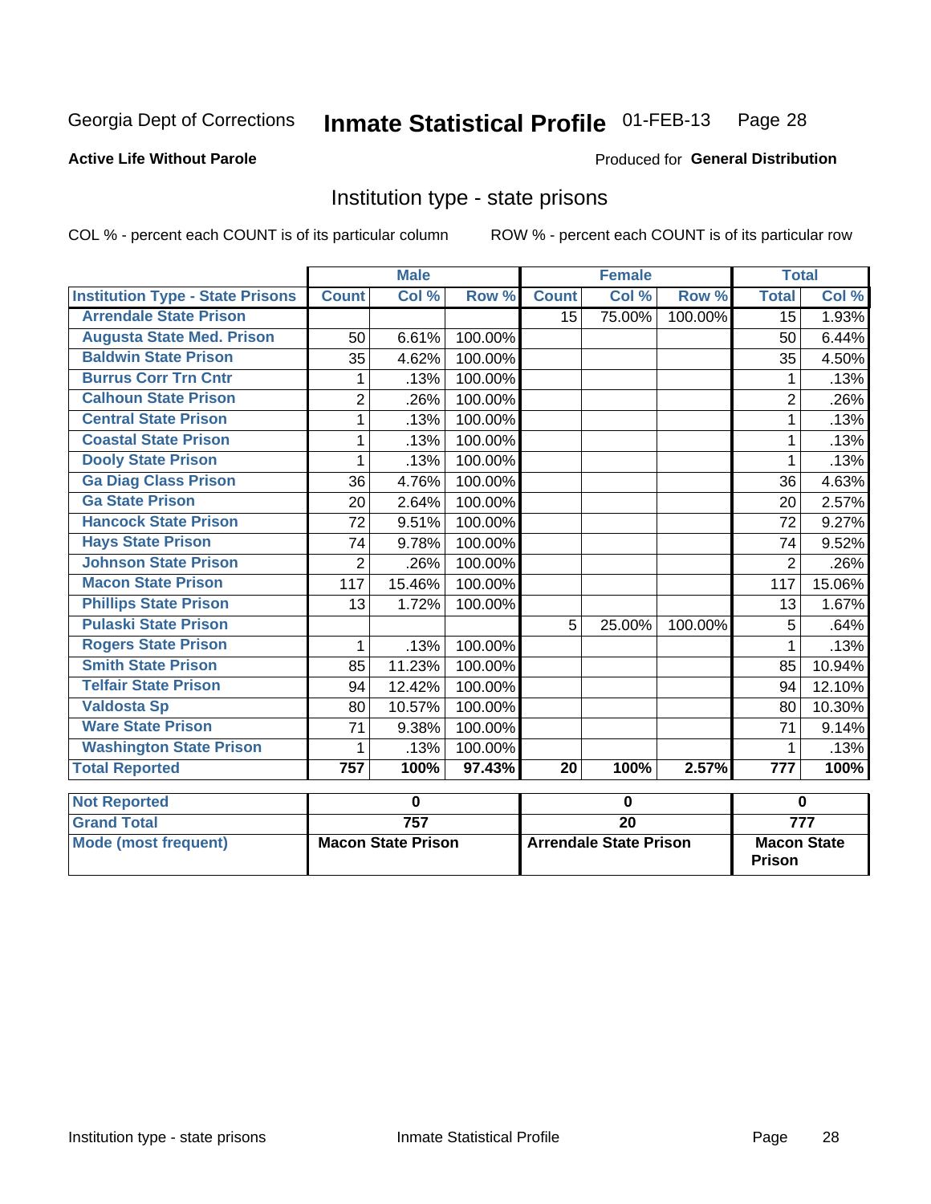Georgia Dept of Corrections **Inmate Statistical Profile** 01-FEB-13

**Active Life Without Parole**

Produced for **General Distribution**

## Institution type - state prisons

COL % - percent each COUNT is of its particular column    ROW % - percent each COUNT is of its particular row

| | Male | | | Female | | | Total | |
|---|---|---|---|---|---|---|---|---|
| **Institution Type - State Prisons** | **Count** | **Col %** | **Row %** | **Count** | **Col %** | **Row %** | **Total** | **Col %** |
| Arrendale State Prison | | | | 15 | 75.00% | 100.00% | 15 | 1.93% |
| Augusta State Med. Prison | 50 | 6.61% | 100.00% | | | | 50 | 6.44% |
| Baldwin State Prison | 35 | 4.62% | 100.00% | | | | 35 | 4.50% |
| Burrus Corr Trn Cntr | 1 | .13% | 100.00% | | | | 1 | .13% |
| Calhoun State Prison | 2 | .26% | 100.00% | | | | 2 | .26% |
| Central State Prison | 1 | .13% | 100.00% | | | | 1 | .13% |
| Coastal State Prison | 1 | .13% | 100.00% | | | | 1 | .13% |
| Dooly State Prison | 1 | .13% | 100.00% | | | | 1 | .13% |
| Ga Diag Class Prison | 36 | 4.76% | 100.00% | | | | 36 | 4.63% |
| Ga State Prison | 20 | 2.64% | 100.00% | | | | 20 | 2.57% |
| Hancock State Prison | 72 | 9.51% | 100.00% | | | | 72 | 9.27% |
| Hays State Prison | 74 | 9.78% | 100.00% | | | | 74 | 9.52% |
| Johnson State Prison | 2 | .26% | 100.00% | | | | 2 | .26% |
| Macon State Prison | 117 | 15.46% | 100.00% | | | | 117 | 15.06% |
| Phillips State Prison | 13 | 1.72% | 100.00% | | | | 13 | 1.67% |
| Pulaski State Prison | | | | 5 | 25.00% | 100.00% | 5 | .64% |
| Rogers State Prison | 1 | .13% | 100.00% | | | | 1 | .13% |
| Smith State Prison | 85 | 11.23% | 100.00% | | | | 85 | 10.94% |
| Telfair State Prison | 94 | 12.42% | 100.00% | | | | 94 | 12.10% |
| Valdosta Sp | 80 | 10.57% | 100.00% | | | | 80 | 10.30% |
| Ware State Prison | 71 | 9.38% | 100.00% | | | | 71 | 9.14% |
| Washington State Prison | 1 | .13% | 100.00% | | | | 1 | .13% |
| **Total Reported** | **757** | **100%** | **97.43%** | **20** | **100%** | **2.57%** | **777** | **100%** |

| | Male | Female | Total |
|---|---|---|---|
| **Not Reported** | **0** | **0** | **0** |
| **Grand Total** | **757** | **20** | **777** |
| **Mode (most frequent)** | **Macon State Prison** | **Arrendale State Prison** | **Macon State Prison** |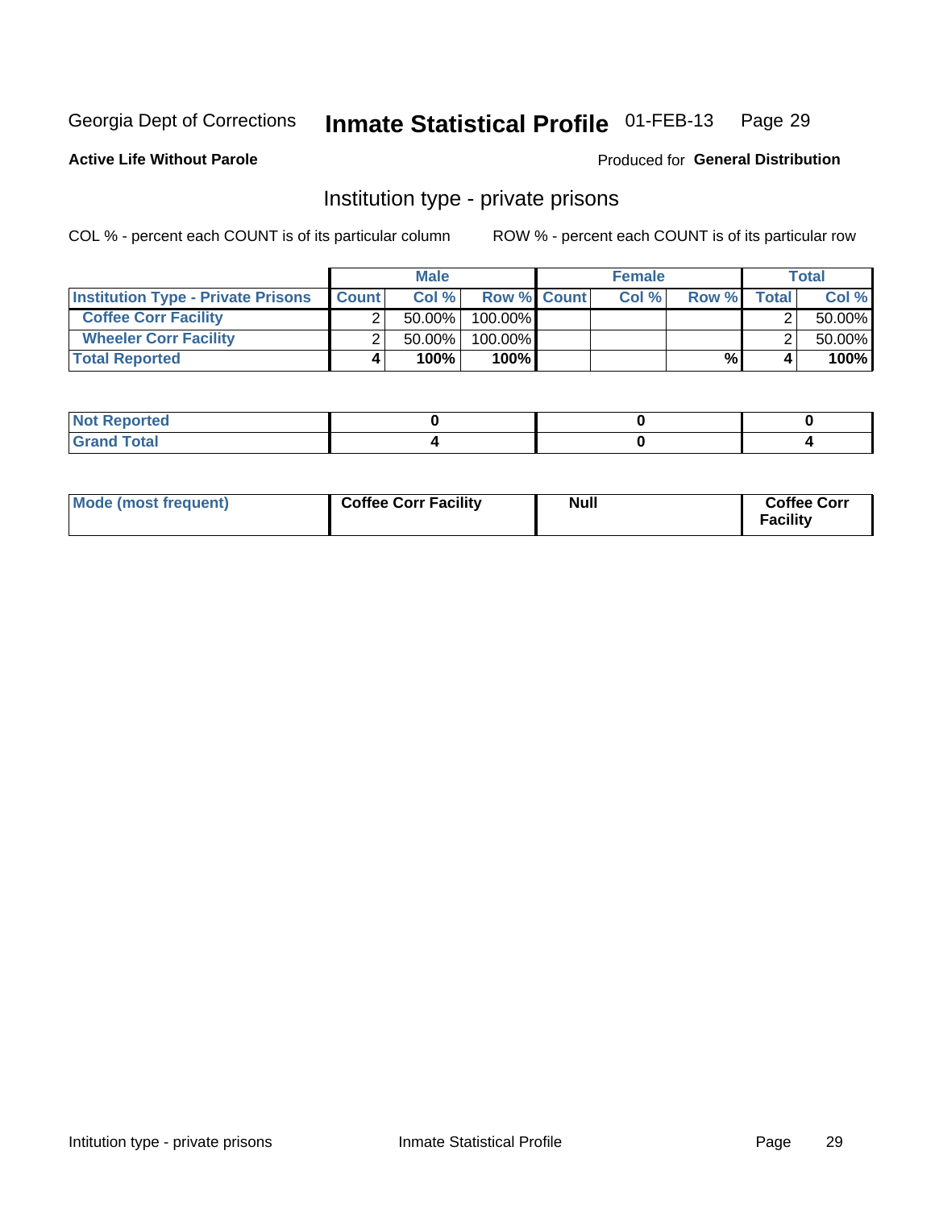Georgia Dept of Corrections **Inmate Statistical Profile** 01-FEB-13

**Active Life Without Parole**

Produced for **General Distribution**

## Institution type - private prisons

COL % - percent each COUNT is of its particular column

ROW % - percent each COUNT is of its particular row

| | Male | | | Female | | | Total | |
|---|---|---|---|---|---|---|---|---|
| **Institution Type - Private Prisons** | **Count** | **Col %** | **Row %** | **Count** | **Col %** | **Row %** | **Total** | **Col %** |
| **Coffee Corr Facility** | 2 | 50.00% | 100.00% | | | | 2 | 50.00% |
| **Wheeler Corr Facility** | 2 | 50.00% | 100.00% | | | | 2 | 50.00% |
| **Total Reported** | **4** | **100%** | **100%** | | | **%** | **4** | **100%** |

| | Male | Female | Total |
|---|---|---|---|
| **Not Reported** | **0** | **0** | **0** |
| **Grand Total** | **4** | **0** | **4** |

| | Male | Female | Total |
|---|---|---|---|
| **Mode (most frequent)** | **Coffee Corr Facility** | **Null** | **Coffee Corr Facility** |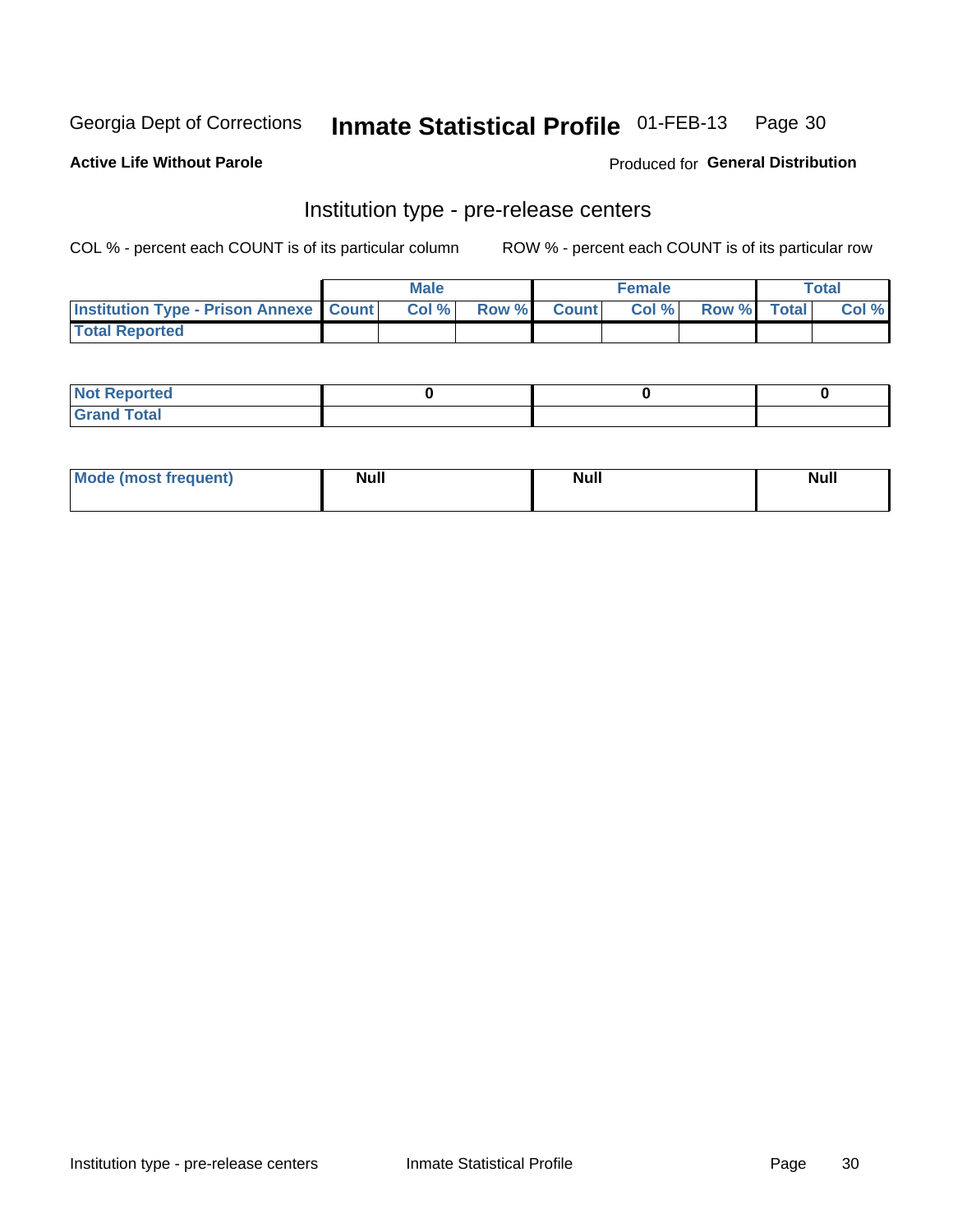Georgia Dept of Corrections **Inmate Statistical Profile** 01-FEB-13

**Active Life Without Parole**

Produced for **General Distribution**

## Institution type - pre-release centers

COL % - percent each COUNT is of its particular column ROW % - percent each COUNT is of its particular row

| | Male | | | Female | | | Total | |
|---|---|---|---|---|---|---|---|---|
| Institution Type - Prison Annexe | Count | Col % | Row % | Count | Col % | Row % | Total | Col % |
| Total Reported | | | | | | | | |

| | Male | Female | Total |
|---|---|---|---|
| Not Reported | 0 | 0 | 0 |
| Grand Total | | | |

| | Male | Female | Total |
|---|---|---|---|
| Mode (most frequent) | Null | Null | Null |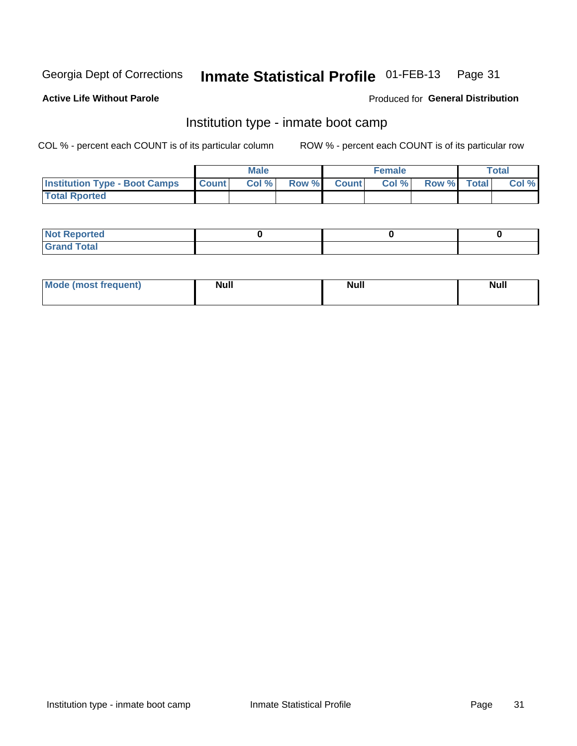Georgia Dept of Corrections **Inmate Statistical Profile** 01-FEB-13

**Active Life Without Parole**

Produced for **General Distribution**

## Institution type - inmate boot camp

COL % - percent each COUNT is of its particular column

ROW % - percent each COUNT is of its particular row

| | Male | | | Female | | | Total | |
|---|---|---|---|---|---|---|---|---|
| **Institution Type - Boot Camps** | **Count** | **Col %** | **Row %** | **Count** | **Col %** | **Row %** | **Total** | **Col %** |
| **Total Rported** | | | | | | | | |

| | Male | Female | Total |
|---|---|---|---|
| **Not Reported** | 0 | 0 | 0 |
| **Grand Total** | | | |

| | Male | Female | Total |
|---|---|---|---|
| **Mode (most frequent)** | Null | Null | Null |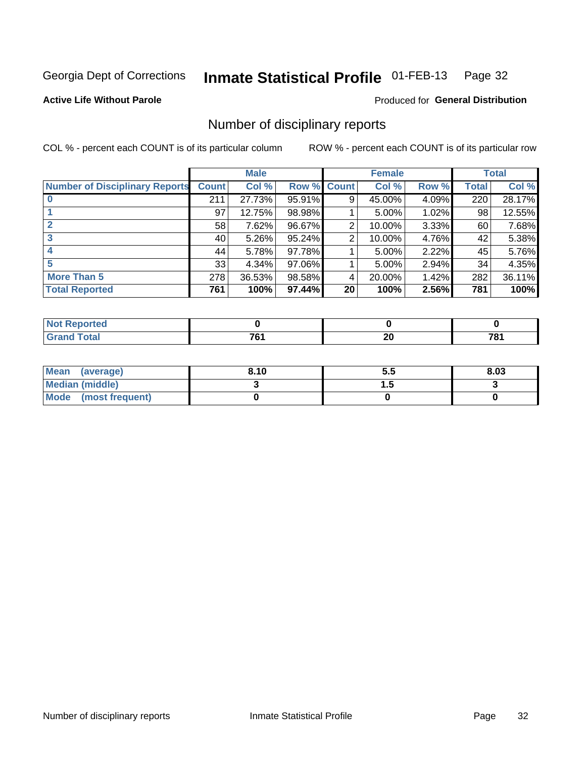Georgia Dept of Corrections **Inmate Statistical Profile** 01-FEB-13

**Active Life Without Parole**

Produced for **General Distribution**

## Number of disciplinary reports

COL % - percent each COUNT is of its particular column

ROW % - percent each COUNT is of its particular row

| | Male | | | Female | | | Total | |
|---|---|---|---|---|---|---|---|---|
| **Number of Disciplinary Reports** | **Count** | **Col %** | **Row %** | **Count** | **Col %** | **Row %** | **Total** | **Col %** |
| **0** | 211 | 27.73% | 95.91% | 9 | 45.00% | 4.09% | 220 | 28.17% |
| **1** | 97 | 12.75% | 98.98% | 1 | 5.00% | 1.02% | 98 | 12.55% |
| **2** | 58 | 7.62% | 96.67% | 2 | 10.00% | 3.33% | 60 | 7.68% |
| **3** | 40 | 5.26% | 95.24% | 2 | 10.00% | 4.76% | 42 | 5.38% |
| **4** | 44 | 5.78% | 97.78% | 1 | 5.00% | 2.22% | 45 | 5.76% |
| **5** | 33 | 4.34% | 97.06% | 1 | 5.00% | 2.94% | 34 | 4.35% |
| **More Than 5** | 278 | 36.53% | 98.58% | 4 | 20.00% | 1.42% | 282 | 36.11% |
| **Total Reported** | **761** | **100%** | **97.44%** | **20** | **100%** | **2.56%** | **781** | **100%** |

| | Male | Female | Total |
|---|---|---|---|
| **Not Reported** | **0** | **0** | **0** |
| **Grand Total** | **761** | **20** | **781** |

| | Male | Female | Total |
|---|---|---|---|
| **Mean (average)** | **8.10** | **5.5** | **8.03** |
| **Median (middle)** | **3** | **1.5** | **3** |
| **Mode (most frequent)** | **0** | **0** | **0** |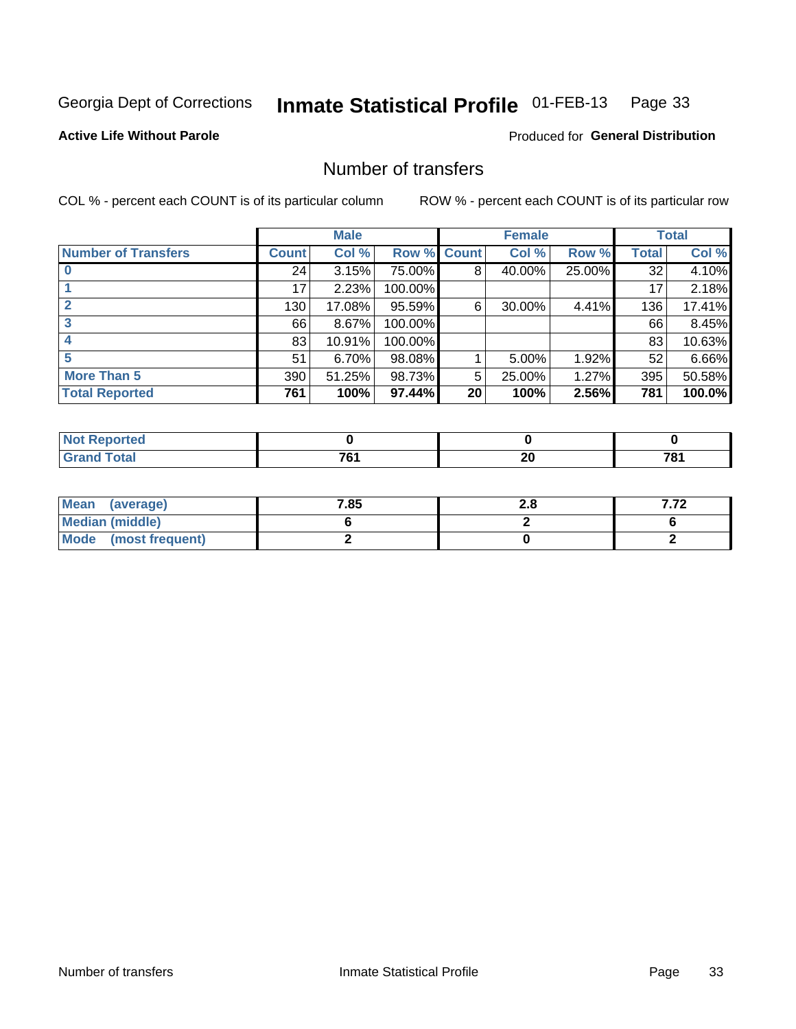Georgia Dept of Corrections **Inmate Statistical Profile** 01-FEB-13

**Active Life Without Parole**

Produced for **General Distribution**

## Number of transfers

COL % - percent each COUNT is of its particular column ROW % - percent each COUNT is of its particular row

| | Male | | | Female | | | Total | |
|---|---|---|---|---|---|---|---|---|
| **Number of Transfers** | **Count** | **Col %** | **Row %** | **Count** | **Col %** | **Row %** | **Total** | **Col %** |
| **0** | 24 | 3.15% | 75.00% | 8 | 40.00% | 25.00% | 32 | 4.10% |
| **1** | 17 | 2.23% | 100.00% | | | | 17 | 2.18% |
| **2** | 130 | 17.08% | 95.59% | 6 | 30.00% | 4.41% | 136 | 17.41% |
| **3** | 66 | 8.67% | 100.00% | | | | 66 | 8.45% |
| **4** | 83 | 10.91% | 100.00% | | | | 83 | 10.63% |
| **5** | 51 | 6.70% | 98.08% | 1 | 5.00% | 1.92% | 52 | 6.66% |
| **More Than 5** | 390 | 51.25% | 98.73% | 5 | 25.00% | 1.27% | 395 | 50.58% |
| **Total Reported** | **761** | **100%** | **97.44%** | **20** | **100%** | **2.56%** | **781** | **100.0%** |

| | Male | Female | Total |
|---|---|---|---|
| **Not Reported** | **0** | **0** | **0** |
| **Grand Total** | **761** | **20** | **781** |

| | Male | Female | Total |
|---|---|---|---|
| **Mean (average)** | **7.85** | **2.8** | **7.72** |
| **Median (middle)** | **6** | **2** | **6** |
| **Mode (most frequent)** | **2** | **0** | **2** |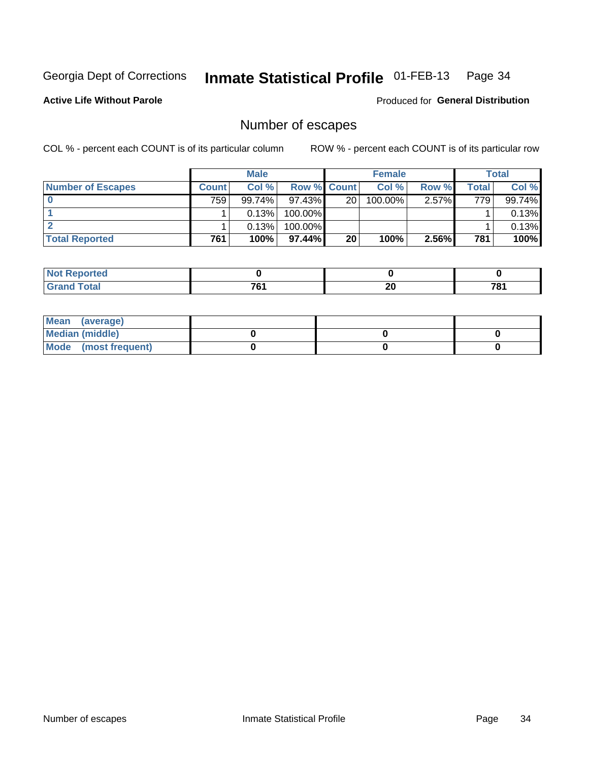Georgia Dept of Corrections **Inmate Statistical Profile** 01-FEB-13

**Active Life Without Parole** Produced for **General Distribution**

## Number of escapes

COL % - percent each COUNT is of its particular column ROW % - percent each COUNT is of its particular row

| | Male | | | Female | | | Total | |
|---|---|---|---|---|---|---|---|---|
| **Number of Escapes** | **Count** | **Col %** | **Row %** | **Count** | **Col %** | **Row %** | **Total** | **Col %** |
| **0** | 759 | 99.74% | 97.43% | 20 | 100.00% | 2.57% | 779 | 99.74% |
| **1** | 1 | 0.13% | 100.00% | | | | 1 | 0.13% |
| **2** | 1 | 0.13% | 100.00% | | | | 1 | 0.13% |
| **Total Reported** | **761** | **100%** | **97.44%** | **20** | **100%** | **2.56%** | **781** | **100%** |

| | Male | Female | Total |
|---|---|---|---|
| **Not Reported** | **0** | **0** | **0** |
| **Grand Total** | **761** | **20** | **781** |

| | Male | Female | Total |
|---|---|---|---|
| **Mean (average)** | | | |
| **Median (middle)** | **0** | **0** | **0** |
| **Mode (most frequent)** | **0** | **0** | **0** |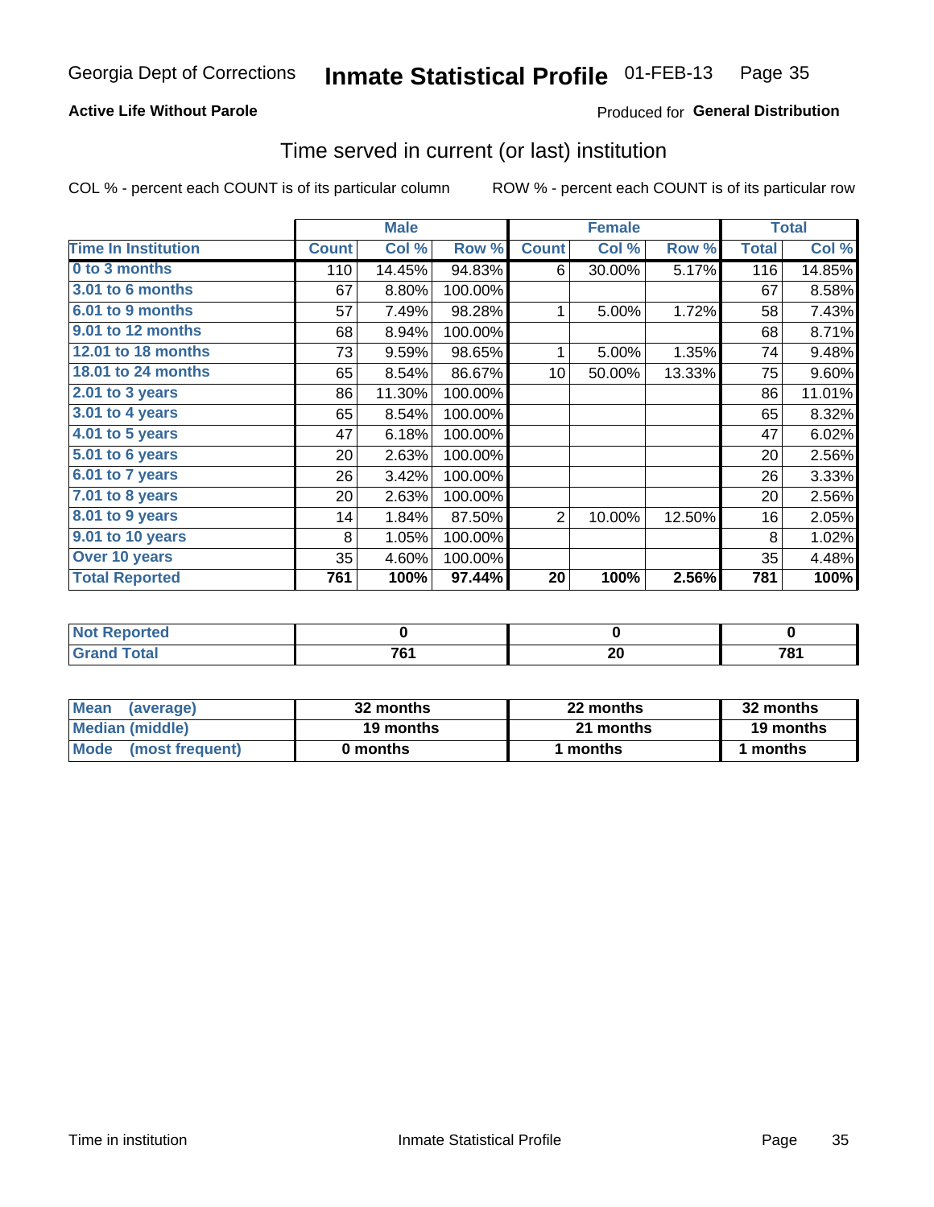Georgia Dept of Corrections **Inmate Statistical Profile** 01-FEB-13

**Active Life Without Parole**

Produced for **General Distribution**

## Time served in current (or last) institution

COL % - percent each COUNT is of its particular column ROW % - percent each COUNT is of its particular row

| | Male | | | Female | | | Total | |
|---|---|---|---|---|---|---|---|---|
| Time In Institution | Count | Col % | Row % | Count | Col % | Row % | Total | Col % |
| 0 to 3 months | 110 | 14.45% | 94.83% | 6 | 30.00% | 5.17% | 116 | 14.85% |
| 3.01 to 6 months | 67 | 8.80% | 100.00% | | | | 67 | 8.58% |
| 6.01 to 9 months | 57 | 7.49% | 98.28% | 1 | 5.00% | 1.72% | 58 | 7.43% |
| 9.01 to 12 months | 68 | 8.94% | 100.00% | | | | 68 | 8.71% |
| 12.01 to 18 months | 73 | 9.59% | 98.65% | 1 | 5.00% | 1.35% | 74 | 9.48% |
| 18.01 to 24 months | 65 | 8.54% | 86.67% | 10 | 50.00% | 13.33% | 75 | 9.60% |
| 2.01 to 3 years | 86 | 11.30% | 100.00% | | | | 86 | 11.01% |
| 3.01 to 4 years | 65 | 8.54% | 100.00% | | | | 65 | 8.32% |
| 4.01 to 5 years | 47 | 6.18% | 100.00% | | | | 47 | 6.02% |
| 5.01 to 6 years | 20 | 2.63% | 100.00% | | | | 20 | 2.56% |
| 6.01 to 7 years | 26 | 3.42% | 100.00% | | | | 26 | 3.33% |
| 7.01 to 8 years | 20 | 2.63% | 100.00% | | | | 20 | 2.56% |
| 8.01 to 9 years | 14 | 1.84% | 87.50% | 2 | 10.00% | 12.50% | 16 | 2.05% |
| 9.01 to 10 years | 8 | 1.05% | 100.00% | | | | 8 | 1.02% |
| Over 10 years | 35 | 4.60% | 100.00% | | | | 35 | 4.48% |
| **Total Reported** | **761** | **100%** | **97.44%** | **20** | **100%** | **2.56%** | **781** | **100%** |

| | Male | Female | Total |
|---|---|---|---|
| Not Reported | **0** | **0** | **0** |
| Grand Total | **761** | **20** | **781** |

| | Male | Female | Total |
|---|---|---|---|
| Mean (average) | **32 months** | **22 months** | **32 months** |
| Median (middle) | **19 months** | **21 months** | **19 months** |
| Mode (most frequent) | **0 months** | **1 months** | **1 months** |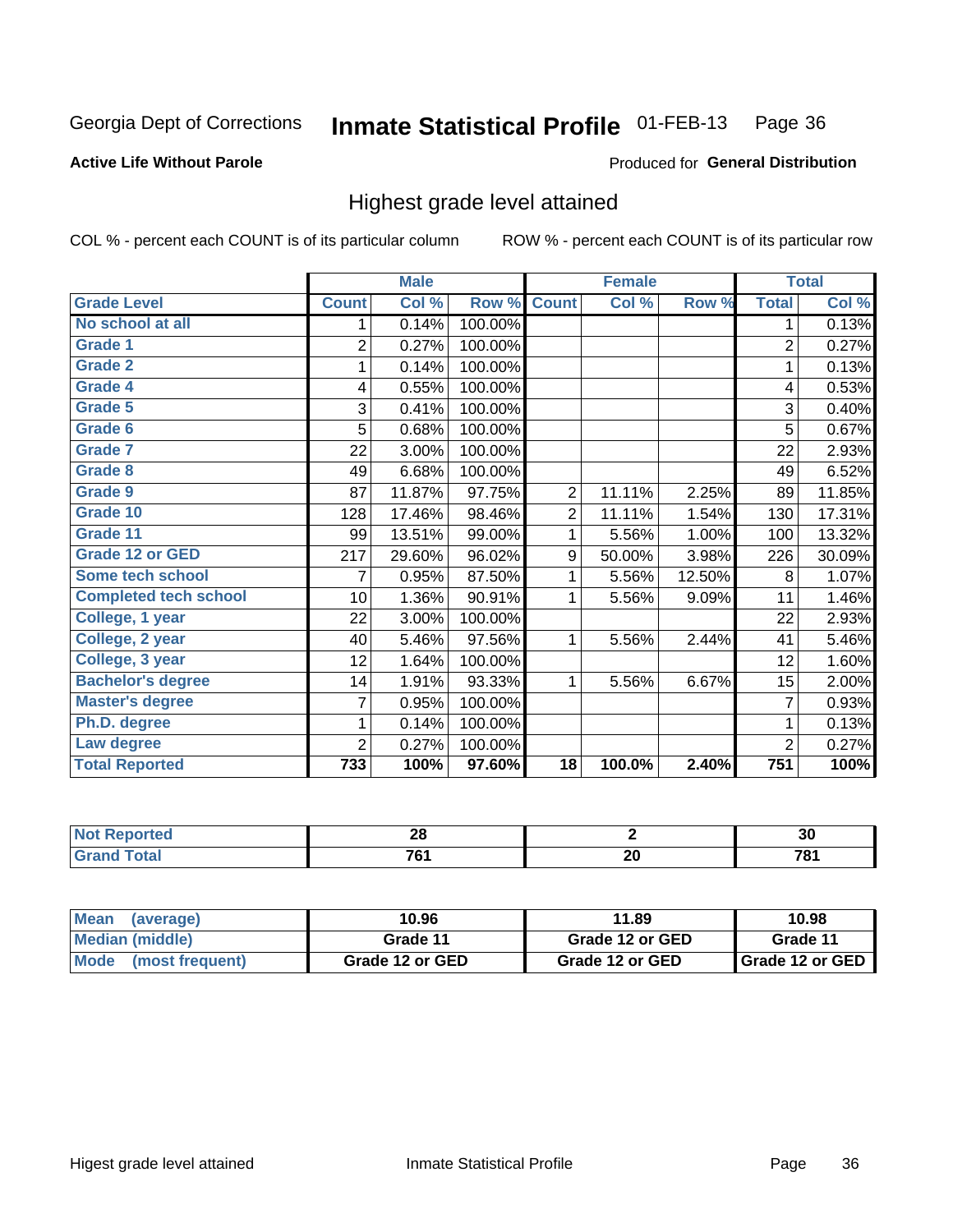Georgia Dept of Corrections **Inmate Statistical Profile** 01-FEB-13

**Active Life Without Parole**

Produced for **General Distribution**

## Highest grade level attained

COL % - percent each COUNT is of its particular column  ROW % - percent each COUNT is of its particular row

| | Male | | | Female | | | Total | |
|---|---|---|---|---|---|---|---|---|
| **Grade Level** | **Count** | **Col %** | **Row %** | **Count** | **Col %** | **Row %** | **Total** | **Col %** |
| No school at all | 1 | 0.14% | 100.00% | | | | 1 | 0.13% |
| Grade 1 | 2 | 0.27% | 100.00% | | | | 2 | 0.27% |
| Grade 2 | 1 | 0.14% | 100.00% | | | | 1 | 0.13% |
| Grade 4 | 4 | 0.55% | 100.00% | | | | 4 | 0.53% |
| Grade 5 | 3 | 0.41% | 100.00% | | | | 3 | 0.40% |
| Grade 6 | 5 | 0.68% | 100.00% | | | | 5 | 0.67% |
| Grade 7 | 22 | 3.00% | 100.00% | | | | 22 | 2.93% |
| Grade 8 | 49 | 6.68% | 100.00% | | | | 49 | 6.52% |
| Grade 9 | 87 | 11.87% | 97.75% | 2 | 11.11% | 2.25% | 89 | 11.85% |
| Grade 10 | 128 | 17.46% | 98.46% | 2 | 11.11% | 1.54% | 130 | 17.31% |
| Grade 11 | 99 | 13.51% | 99.00% | 1 | 5.56% | 1.00% | 100 | 13.32% |
| Grade 12 or GED | 217 | 29.60% | 96.02% | 9 | 50.00% | 3.98% | 226 | 30.09% |
| Some tech school | 7 | 0.95% | 87.50% | 1 | 5.56% | 12.50% | 8 | 1.07% |
| Completed tech school | 10 | 1.36% | 90.91% | 1 | 5.56% | 9.09% | 11 | 1.46% |
| College, 1 year | 22 | 3.00% | 100.00% | | | | 22 | 2.93% |
| College, 2 year | 40 | 5.46% | 97.56% | 1 | 5.56% | 2.44% | 41 | 5.46% |
| College, 3 year | 12 | 1.64% | 100.00% | | | | 12 | 1.60% |
| Bachelor's degree | 14 | 1.91% | 93.33% | 1 | 5.56% | 6.67% | 15 | 2.00% |
| Master's degree | 7 | 0.95% | 100.00% | | | | 7 | 0.93% |
| Ph.D. degree | 1 | 0.14% | 100.00% | | | | 1 | 0.13% |
| Law degree | 2 | 0.27% | 100.00% | | | | 2 | 0.27% |
| **Total Reported** | **733** | **100%** | **97.60%** | **18** | **100.0%** | **2.40%** | **751** | **100%** |

| | Male | Female | Total |
|---|---|---|---|
| Not Reported | 28 | 2 | 30 |
| Grand Total | 761 | 20 | 781 |

| | Male | Female | Total |
|---|---|---|---|
| Mean (average) | 10.96 | 11.89 | 10.98 |
| Median (middle) | Grade 11 | Grade 12 or GED | Grade 11 |
| Mode (most frequent) | Grade 12 or GED | Grade 12 or GED | Grade 12 or GED |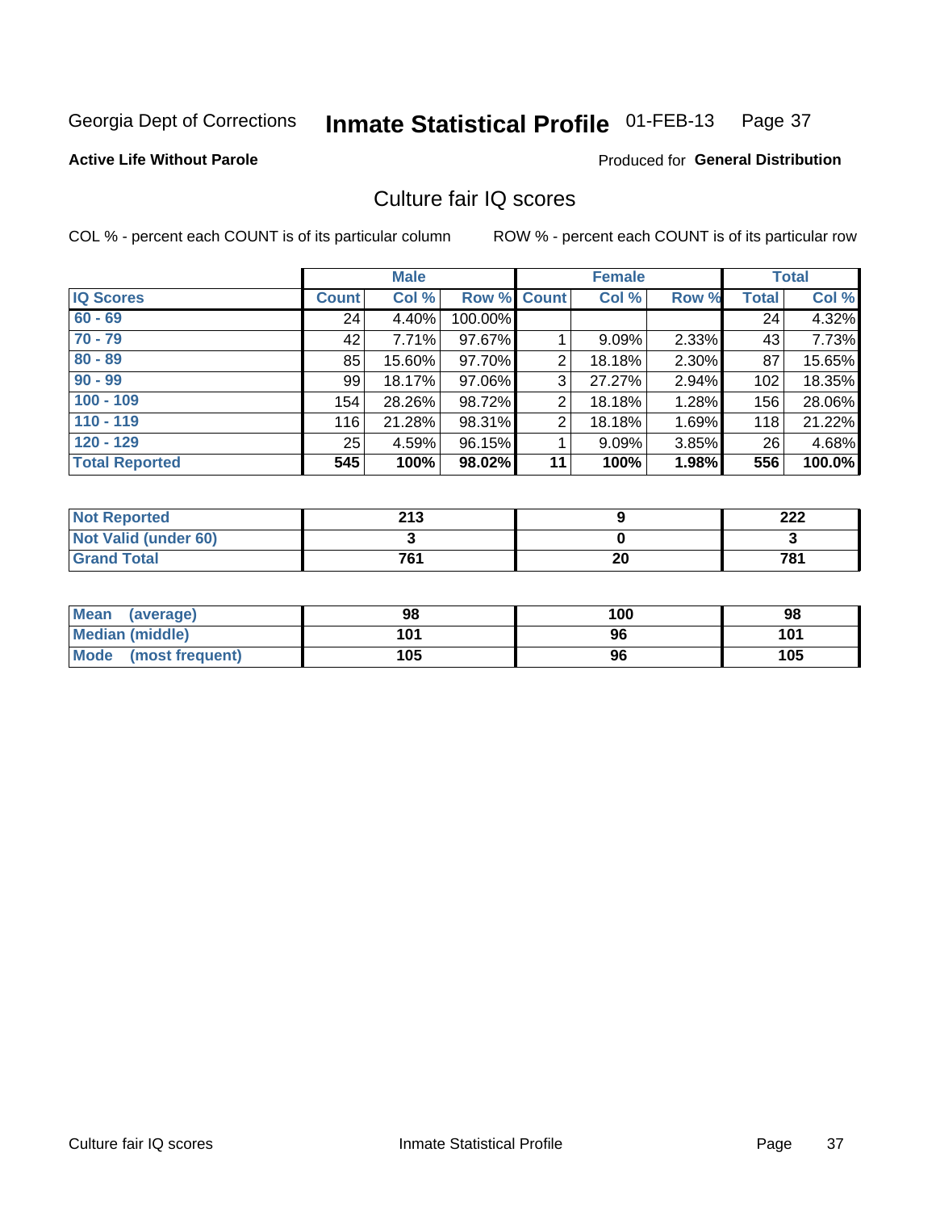Georgia Dept of Corrections **Inmate Statistical Profile** 01-FEB-13

**Active Life Without Parole**

Produced for **General Distribution**

## Culture fair IQ scores

COL % - percent each COUNT is of its particular column

ROW % - percent each COUNT is of its particular row

| | Male | | | Female | | | Total | |
|---|---|---|---|---|---|---|---|---|
| **IQ Scores** | **Count** | **Col %** | **Row %** | **Count** | **Col %** | **Row %** | **Total** | **Col %** |
| **60 - 69** | 24 | 4.40% | 100.00% | | | | 24 | 4.32% |
| **70 - 79** | 42 | 7.71% | 97.67% | 1 | 9.09% | 2.33% | 43 | 7.73% |
| **80 - 89** | 85 | 15.60% | 97.70% | 2 | 18.18% | 2.30% | 87 | 15.65% |
| **90 - 99** | 99 | 18.17% | 97.06% | 3 | 27.27% | 2.94% | 102 | 18.35% |
| **100 - 109** | 154 | 28.26% | 98.72% | 2 | 18.18% | 1.28% | 156 | 28.06% |
| **110 - 119** | 116 | 21.28% | 98.31% | 2 | 18.18% | 1.69% | 118 | 21.22% |
| **120 - 129** | 25 | 4.59% | 96.15% | 1 | 9.09% | 3.85% | 26 | 4.68% |
| **Total Reported** | **545** | **100%** | **98.02%** | **11** | **100%** | **1.98%** | **556** | **100.0%** |

| | Male | Female | Total |
|---|---|---|---|
| **Not Reported** | **213** | **9** | **222** |
| **Not Valid (under 60)** | **3** | **0** | **3** |
| **Grand Total** | **761** | **20** | **781** |

| | Male | Female | Total |
|---|---|---|---|
| **Mean (average)** | **98** | **100** | **98** |
| **Median (middle)** | **101** | **96** | **101** |
| **Mode (most frequent)** | **105** | **96** | **105** |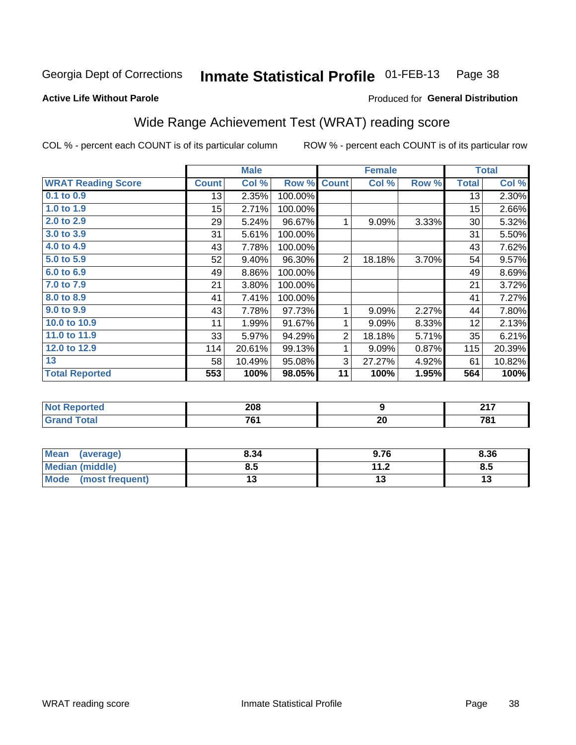Georgia Dept of Corrections **Inmate Statistical Profile** 01-FEB-13 Page 38

**Active Life Without Parole**

Produced for **General Distribution**

## Wide Range Achievement Test (WRAT) reading score

COL % - percent each COUNT is of its particular column ROW % - percent each COUNT is of its particular row

| | Male | | | Female | | | Total | |
|---|---|---|---|---|---|---|---|---|
| **WRAT Reading Score** | **Count** | **Col %** | **Row %** | **Count** | **Col %** | **Row %** | **Total** | **Col %** |
| 0.1 to 0.9 | 13 | 2.35% | 100.00% | | | | 13 | 2.30% |
| 1.0 to 1.9 | 15 | 2.71% | 100.00% | | | | 15 | 2.66% |
| 2.0 to 2.9 | 29 | 5.24% | 96.67% | 1 | 9.09% | 3.33% | 30 | 5.32% |
| 3.0 to 3.9 | 31 | 5.61% | 100.00% | | | | 31 | 5.50% |
| 4.0 to 4.9 | 43 | 7.78% | 100.00% | | | | 43 | 7.62% |
| 5.0 to 5.9 | 52 | 9.40% | 96.30% | 2 | 18.18% | 3.70% | 54 | 9.57% |
| 6.0 to 6.9 | 49 | 8.86% | 100.00% | | | | 49 | 8.69% |
| 7.0 to 7.9 | 21 | 3.80% | 100.00% | | | | 21 | 3.72% |
| 8.0 to 8.9 | 41 | 7.41% | 100.00% | | | | 41 | 7.27% |
| 9.0 to 9.9 | 43 | 7.78% | 97.73% | 1 | 9.09% | 2.27% | 44 | 7.80% |
| 10.0 to 10.9 | 11 | 1.99% | 91.67% | 1 | 9.09% | 8.33% | 12 | 2.13% |
| 11.0 to 11.9 | 33 | 5.97% | 94.29% | 2 | 18.18% | 5.71% | 35 | 6.21% |
| 12.0 to 12.9 | 114 | 20.61% | 99.13% | 1 | 9.09% | 0.87% | 115 | 20.39% |
| 13 | 58 | 10.49% | 95.08% | 3 | 27.27% | 4.92% | 61 | 10.82% |
| **Total Reported** | **553** | **100%** | **98.05%** | **11** | **100%** | **1.95%** | **564** | **100%** |

| | Male | Female | Total |
|---|---|---|---|
| **Not Reported** | **208** | **9** | **217** |
| **Grand Total** | **761** | **20** | **781** |

| | Male | Female | Total |
|---|---|---|---|
| **Mean (average)** | **8.34** | **9.76** | **8.36** |
| **Median (middle)** | **8.5** | **11.2** | **8.5** |
| **Mode (most frequent)** | **13** | **13** | **13** |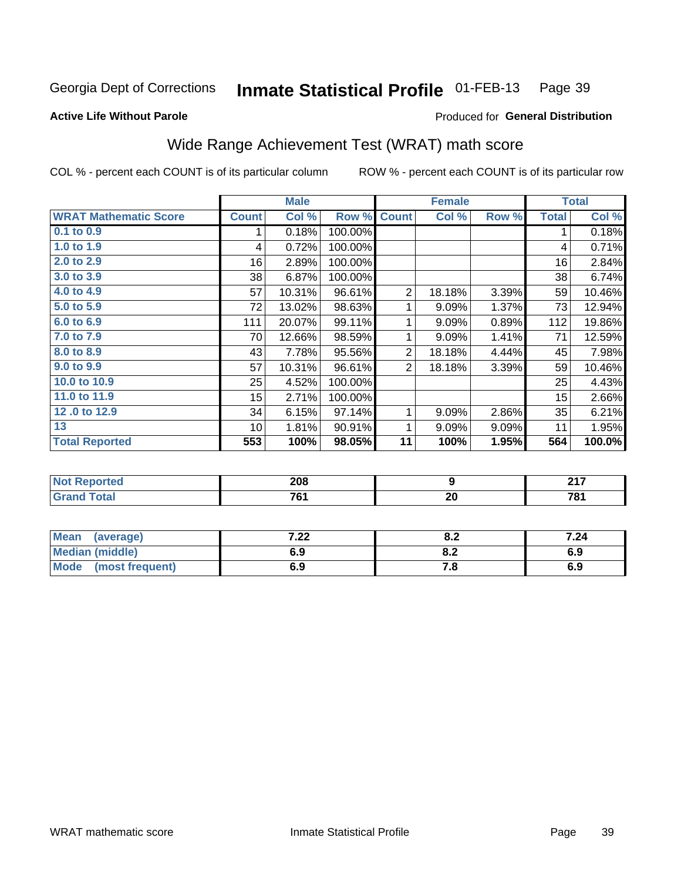Georgia Dept of Corrections **Inmate Statistical Profile** 01-FEB-13 Page 39

**Active Life Without Parole**

Produced for **General Distribution**

## Wide Range Achievement Test (WRAT) math score

COL % - percent each COUNT is of its particular column     ROW % - percent each COUNT is of its particular row

| | Male | | | Female | | | Total | |
|---|---|---|---|---|---|---|---|---|
| **WRAT Mathematic Score** | **Count** | **Col %** | **Row %** | **Count** | **Col %** | **Row %** | **Total** | **Col %** |
| 0.1 to 0.9 | 1 | 0.18% | 100.00% | | | | 1 | 0.18% |
| 1.0 to 1.9 | 4 | 0.72% | 100.00% | | | | 4 | 0.71% |
| 2.0 to 2.9 | 16 | 2.89% | 100.00% | | | | 16 | 2.84% |
| 3.0 to 3.9 | 38 | 6.87% | 100.00% | | | | 38 | 6.74% |
| 4.0 to 4.9 | 57 | 10.31% | 96.61% | 2 | 18.18% | 3.39% | 59 | 10.46% |
| 5.0 to 5.9 | 72 | 13.02% | 98.63% | 1 | 9.09% | 1.37% | 73 | 12.94% |
| 6.0 to 6.9 | 111 | 20.07% | 99.11% | 1 | 9.09% | 0.89% | 112 | 19.86% |
| 7.0 to 7.9 | 70 | 12.66% | 98.59% | 1 | 9.09% | 1.41% | 71 | 12.59% |
| 8.0 to 8.9 | 43 | 7.78% | 95.56% | 2 | 18.18% | 4.44% | 45 | 7.98% |
| 9.0 to 9.9 | 57 | 10.31% | 96.61% | 2 | 18.18% | 3.39% | 59 | 10.46% |
| 10.0 to 10.9 | 25 | 4.52% | 100.00% | | | | 25 | 4.43% |
| 11.0 to 11.9 | 15 | 2.71% | 100.00% | | | | 15 | 2.66% |
| 12 .0 to 12.9 | 34 | 6.15% | 97.14% | 1 | 9.09% | 2.86% | 35 | 6.21% |
| 13 | 10 | 1.81% | 90.91% | 1 | 9.09% | 9.09% | 11 | 1.95% |
| **Total Reported** | **553** | **100%** | **98.05%** | **11** | **100%** | **1.95%** | **564** | **100.0%** |

| | Male | Female | Total |
|---|---|---|---|
| **Not Reported** | **208** | **9** | **217** |
| **Grand Total** | **761** | **20** | **781** |

| | Male | Female | Total |
|---|---|---|---|
| **Mean (average)** | **7.22** | **8.2** | **7.24** |
| **Median (middle)** | **6.9** | **8.2** | **6.9** |
| **Mode (most frequent)** | **6.9** | **7.8** | **6.9** |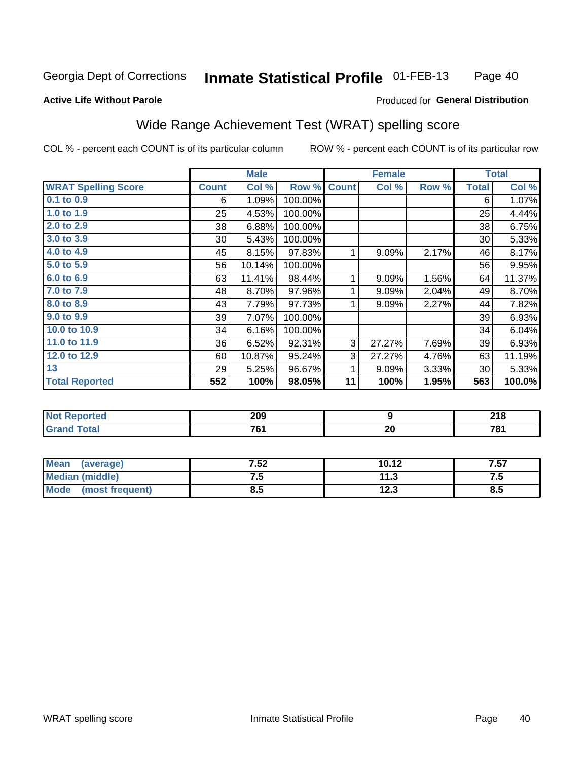Georgia Dept of Corrections **Inmate Statistical Profile** 01-FEB-13

**Active Life Without Parole**

Produced for **General Distribution**

## Wide Range Achievement Test (WRAT) spelling score

COL % - percent each COUNT is of its particular column ROW % - percent each COUNT is of its particular row

| | Male | | | Female | | | Total | |
|---|---|---|---|---|---|---|---|---|
| **WRAT Spelling Score** | **Count** | **Col %** | **Row %** | **Count** | **Col %** | **Row %** | **Total** | **Col %** |
| 0.1 to 0.9 | 6 | 1.09% | 100.00% | | | | 6 | 1.07% |
| 1.0 to 1.9 | 25 | 4.53% | 100.00% | | | | 25 | 4.44% |
| 2.0 to 2.9 | 38 | 6.88% | 100.00% | | | | 38 | 6.75% |
| 3.0 to 3.9 | 30 | 5.43% | 100.00% | | | | 30 | 5.33% |
| 4.0 to 4.9 | 45 | 8.15% | 97.83% | 1 | 9.09% | 2.17% | 46 | 8.17% |
| 5.0 to 5.9 | 56 | 10.14% | 100.00% | | | | 56 | 9.95% |
| 6.0 to 6.9 | 63 | 11.41% | 98.44% | 1 | 9.09% | 1.56% | 64 | 11.37% |
| 7.0 to 7.9 | 48 | 8.70% | 97.96% | 1 | 9.09% | 2.04% | 49 | 8.70% |
| 8.0 to 8.9 | 43 | 7.79% | 97.73% | 1 | 9.09% | 2.27% | 44 | 7.82% |
| 9.0 to 9.9 | 39 | 7.07% | 100.00% | | | | 39 | 6.93% |
| 10.0 to 10.9 | 34 | 6.16% | 100.00% | | | | 34 | 6.04% |
| 11.0 to 11.9 | 36 | 6.52% | 92.31% | 3 | 27.27% | 7.69% | 39 | 6.93% |
| 12.0 to 12.9 | 60 | 10.87% | 95.24% | 3 | 27.27% | 4.76% | 63 | 11.19% |
| 13 | 29 | 5.25% | 96.67% | 1 | 9.09% | 3.33% | 30 | 5.33% |
| **Total Reported** | **552** | **100%** | **98.05%** | **11** | **100%** | **1.95%** | **563** | **100.0%** |

| | Male | Female | Total |
|---|---|---|---|
| Not Reported | 209 | 9 | 218 |
| Grand Total | 761 | 20 | 781 |

| | Male | Female | Total |
|---|---|---|---|
| Mean (average) | 7.52 | 10.12 | 7.57 |
| Median (middle) | 7.5 | 11.3 | 7.5 |
| Mode (most frequent) | 8.5 | 12.3 | 8.5 |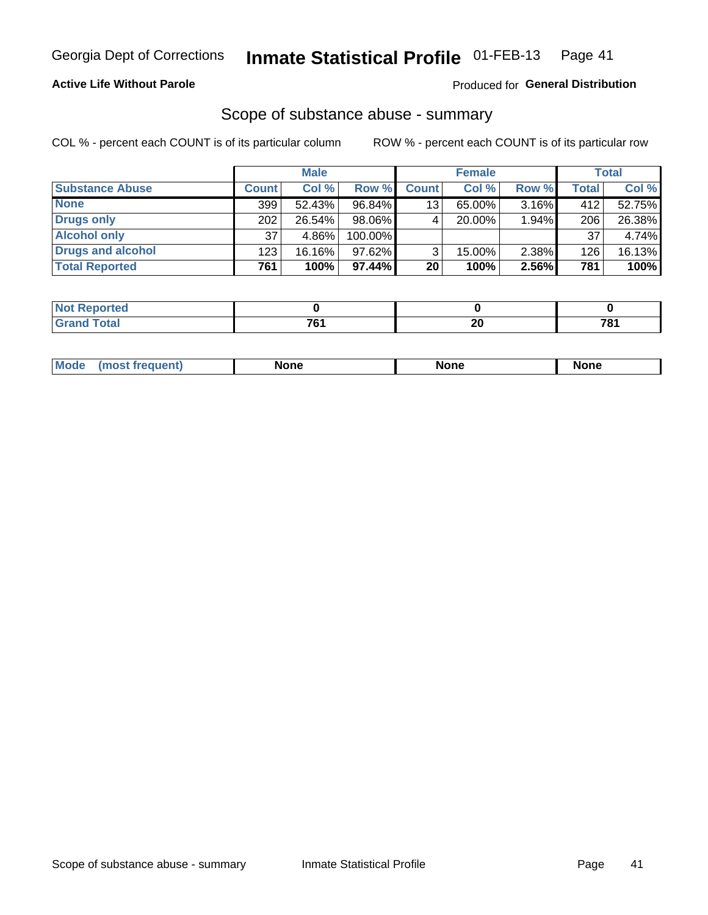Georgia Dept of Corrections **Inmate Statistical Profile** 01-FEB-13

**Active Life Without Parole**

Produced for **General Distribution**

## Scope of substance abuse - summary

COL % - percent each COUNT is of its particular column     ROW % - percent each COUNT is of its particular row

| | Male | | | Female | | | Total | |
|---|---|---|---|---|---|---|---|---|
| **Substance Abuse** | **Count** | **Col %** | **Row %** | **Count** | **Col %** | **Row %** | **Total** | **Col %** |
| **None** | 399 | 52.43% | 96.84% | 13 | 65.00% | 3.16% | 412 | 52.75% |
| **Drugs only** | 202 | 26.54% | 98.06% | 4 | 20.00% | 1.94% | 206 | 26.38% |
| **Alcohol only** | 37 | 4.86% | 100.00% | | | | 37 | 4.74% |
| **Drugs and alcohol** | 123 | 16.16% | 97.62% | 3 | 15.00% | 2.38% | 126 | 16.13% |
| **Total Reported** | **761** | **100%** | **97.44%** | **20** | **100%** | **2.56%** | **781** | **100%** |

| | Male | Female | Total |
|---|---|---|---|
| **Not Reported** | **0** | **0** | **0** |
| **Grand Total** | **761** | **20** | **781** |

| | Male | Female | Total |
|---|---|---|---|
| **Mode (most frequent)** | **None** | **None** | **None** |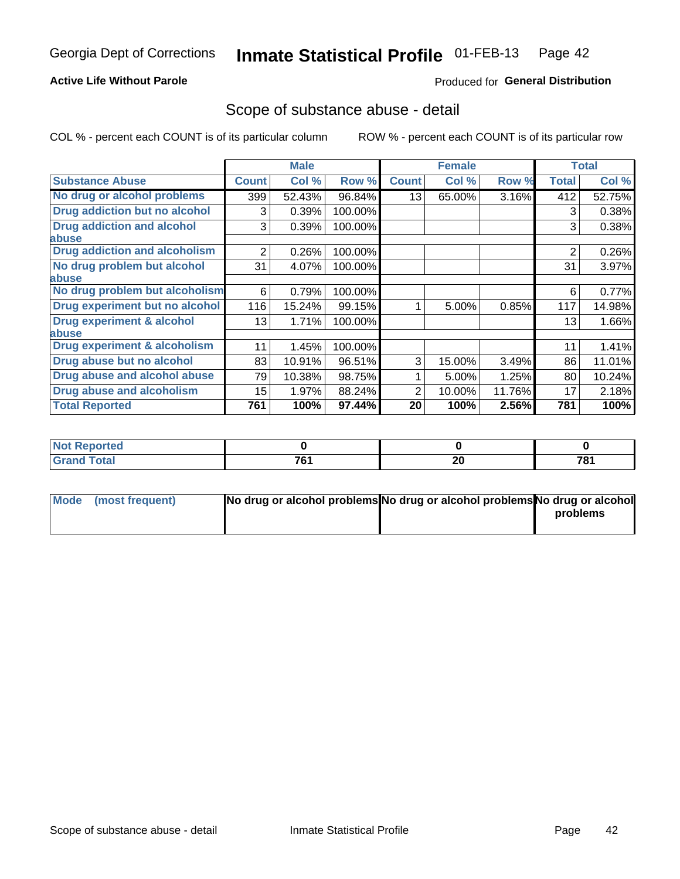Georgia Dept of Corrections **Inmate Statistical Profile** 01-FEB-13

**Active Life Without Parole**

Produced for **General Distribution**

## Scope of substance abuse - detail

COL % - percent each COUNT is of its particular column ROW % - percent each COUNT is of its particular row

| | Male | | | Female | | | Total | |
|---|---|---|---|---|---|---|---|---|
| **Substance Abuse** | **Count** | **Col %** | **Row %** | **Count** | **Col %** | **Row %** | **Total** | **Col %** |
| **No drug or alcohol problems** | 399 | 52.43% | 96.84% | 13 | 65.00% | 3.16% | 412 | 52.75% |
| **Drug addiction but no alcohol** | 3 | 0.39% | 100.00% | | | | 3 | 0.38% |
| **Drug addiction and alcohol abuse** | 3 | 0.39% | 100.00% | | | | 3 | 0.38% |
| **Drug addiction and alcoholism** | 2 | 0.26% | 100.00% | | | | 2 | 0.26% |
| **No drug problem but alcohol abuse** | 31 | 4.07% | 100.00% | | | | 31 | 3.97% |
| **No drug problem but alcoholism** | 6 | 0.79% | 100.00% | | | | 6 | 0.77% |
| **Drug experiment but no alcohol** | 116 | 15.24% | 99.15% | 1 | 5.00% | 0.85% | 117 | 14.98% |
| **Drug experiment & alcohol abuse** | 13 | 1.71% | 100.00% | | | | 13 | 1.66% |
| **Drug experiment & alcoholism** | 11 | 1.45% | 100.00% | | | | 11 | 1.41% |
| **Drug abuse but no alcohol** | 83 | 10.91% | 96.51% | 3 | 15.00% | 3.49% | 86 | 11.01% |
| **Drug abuse and alcohol abuse** | 79 | 10.38% | 98.75% | 1 | 5.00% | 1.25% | 80 | 10.24% |
| **Drug abuse and alcoholism** | 15 | 1.97% | 88.24% | 2 | 10.00% | 11.76% | 17 | 2.18% |
| **Total Reported** | **761** | **100%** | **97.44%** | **20** | **100%** | **2.56%** | **781** | **100%** |

| | Male | Female | Total |
|---|---|---|---|
| **Not Reported** | **0** | **0** | **0** |
| **Grand Total** | **761** | **20** | **781** |

| | Male | Female | Total |
|---|---|---|---|
| **Mode (most frequent)** | **No drug or alcohol problems** | **No drug or alcohol problems** | **No drug or alcohol problems** |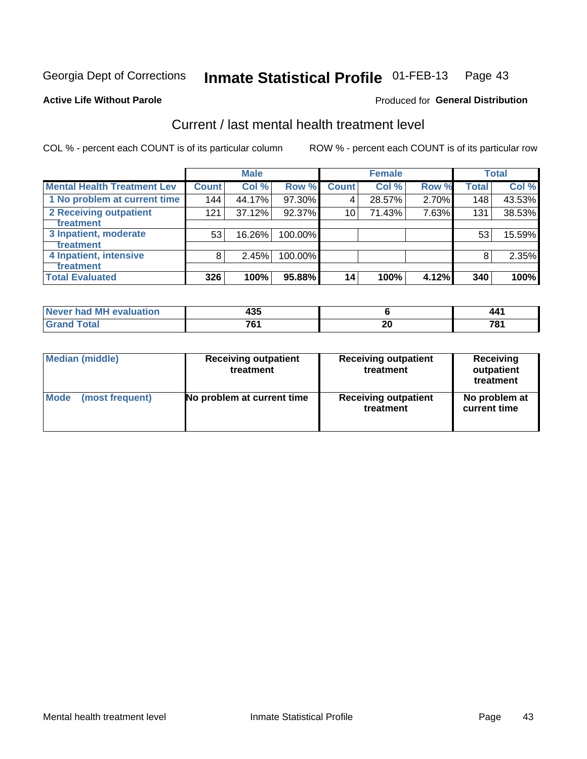Georgia Dept of Corrections **Inmate Statistical Profile** 01-FEB-13 Page 43

**Active Life Without Parole**

Produced for **General Distribution**

## Current / last mental health treatment level

COL % - percent each COUNT is of its particular column

ROW % - percent each COUNT is of its particular row

| | Male | | | Female | | | Total | |
|---|---|---|---|---|---|---|---|---|
| **Mental Health Treatment Lev** | **Count** | **Col %** | **Row %** | **Count** | **Col %** | **Row %** | **Total** | **Col %** |
| 1 No problem at current time | 144 | 44.17% | 97.30% | 4 | 28.57% | 2.70% | 148 | 43.53% |
| 2 Receiving outpatient treatment | 121 | 37.12% | 92.37% | 10 | 71.43% | 7.63% | 131 | 38.53% |
| 3 Inpatient, moderate treatment | 53 | 16.26% | 100.00% | | | | 53 | 15.59% |
| 4 Inpatient, intensive treatment | 8 | 2.45% | 100.00% | | | | 8 | 2.35% |
| **Total Evaluated** | **326** | **100%** | **95.88%** | **14** | **100%** | **4.12%** | **340** | **100%** |

| | Male | Female | Total |
|---|---|---|---|
| Never had MH evaluation | 435 | 6 | 441 |
| Grand Total | 761 | 20 | 781 |

| | Male | Female | Total |
|---|---|---|---|
| Median (middle) | Receiving outpatient treatment | Receiving outpatient treatment | Receiving outpatient treatment |
| Mode (most frequent) | No problem at current time | Receiving outpatient treatment | No problem at current time |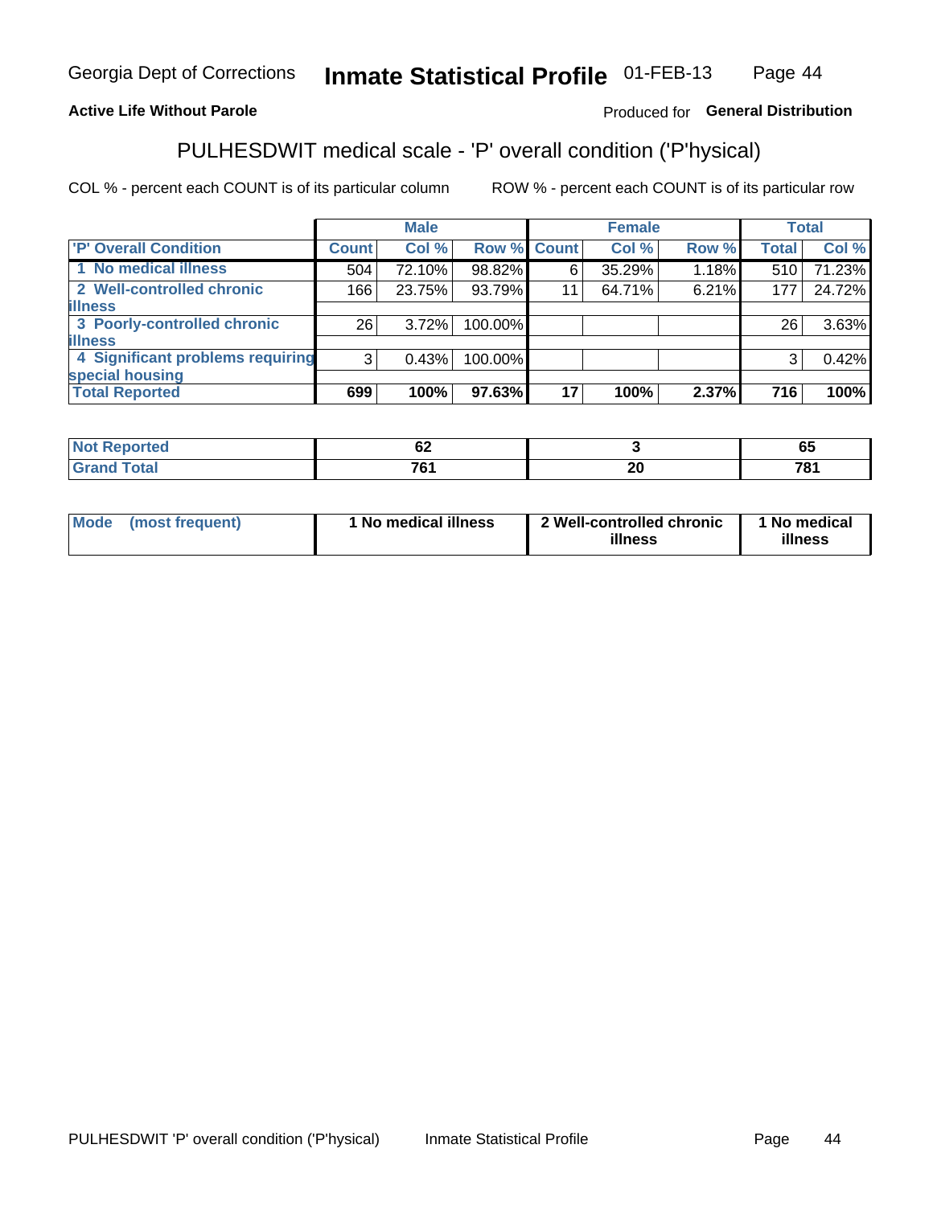Georgia Dept of Corrections **Inmate Statistical Profile** 01-FEB-13

**Active Life Without Parole** Produced for **General Distribution**

## PULHESDWIT medical scale - 'P' overall condition ('P'hysical)

COL % - percent each COUNT is of its particular column ROW % - percent each COUNT is of its particular row

| | Male | | | Female | | | Total | |
|---|---|---|---|---|---|---|---|---|
| 'P' Overall Condition | Count | Col % | Row % | Count | Col % | Row % | Total | Col % |
| 1 No medical illness | 504 | 72.10% | 98.82% | 6 | 35.29% | 1.18% | 510 | 71.23% |
| 2 Well-controlled chronic illness | 166 | 23.75% | 93.79% | 11 | 64.71% | 6.21% | 177 | 24.72% |
| 3 Poorly-controlled chronic illness | 26 | 3.72% | 100.00% | | | | 26 | 3.63% |
| 4 Significant problems requiring special housing | 3 | 0.43% | 100.00% | | | | 3 | 0.42% |
| **Total Reported** | **699** | **100%** | **97.63%** | **17** | **100%** | **2.37%** | **716** | **100%** |

| | Male | Female | Total |
|---|---|---|---|
| **Not Reported** | **62** | **3** | **65** |
| **Grand Total** | **761** | **20** | **781** |

| | Male | Female | Total |
|---|---|---|---|
| **Mode (most frequent)** | **1 No medical illness** | **2 Well-controlled chronic illness** | **1 No medical illness** |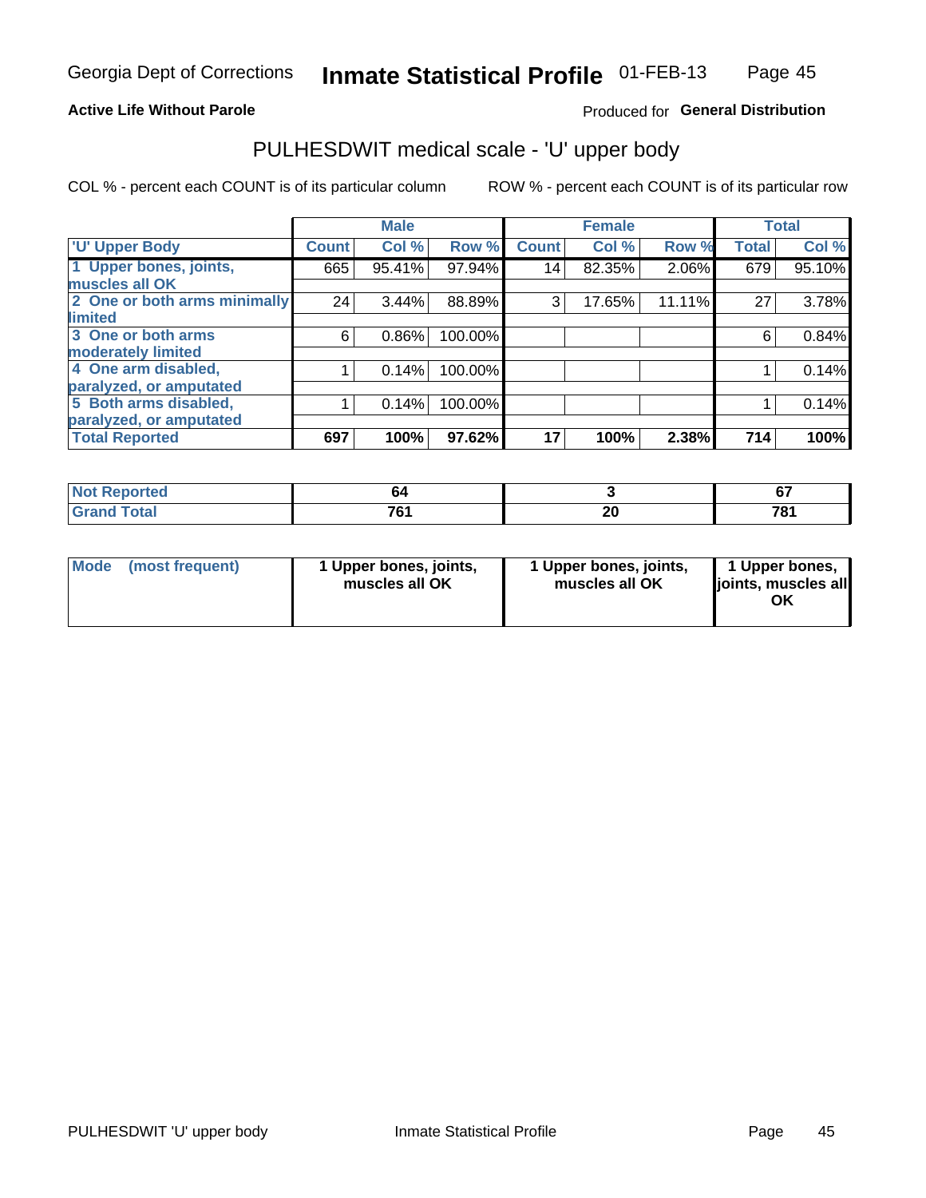Georgia Dept of Corrections **Inmate Statistical Profile** 01-FEB-13

**Active Life Without Parole**

Produced for **General Distribution**

## PULHESDWIT medical scale - 'U' upper body

COL % - percent each COUNT is of its particular column

ROW % - percent each COUNT is of its particular row

| | Male | | | Female | | | Total | |
|---|---|---|---|---|---|---|---|---|
| 'U' Upper Body | Count | Col % | Row % | Count | Col % | Row % | Total | Col % |
| 1 Upper bones, joints, muscles all OK | 665 | 95.41% | 97.94% | 14 | 82.35% | 2.06% | 679 | 95.10% |
| 2 One or both arms minimally limited | 24 | 3.44% | 88.89% | 3 | 17.65% | 11.11% | 27 | 3.78% |
| 3 One or both arms moderately limited | 6 | 0.86% | 100.00% | | | | 6 | 0.84% |
| 4 One arm disabled, paralyzed, or amputated | 1 | 0.14% | 100.00% | | | | 1 | 0.14% |
| 5 Both arms disabled, paralyzed, or amputated | 1 | 0.14% | 100.00% | | | | 1 | 0.14% |
| **Total Reported** | **697** | **100%** | **97.62%** | **17** | **100%** | **2.38%** | **714** | **100%** |

| | Male | Female | Total |
|---|---|---|---|
| Not Reported | 64 | 3 | 67 |
| Grand Total | 761 | 20 | 781 |

| | Male | Female | Total |
|---|---|---|---|
| Mode (most frequent) | 1 Upper bones, joints, muscles all OK | 1 Upper bones, joints, muscles all OK | 1 Upper bones, joints, muscles all OK |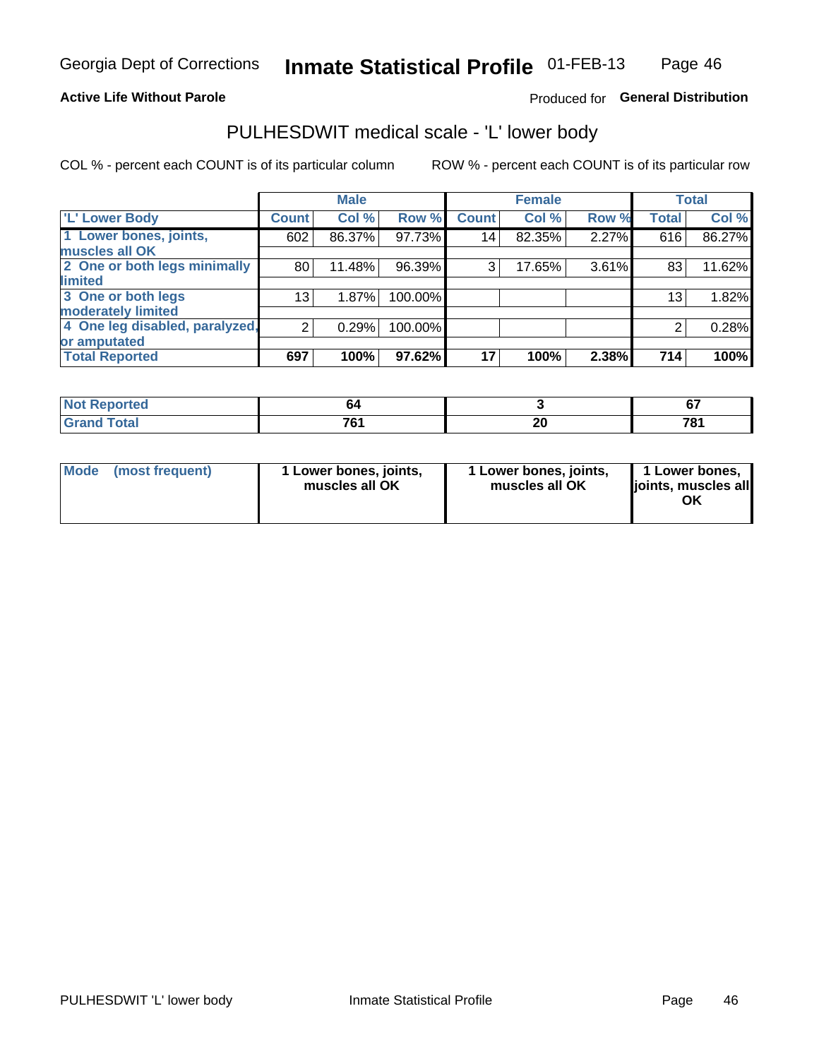Georgia Dept of Corrections **Inmate Statistical Profile** 01-FEB-13

**Active Life Without Parole**

Produced for **General Distribution**

## PULHESDWIT medical scale - 'L' lower body

COL % - percent each COUNT is of its particular column

ROW % - percent each COUNT is of its particular row

| | Male | | | Female | | | Total | |
|---|---|---|---|---|---|---|---|---|
| 'L' Lower Body | Count | Col % | Row % | Count | Col % | Row % | Total | Col % |
| 1 Lower bones, joints, muscles all OK | 602 | 86.37% | 97.73% | 14 | 82.35% | 2.27% | 616 | 86.27% |
| 2 One or both legs minimally limited | 80 | 11.48% | 96.39% | 3 | 17.65% | 3.61% | 83 | 11.62% |
| 3 One or both legs moderately limited | 13 | 1.87% | 100.00% | | | | 13 | 1.82% |
| 4 One leg disabled, paralyzed, or amputated | 2 | 0.29% | 100.00% | | | | 2 | 0.28% |
| **Total Reported** | **697** | **100%** | **97.62%** | **17** | **100%** | **2.38%** | **714** | **100%** |

| | Male | Female | Total |
|---|---|---|---|
| Not Reported | 64 | 3 | 67 |
| Grand Total | 761 | 20 | 781 |

| | Male | Female | Total |
|---|---|---|---|
| Mode (most frequent) | 1 Lower bones, joints, muscles all OK | 1 Lower bones, joints, muscles all OK | 1 Lower bones, joints, muscles all OK |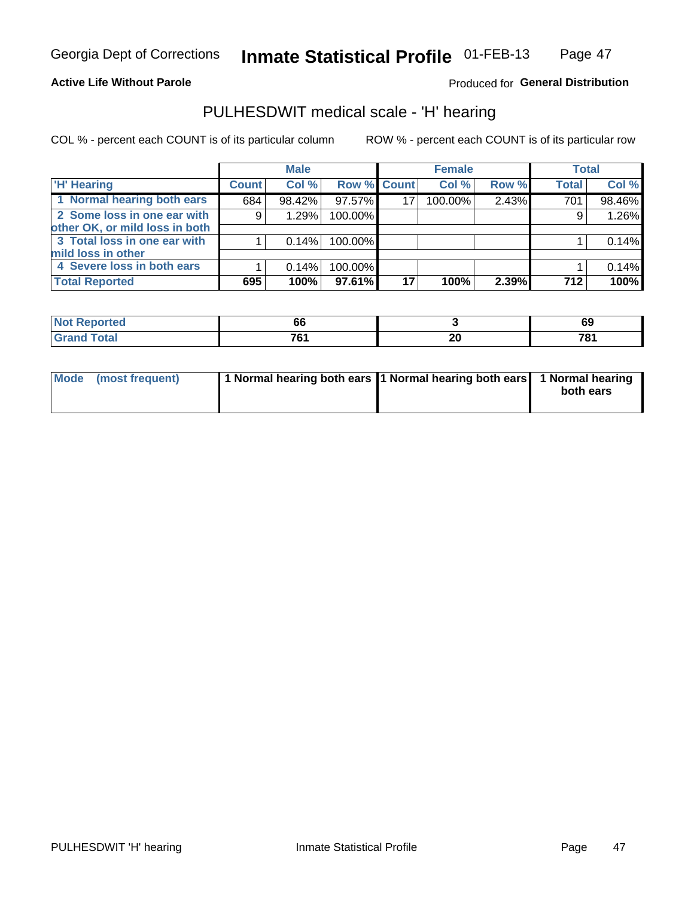Georgia Dept of Corrections **Inmate Statistical Profile** 01-FEB-13

**Active Life Without Parole**

Produced for **General Distribution**

## PULHESDWIT medical scale - 'H' hearing

COL % - percent each COUNT is of its particular column

ROW % - percent each COUNT is of its particular row

| | Male | | | Female | | | Total | |
|---|---|---|---|---|---|---|---|---|
| 'H' Hearing | Count | Col % | Row % | Count | Col % | Row % | Total | Col % |
| 1 Normal hearing both ears | 684 | 98.42% | 97.57% | 17 | 100.00% | 2.43% | 701 | 98.46% |
| 2 Some loss in one ear with other OK, or mild loss in both | 9 | 1.29% | 100.00% | | | | 9 | 1.26% |
| 3 Total loss in one ear with mild loss in other | 1 | 0.14% | 100.00% | | | | 1 | 0.14% |
| 4 Severe loss in both ears | 1 | 0.14% | 100.00% | | | | 1 | 0.14% |
| **Total Reported** | **695** | **100%** | **97.61%** | **17** | **100%** | **2.39%** | **712** | **100%** |

| | Male | Female | Total |
|---|---|---|---|
| Not Reported | 66 | 3 | 69 |
| Grand Total | 761 | 20 | 781 |

| | Male | Female | Total |
|---|---|---|---|
| Mode (most frequent) | 1 Normal hearing both ears | 1 Normal hearing both ears | 1 Normal hearing both ears |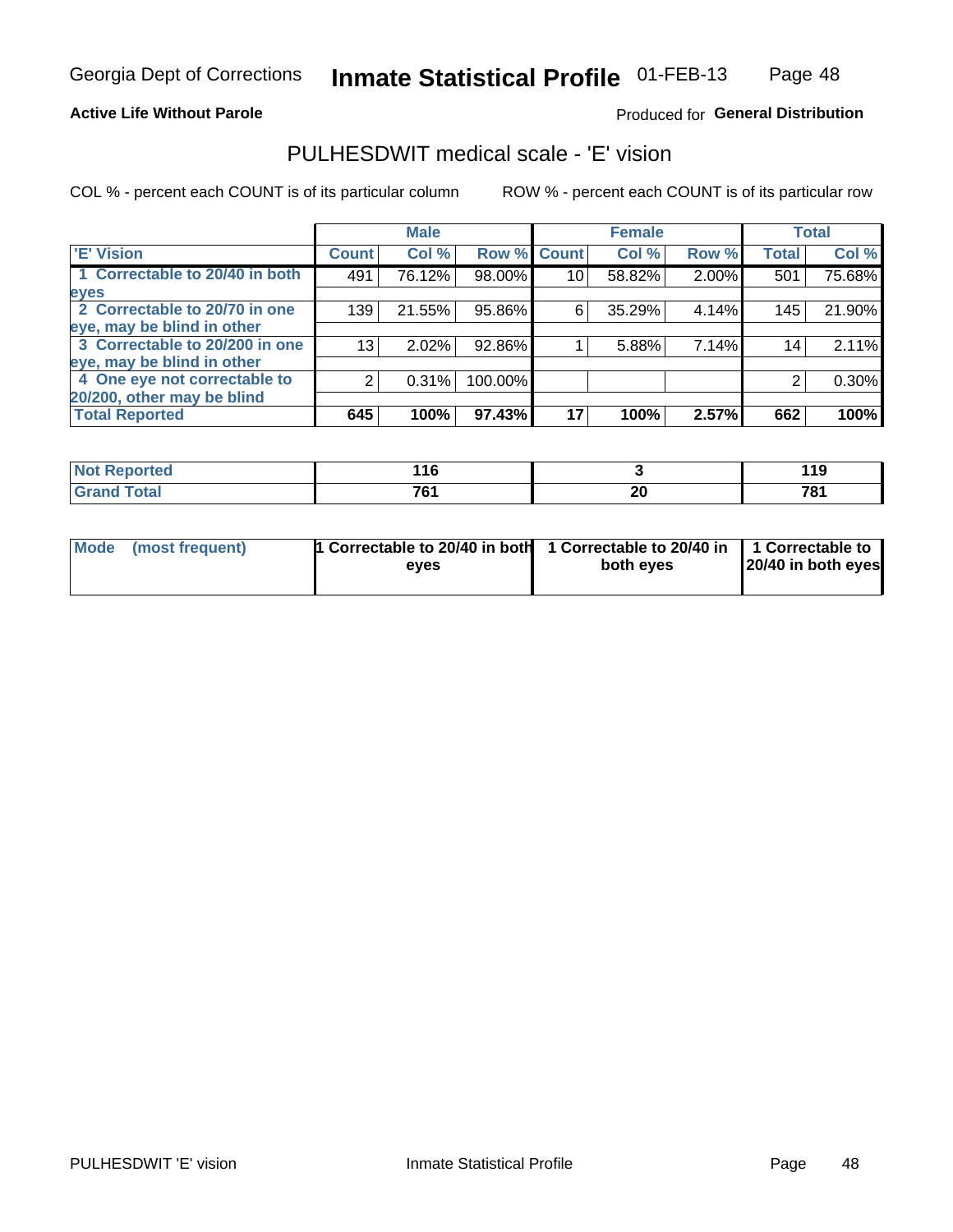Georgia Dept of Corrections **Inmate Statistical Profile** 01-FEB-13

**Active Life Without Parole**

Produced for **General Distribution**

## PULHESDWIT medical scale - 'E' vision

COL % - percent each COUNT is of its particular column

ROW % - percent each COUNT is of its particular row

| | Male | | | Female | | | Total | |
|---|---|---|---|---|---|---|---|---|
| 'E' Vision | Count | Col % | Row % | Count | Col % | Row % | Total | Col % |
| 1 Correctable to 20/40 in both eyes | 491 | 76.12% | 98.00% | 10 | 58.82% | 2.00% | 501 | 75.68% |
| 2 Correctable to 20/70 in one eye, may be blind in other | 139 | 21.55% | 95.86% | 6 | 35.29% | 4.14% | 145 | 21.90% |
| 3 Correctable to 20/200 in one eye, may be blind in other | 13 | 2.02% | 92.86% | 1 | 5.88% | 7.14% | 14 | 2.11% |
| 4 One eye not correctable to 20/200, other may be blind | 2 | 0.31% | 100.00% | | | | 2 | 0.30% |
| **Total Reported** | **645** | **100%** | **97.43%** | **17** | **100%** | **2.57%** | **662** | **100%** |

| | Male | Female | Total |
|---|---|---|---|
| Not Reported | 116 | 3 | 119 |
| Grand Total | 761 | 20 | 781 |

| | Male | Female | Total |
|---|---|---|---|
| Mode (most frequent) | 1 Correctable to 20/40 in both eyes | 1 Correctable to 20/40 in both eyes | 1 Correctable to 20/40 in both eyes |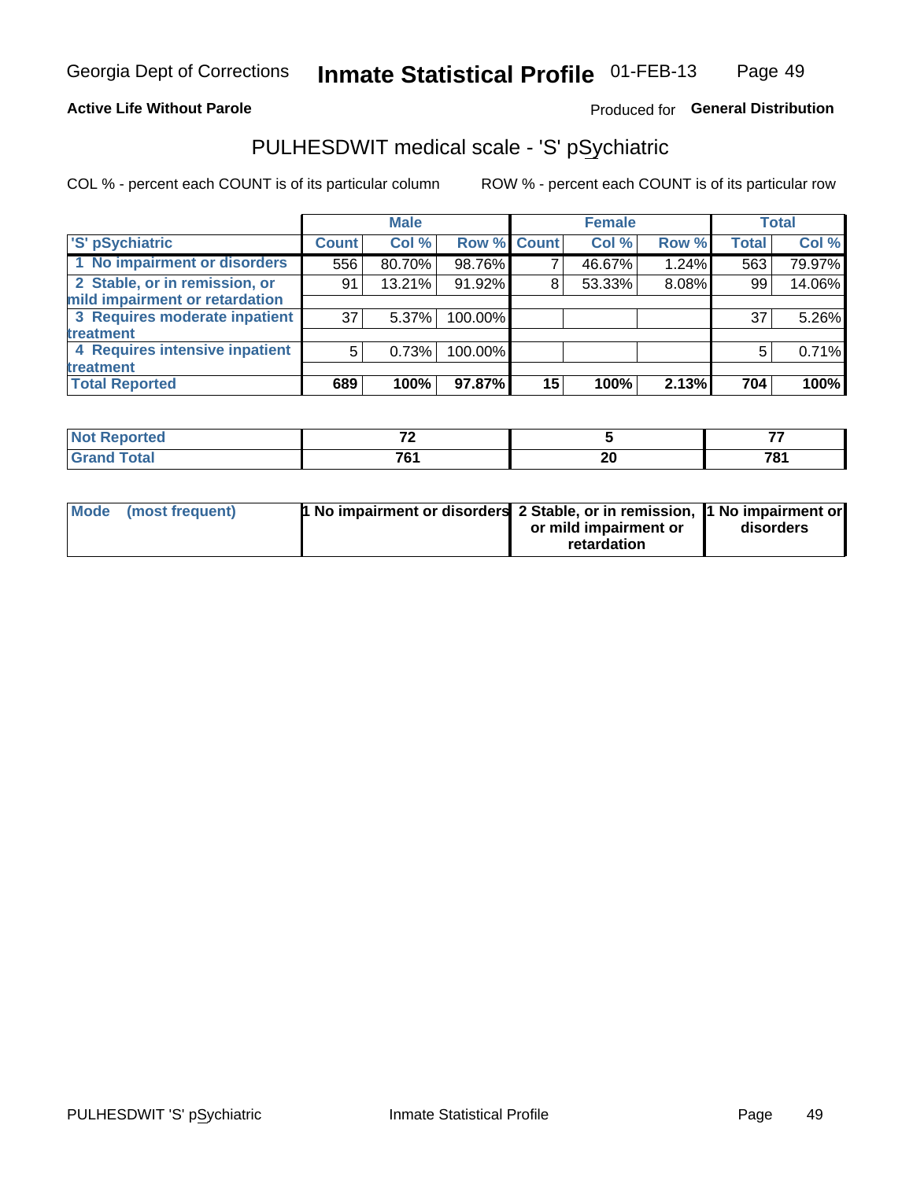Georgia Dept of Corrections **Inmate Statistical Profile** 01-FEB-13

**Active Life Without Parole** Produced for **General Distribution**

## PULHESDWIT medical scale - 'S' pSychiatric

COL % - percent each COUNT is of its particular column ROW % - percent each COUNT is of its particular row

| | Male | | | Female | | | Total | |
|---|---|---|---|---|---|---|---|---|
| 'S' pSychiatric | Count | Col % | Row % | Count | Col % | Row % | Total | Col % |
| 1 No impairment or disorders | 556 | 80.70% | 98.76% | 7 | 46.67% | 1.24% | 563 | 79.97% |
| 2 Stable, or in remission, or mild impairment or retardation | 91 | 13.21% | 91.92% | 8 | 53.33% | 8.08% | 99 | 14.06% |
| 3 Requires moderate inpatient treatment | 37 | 5.37% | 100.00% | | | | 37 | 5.26% |
| 4 Requires intensive inpatient treatment | 5 | 0.73% | 100.00% | | | | 5 | 0.71% |
| **Total Reported** | **689** | **100%** | **97.87%** | **15** | **100%** | **2.13%** | **704** | **100%** |

| | Male | Female | Total |
|---|---|---|---|
| Not Reported | 72 | 5 | 77 |
| Grand Total | 761 | 20 | 781 |

| | Male | Female | Total |
|---|---|---|---|
| Mode (most frequent) | 1 No impairment or disorders | 2 Stable, or in remission, or mild impairment or retardation | 1 No impairment or disorders |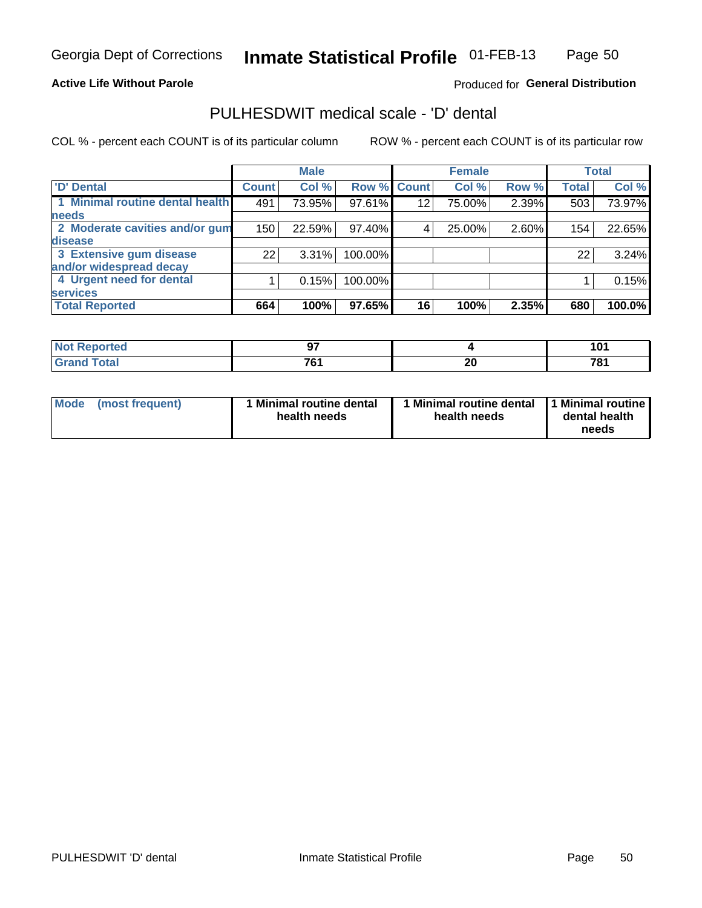Georgia Dept of Corrections **Inmate Statistical Profile** 01-FEB-13

**Active Life Without Parole**

Produced for **General Distribution**

## PULHESDWIT medical scale - 'D' dental

COL % - percent each COUNT is of its particular column

ROW % - percent each COUNT is of its particular row

| | Male | | | Female | | | Total | |
|---|---|---|---|---|---|---|---|---|
| **'D' Dental** | **Count** | **Col %** | **Row %** | **Count** | **Col %** | **Row %** | **Total** | **Col %** |
| **1 Minimal routine dental health needs** | 491 | 73.95% | 97.61% | 12 | 75.00% | 2.39% | 503 | 73.97% |
| **2 Moderate cavities and/or gum disease** | 150 | 22.59% | 97.40% | 4 | 25.00% | 2.60% | 154 | 22.65% |
| **3 Extensive gum disease and/or widespread decay** | 22 | 3.31% | 100.00% | | | | 22 | 3.24% |
| **4 Urgent need for dental services** | 1 | 0.15% | 100.00% | | | | 1 | 0.15% |
| **Total Reported** | **664** | **100%** | **97.65%** | **16** | **100%** | **2.35%** | **680** | **100.0%** |

| | Male | Female | Total |
|---|---|---|---|
| **Not Reported** | **97** | **4** | **101** |
| **Grand Total** | **761** | **20** | **781** |

| | Male | Female | Total |
|---|---|---|---|
| **Mode (most frequent)** | **1 Minimal routine dental health needs** | **1 Minimal routine dental health needs** | **1 Minimal routine dental health needs** |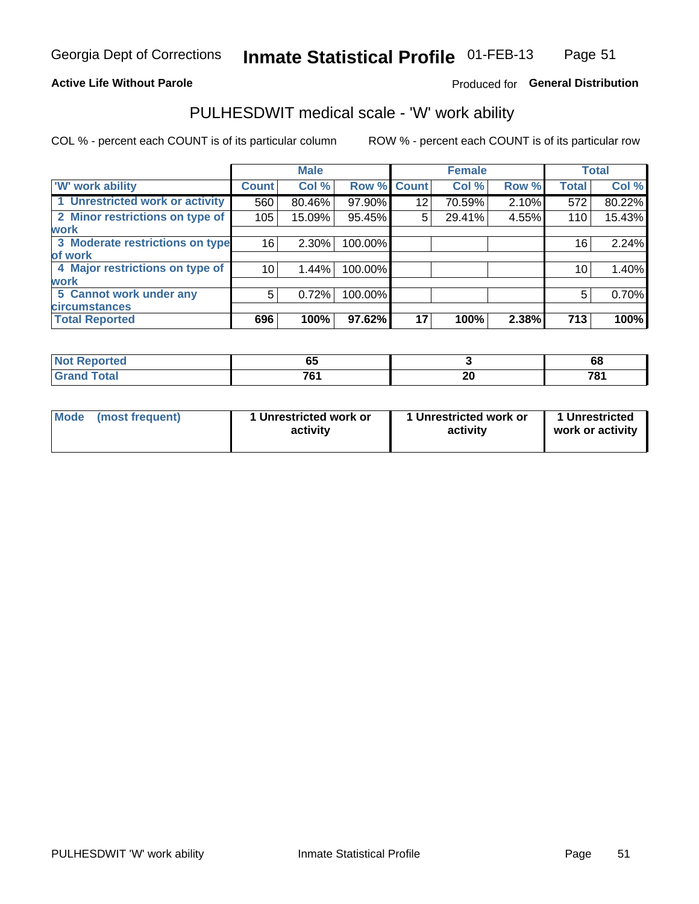Georgia Dept of Corrections **Inmate Statistical Profile** 01-FEB-13

**Active Life Without Parole**

Produced for **General Distribution**

## PULHESDWIT medical scale - 'W' work ability

COL % - percent each COUNT is of its particular column

ROW % - percent each COUNT is of its particular row

| | Male | | | Female | | | Total | |
|---|---|---|---|---|---|---|---|---|
| 'W' work ability | Count | Col % | Row % | Count | Col % | Row % | Total | Col % |
| 1 Unrestricted work or activity | 560 | 80.46% | 97.90% | 12 | 70.59% | 2.10% | 572 | 80.22% |
| 2 Minor restrictions on type of work | 105 | 15.09% | 95.45% | 5 | 29.41% | 4.55% | 110 | 15.43% |
| 3 Moderate restrictions on type of work | 16 | 2.30% | 100.00% | | | | 16 | 2.24% |
| 4 Major restrictions on type of work | 10 | 1.44% | 100.00% | | | | 10 | 1.40% |
| 5 Cannot work under any circumstances | 5 | 0.72% | 100.00% | | | | 5 | 0.70% |
| **Total Reported** | **696** | **100%** | **97.62%** | **17** | **100%** | **2.38%** | **713** | **100%** |

| | Male | Female | Total |
|---|---|---|---|
| Not Reported | 65 | 3 | 68 |
| Grand Total | 761 | 20 | 781 |

| | Male | Female | Total |
|---|---|---|---|
| Mode (most frequent) | 1 Unrestricted work or activity | 1 Unrestricted work or activity | 1 Unrestricted work or activity |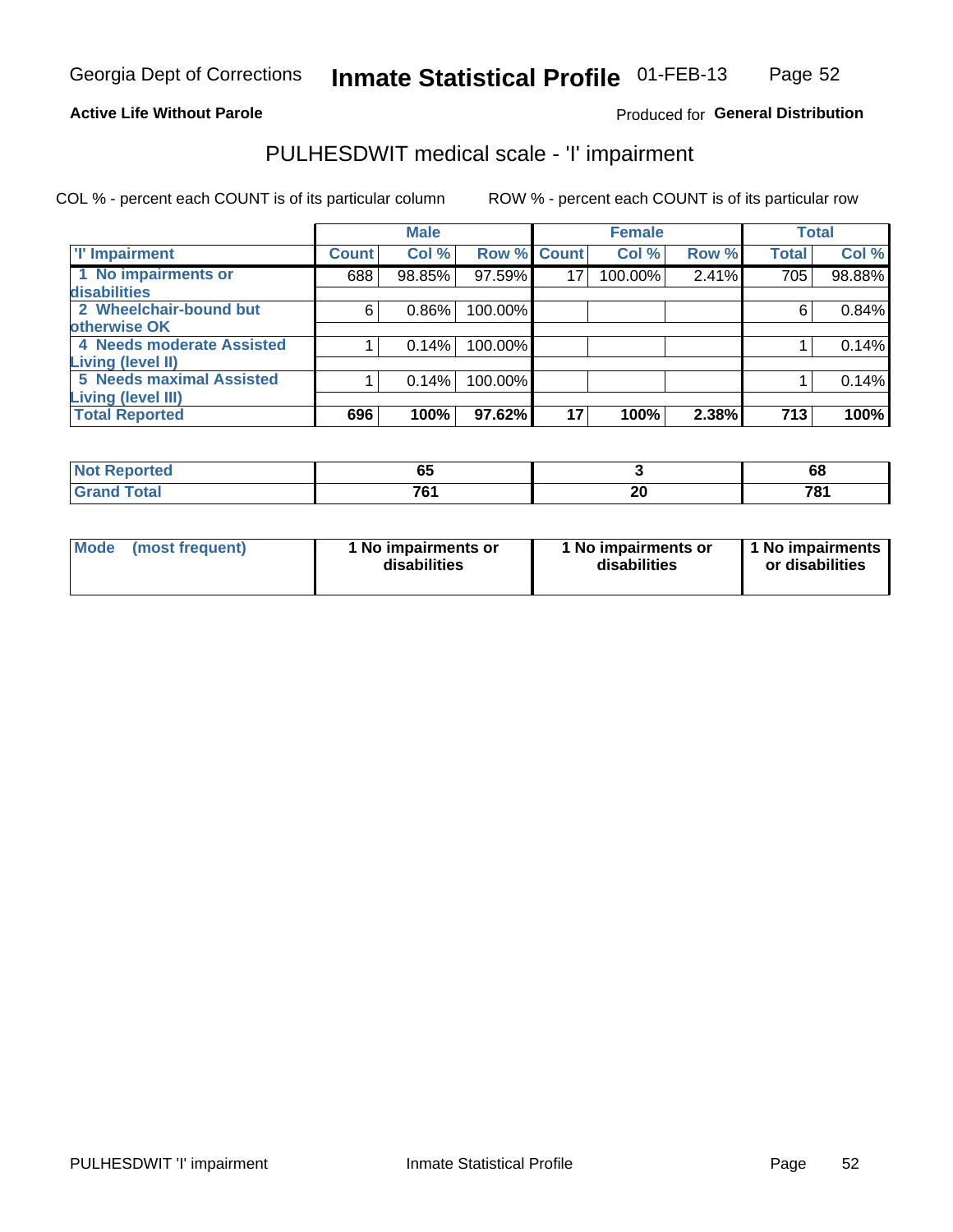Georgia Dept of Corrections **Inmate Statistical Profile** 01-FEB-13

**Active Life Without Parole** Produced for **General Distribution**

## PULHESDWIT medical scale - 'I' impairment

COL % - percent each COUNT is of its particular column ROW % - percent each COUNT is of its particular row

| | Male | | | Female | | | Total | |
|---|---|---|---|---|---|---|---|---|
| 'I' Impairment | Count | Col % | Row % | Count | Col % | Row % | Total | Col % |
| 1 No impairments or disabilities | 688 | 98.85% | 97.59% | 17 | 100.00% | 2.41% | 705 | 98.88% |
| 2 Wheelchair-bound but otherwise OK | 6 | 0.86% | 100.00% | | | | 6 | 0.84% |
| 4 Needs moderate Assisted Living (level II) | 1 | 0.14% | 100.00% | | | | 1 | 0.14% |
| 5 Needs maximal Assisted Living (level III) | 1 | 0.14% | 100.00% | | | | 1 | 0.14% |
| **Total Reported** | **696** | **100%** | **97.62%** | **17** | **100%** | **2.38%** | **713** | **100%** |

| | Male | Female | Total |
|---|---|---|---|
| Not Reported | 65 | 3 | 68 |
| Grand Total | 761 | 20 | 781 |

| | Male | Female | Total |
|---|---|---|---|
| Mode (most frequent) | 1 No impairments or disabilities | 1 No impairments or disabilities | 1 No impairments or disabilities |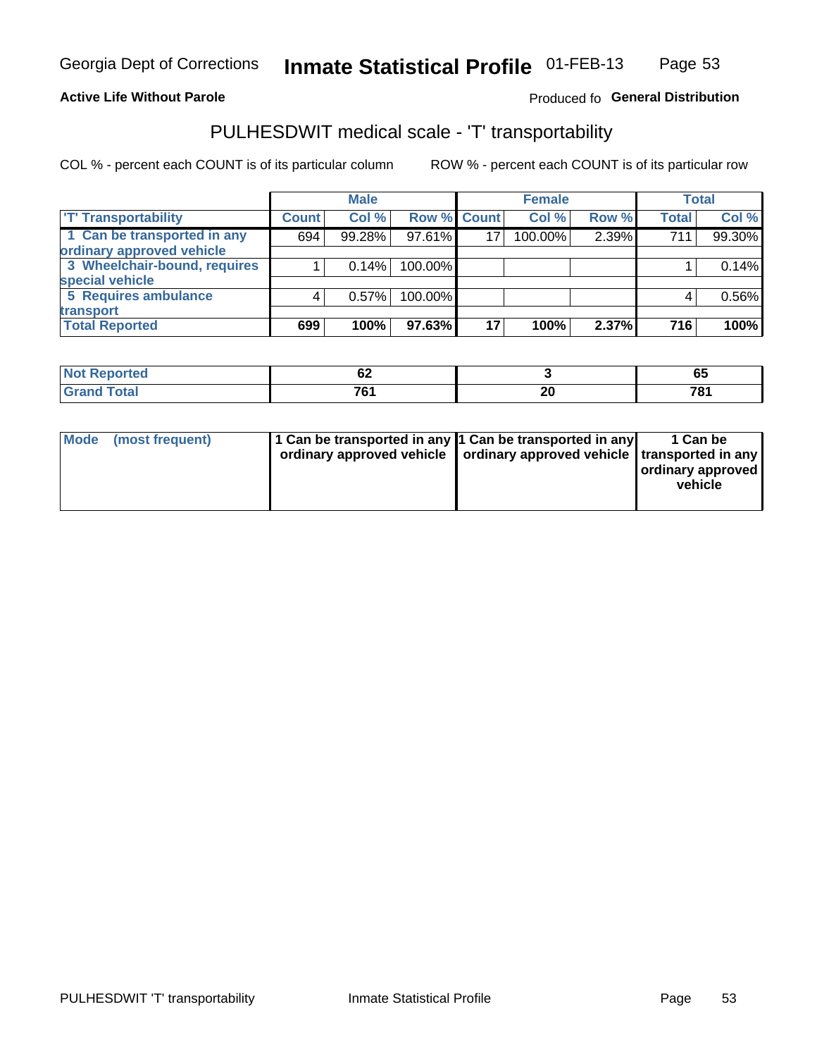Georgia Dept of Corrections **Inmate Statistical Profile** 01-FEB-13

**Active Life Without Parole** Produced fo **General Distribution**

## PULHESDWIT medical scale - 'T' transportability

COL % - percent each COUNT is of its particular column ROW % - percent each COUNT is of its particular row

| | Male | | | Female | | | Total | |
|---|---|---|---|---|---|---|---|---|
| 'T' Transportability | Count | Col % | Row % | Count | Col % | Row % | Total | Col % |
| 1 Can be transported in any ordinary approved vehicle | 694 | 99.28% | 97.61% | 17 | 100.00% | 2.39% | 711 | 99.30% |
| 3 Wheelchair-bound, requires special vehicle | 1 | 0.14% | 100.00% | | | | 1 | 0.14% |
| 5 Requires ambulance transport | 4 | 0.57% | 100.00% | | | | 4 | 0.56% |
| **Total Reported** | **699** | **100%** | **97.63%** | **17** | **100%** | **2.37%** | **716** | **100%** |

| | Male | Female | Total |
|---|---|---|---|
| Not Reported | 62 | 3 | 65 |
| Grand Total | 761 | 20 | 781 |

| | Male | Female | Total |
|---|---|---|---|
| Mode (most frequent) | 1 Can be transported in any ordinary approved vehicle | 1 Can be transported in any ordinary approved vehicle | 1 Can be transported in any ordinary approved vehicle |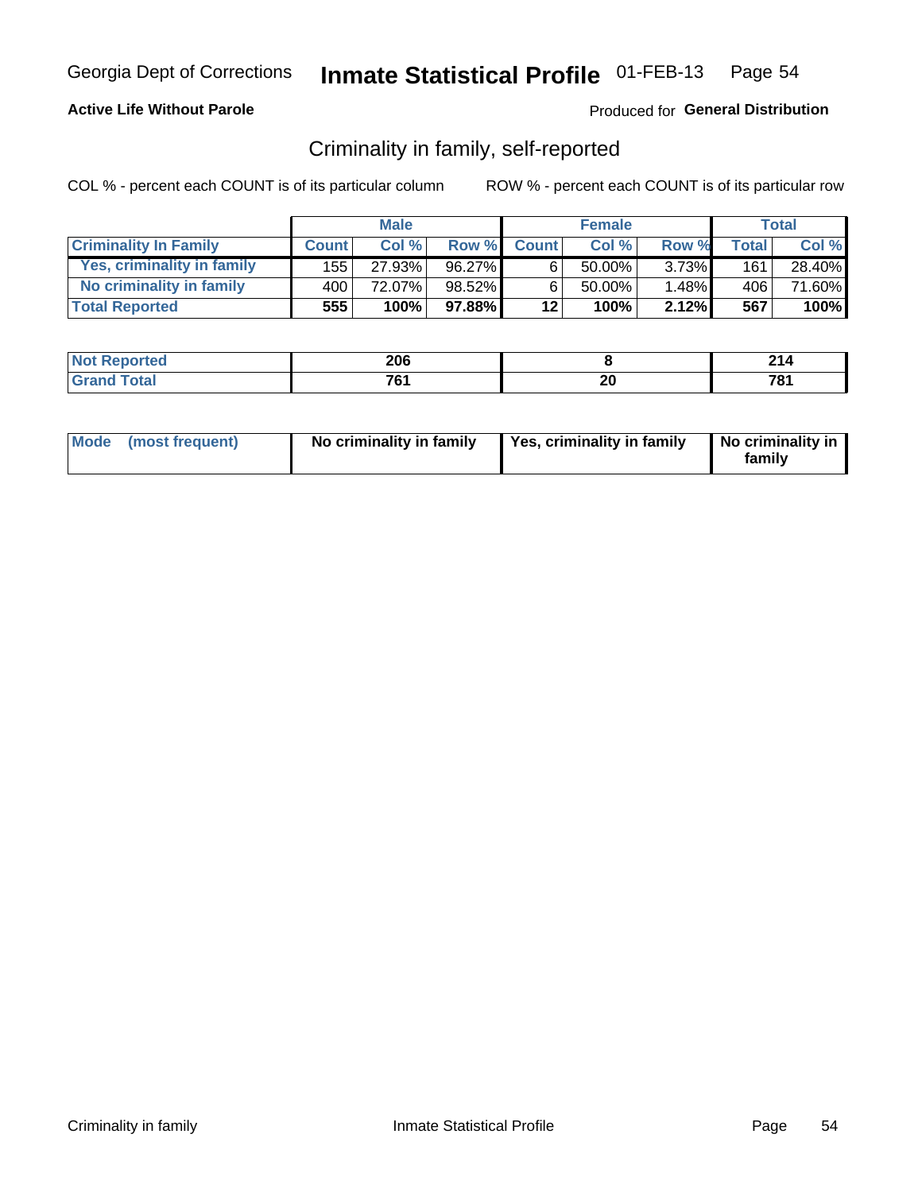Georgia Dept of Corrections **Inmate Statistical Profile** 01-FEB-13

**Active Life Without Parole**

Produced for **General Distribution**

## Criminality in family, self-reported

COL % - percent each COUNT is of its particular column    ROW % - percent each COUNT is of its particular row

| | Male | | | Female | | | Total | |
|---|---|---|---|---|---|---|---|---|
| **Criminality In Family** | **Count** | **Col %** | **Row %** | **Count** | **Col %** | **Row %** | **Total** | **Col %** |
| Yes, criminality in family | 155 | 27.93% | 96.27% | 6 | 50.00% | 3.73% | 161 | 28.40% |
| No criminality in family | 400 | 72.07% | 98.52% | 6 | 50.00% | 1.48% | 406 | 71.60% |
| **Total Reported** | **555** | **100%** | **97.88%** | **12** | **100%** | **2.12%** | **567** | **100%** |

| | Male | Female | Total |
|---|---|---|---|
| Not Reported | 206 | 8 | 214 |
| Grand Total | 761 | 20 | 781 |

| | Male | Female | Total |
|---|---|---|---|
| Mode (most frequent) | No criminality in family | Yes, criminality in family | No criminality in family |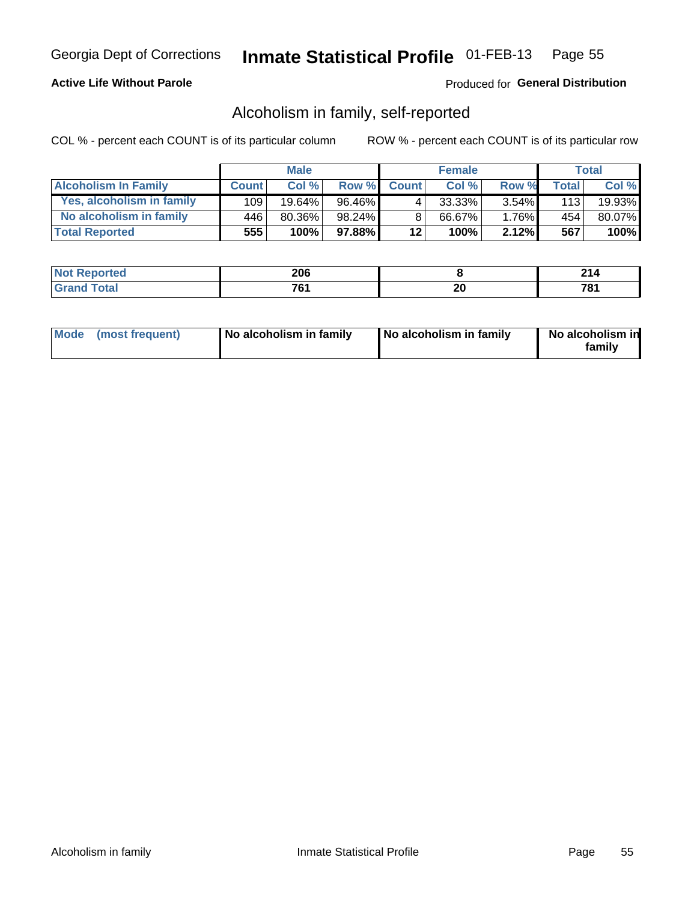Georgia Dept of Corrections **Inmate Statistical Profile** 01-FEB-13

**Active Life Without Parole**

Produced for **General Distribution**

## Alcoholism in family, self-reported

COL % - percent each COUNT is of its particular column

ROW % - percent each COUNT is of its particular row

| | Male | | | Female | | | Total | |
|---|---|---|---|---|---|---|---|---|
| **Alcoholism In Family** | **Count** | **Col %** | **Row %** | **Count** | **Col %** | **Row %** | **Total** | **Col %** |
| **Yes, alcoholism in family** | 109 | 19.64% | 96.46% | 4 | 33.33% | 3.54% | 113 | 19.93% |
| **No alcoholism in family** | 446 | 80.36% | 98.24% | 8 | 66.67% | 1.76% | 454 | 80.07% |
| **Total Reported** | **555** | **100%** | **97.88%** | **12** | **100%** | **2.12%** | **567** | **100%** |

| | Male | Female | Total |
|---|---|---|---|
| **Not Reported** | **206** | **8** | **214** |
| **Grand Total** | **761** | **20** | **781** |

| | Male | Female | Total |
|---|---|---|---|
| **Mode (most frequent)** | **No alcoholism in family** | **No alcoholism in family** | **No alcoholism in family** |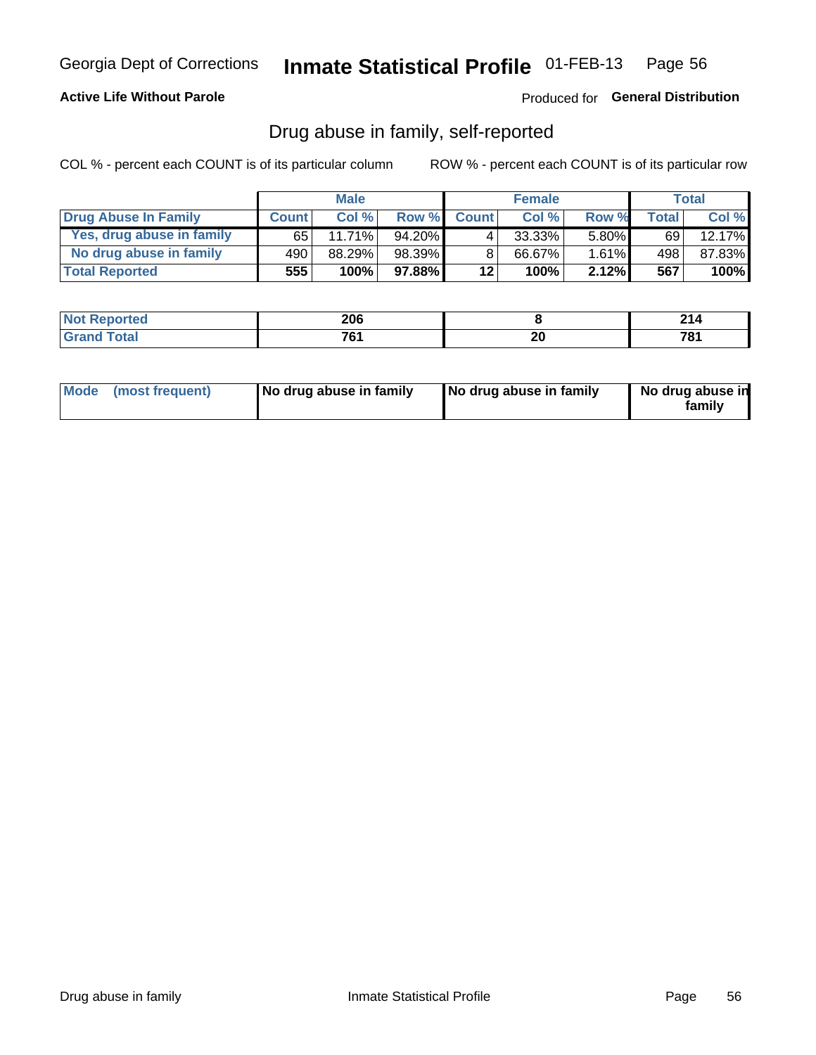Georgia Dept of Corrections **Inmate Statistical Profile** 01-FEB-13

**Active Life Without Parole**

Produced for **General Distribution**

## Drug abuse in family, self-reported

COL % - percent each COUNT is of its particular column

ROW % - percent each COUNT is of its particular row

| | Male | | | Female | | | Total | |
|---|---|---|---|---|---|---|---|---|
| **Drug Abuse In Family** | **Count** | **Col %** | **Row %** | **Count** | **Col %** | **Row %** | **Total** | **Col %** |
| Yes, drug abuse in family | 65 | 11.71% | 94.20% | 4 | 33.33% | 5.80% | 69 | 12.17% |
| No drug abuse in family | 490 | 88.29% | 98.39% | 8 | 66.67% | 1.61% | 498 | 87.83% |
| **Total Reported** | **555** | **100%** | **97.88%** | **12** | **100%** | **2.12%** | **567** | **100%** |

| | Male | Female | Total |
|---|---|---|---|
| **Not Reported** | **206** | **8** | **214** |
| **Grand Total** | **761** | **20** | **781** |

| | Male | Female | Total |
|---|---|---|---|
| **Mode (most frequent)** | **No drug abuse in family** | **No drug abuse in family** | **No drug abuse in family** |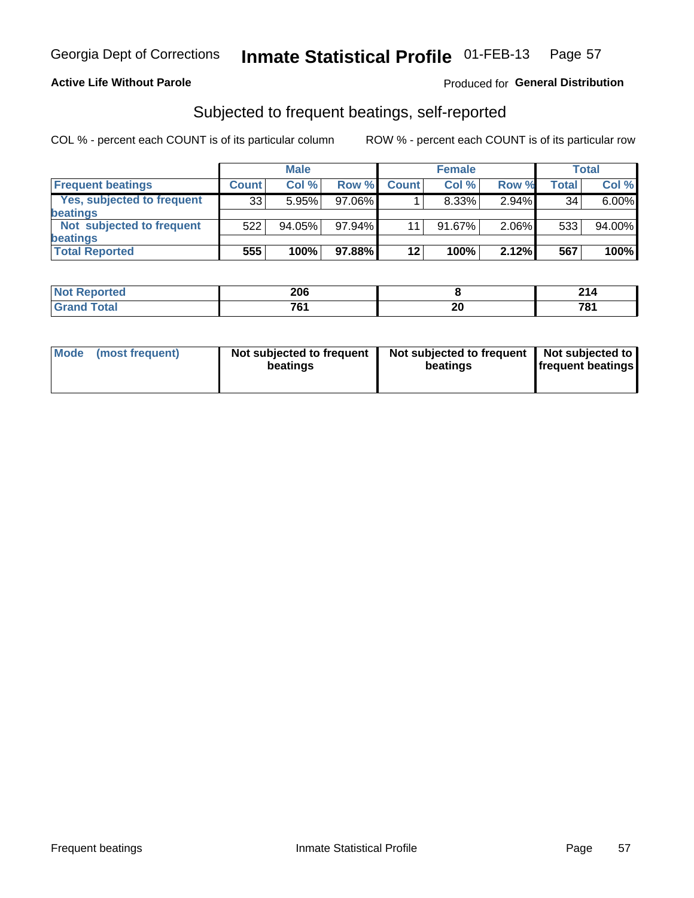Georgia Dept of Corrections **Inmate Statistical Profile** 01-FEB-13

**Active Life Without Parole**

Produced for **General Distribution**

## Subjected to frequent beatings, self-reported

COL % - percent each COUNT is of its particular column

ROW % - percent each COUNT is of its particular row

| | Male | | | Female | | | Total | |
|---|---|---|---|---|---|---|---|---|
| **Frequent beatings** | **Count** | **Col %** | **Row %** | **Count** | **Col %** | **Row %** | **Total** | **Col %** |
| **Yes, subjected to frequent beatings** | 33 | 5.95% | 97.06% | 1 | 8.33% | 2.94% | 34 | 6.00% |
| **Not subjected to frequent beatings** | 522 | 94.05% | 97.94% | 11 | 91.67% | 2.06% | 533 | 94.00% |
| **Total Reported** | **555** | **100%** | **97.88%** | **12** | **100%** | **2.12%** | **567** | **100%** |

| | Male | Female | Total |
|---|---|---|---|
| **Not Reported** | **206** | **8** | **214** |
| **Grand Total** | **761** | **20** | **781** |

| | Male | Female | Total |
|---|---|---|---|
| **Mode (most frequent)** | **Not subjected to frequent beatings** | **Not subjected to frequent beatings** | **Not subjected to frequent beatings** |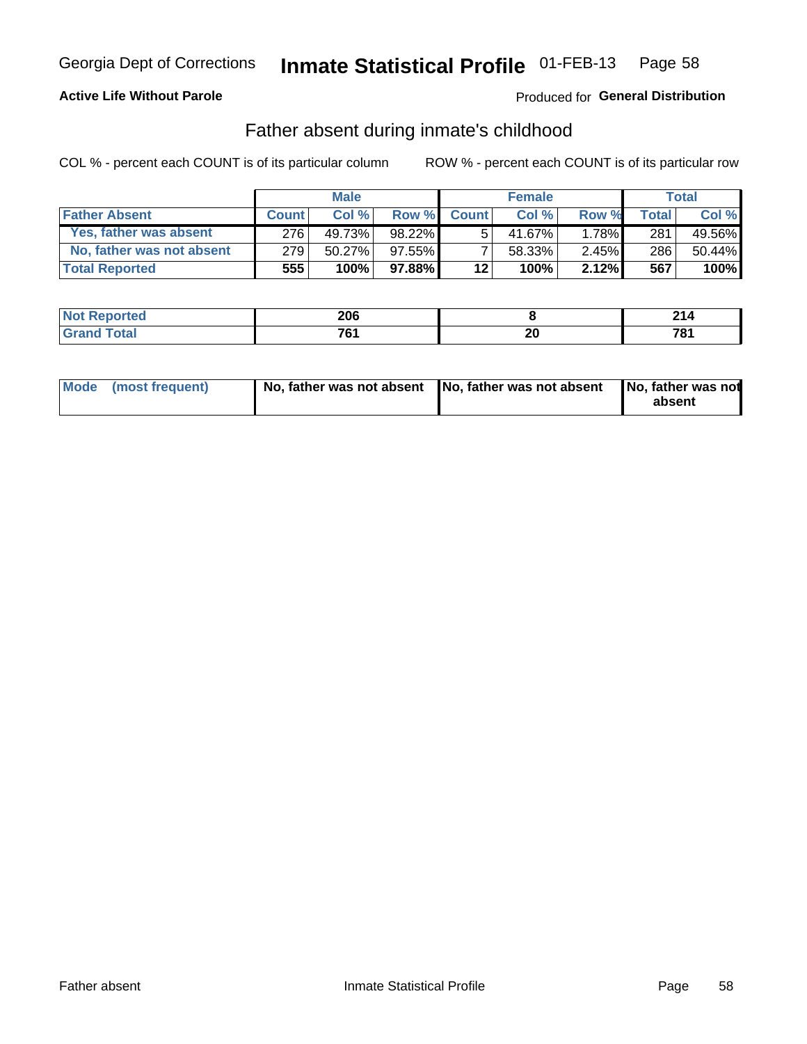Georgia Dept of Corrections **Inmate Statistical Profile** 01-FEB-13

**Active Life Without Parole**

Produced for **General Distribution**

## Father absent during inmate's childhood

COL % - percent each COUNT is of its particular column

ROW % - percent each COUNT is of its particular row

| | Male | | | Female | | | Total | |
|---|---|---|---|---|---|---|---|---|
| **Father Absent** | **Count** | **Col %** | **Row %** | **Count** | **Col %** | **Row %** | **Total** | **Col %** |
| Yes, father was absent | 276 | 49.73% | 98.22% | 5 | 41.67% | 1.78% | 281 | 49.56% |
| No, father was not absent | 279 | 50.27% | 97.55% | 7 | 58.33% | 2.45% | 286 | 50.44% |
| **Total Reported** | **555** | **100%** | **97.88%** | **12** | **100%** | **2.12%** | **567** | **100%** |

| | Male | Female | Total |
|---|---|---|---|
| **Not Reported** | **206** | **8** | **214** |
| **Grand Total** | **761** | **20** | **781** |

| | Male | Female | Total |
|---|---|---|---|
| **Mode (most frequent)** | **No, father was not absent** | **No, father was not absent** | **No, father was not absent** |

Father absent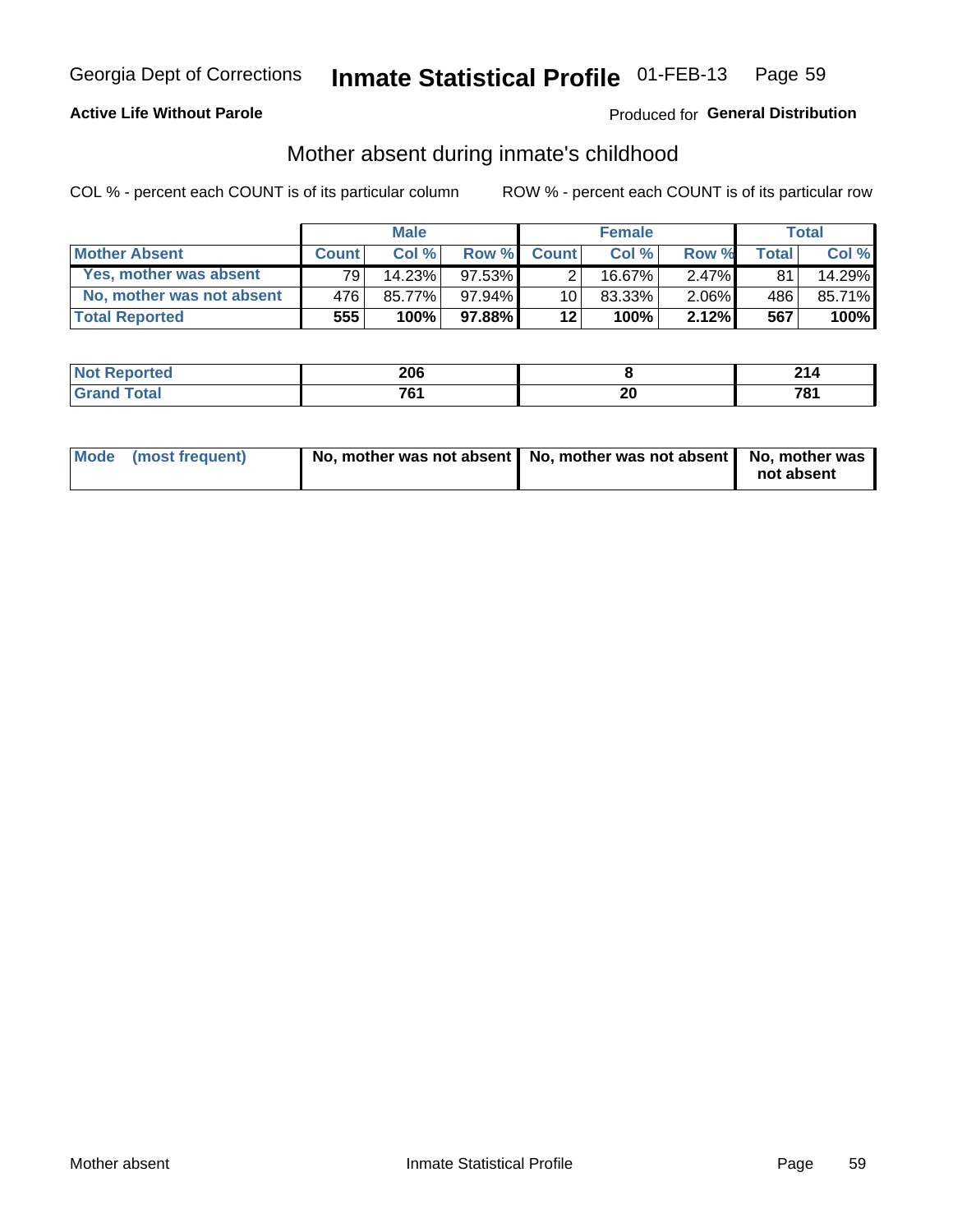Georgia Dept of Corrections **Inmate Statistical Profile** 01-FEB-13

**Active Life Without Parole**

Produced for **General Distribution**

## Mother absent during inmate's childhood

COL % - percent each COUNT is of its particular column ROW % - percent each COUNT is of its particular row

| | Male | | | Female | | | Total | |
|---|---|---|---|---|---|---|---|---|
| **Mother Absent** | **Count** | **Col %** | **Row %** | **Count** | **Col %** | **Row %** | **Total** | **Col %** |
| Yes, mother was absent | 79 | 14.23% | 97.53% | 2 | 16.67% | 2.47% | 81 | 14.29% |
| No, mother was not absent | 476 | 85.77% | 97.94% | 10 | 83.33% | 2.06% | 486 | 85.71% |
| **Total Reported** | **555** | **100%** | **97.88%** | **12** | **100%** | **2.12%** | **567** | **100%** |

| | Male | Female | Total |
|---|---|---|---|
| **Not Reported** | **206** | **8** | **214** |
| **Grand Total** | **761** | **20** | **781** |

| | Male | Female | Total |
|---|---|---|---|
| **Mode (most frequent)** | **No, mother was not absent** | **No, mother was not absent** | **No, mother was not absent** |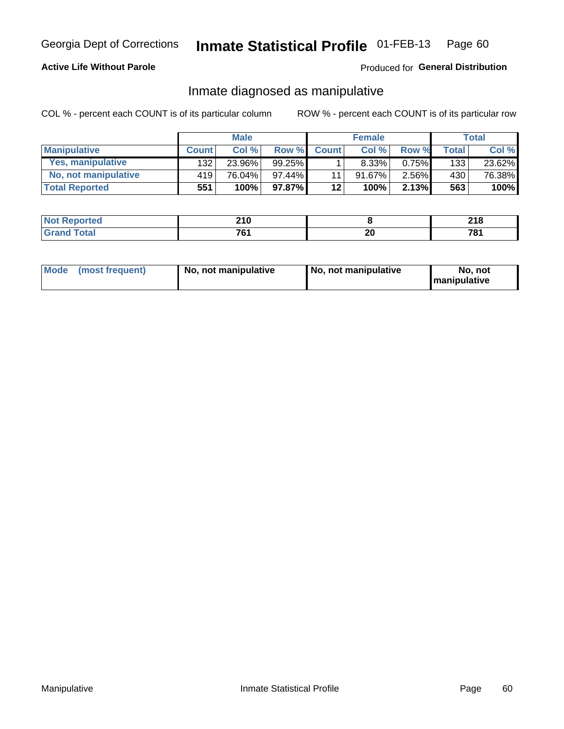Georgia Dept of Corrections **Inmate Statistical Profile** 01-FEB-13

**Active Life Without Parole**

Produced for **General Distribution**

## Inmate diagnosed as manipulative

COL % - percent each COUNT is of its particular column

ROW % - percent each COUNT is of its particular row

| | Male | | | Female | | | Total | |
|---|---|---|---|---|---|---|---|---|
| **Manipulative** | **Count** | **Col %** | **Row %** | **Count** | **Col %** | **Row %** | **Total** | **Col %** |
| **Yes, manipulative** | 132 | 23.96% | 99.25% | 1 | 8.33% | 0.75% | 133 | 23.62% |
| **No, not manipulative** | 419 | 76.04% | 97.44% | 11 | 91.67% | 2.56% | 430 | 76.38% |
| **Total Reported** | **551** | **100%** | **97.87%** | **12** | **100%** | **2.13%** | **563** | **100%** |

| | Male | Female | Total |
|---|---|---|---|
| **Not Reported** | **210** | **8** | **218** |
| **Grand Total** | **761** | **20** | **781** |

| | Male | Female | Total |
|---|---|---|---|
| **Mode (most frequent)** | **No, not manipulative** | **No, not manipulative** | **No, not manipulative** |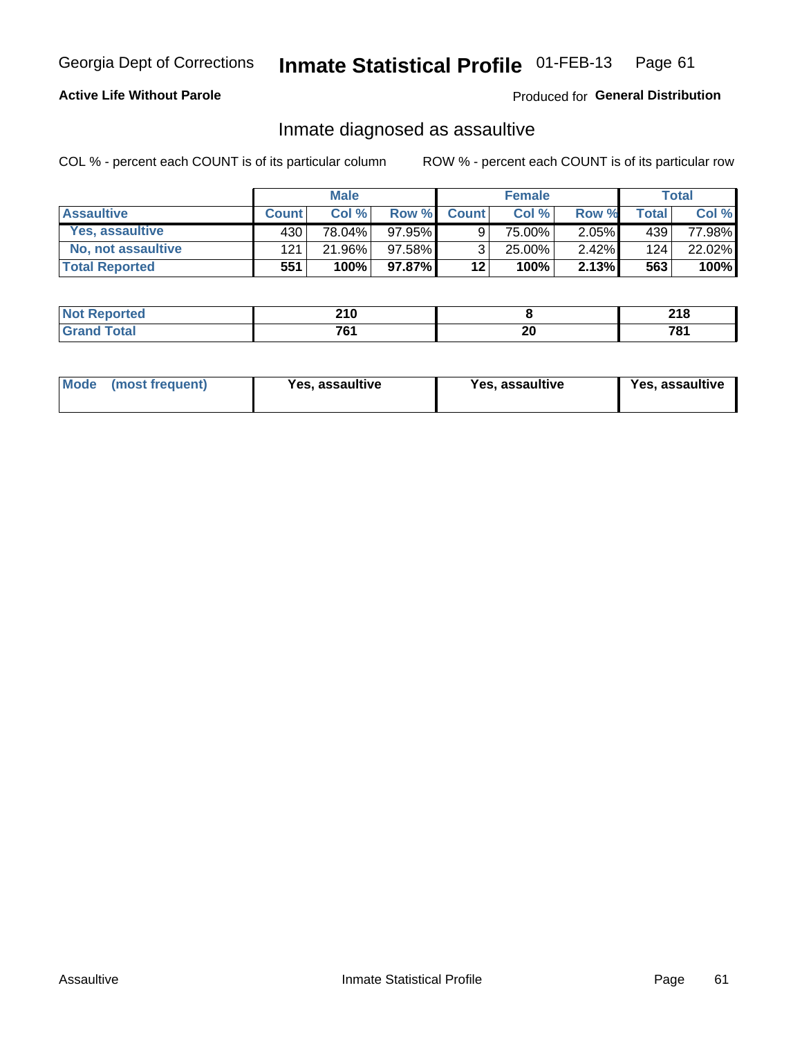Georgia Dept of Corrections **Inmate Statistical Profile** 01-FEB-13

**Active Life Without Parole**

Produced for **General Distribution**

## Inmate diagnosed as assaultive

COL % - percent each COUNT is of its particular column

ROW % - percent each COUNT is of its particular row

| | Male | | | Female | | | Total | |
|---|---|---|---|---|---|---|---|---|
| **Assaultive** | **Count** | **Col %** | **Row %** | **Count** | **Col %** | **Row %** | **Total** | **Col %** |
| **Yes, assaultive** | 430 | 78.04% | 97.95% | 9 | 75.00% | 2.05% | 439 | 77.98% |
| **No, not assaultive** | 121 | 21.96% | 97.58% | 3 | 25.00% | 2.42% | 124 | 22.02% |
| **Total Reported** | **551** | **100%** | **97.87%** | **12** | **100%** | **2.13%** | **563** | **100%** |

| | Male | Female | Total |
|---|---|---|---|
| **Not Reported** | **210** | **8** | **218** |
| **Grand Total** | **761** | **20** | **781** |

| | Male | Female | Total |
|---|---|---|---|
| **Mode (most frequent)** | **Yes, assaultive** | **Yes, assaultive** | **Yes, assaultive** |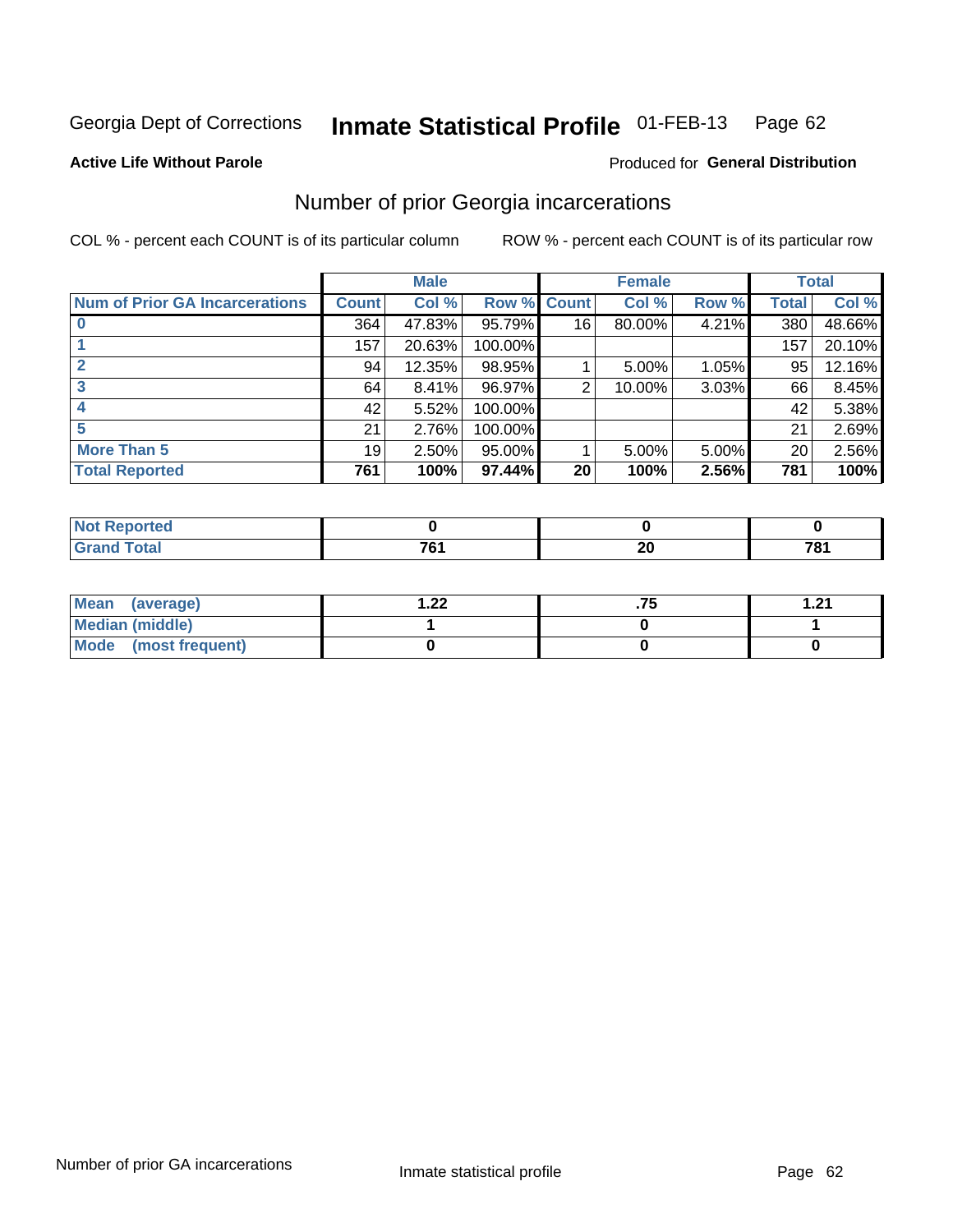Georgia Dept of Corrections **Inmate Statistical Profile** 01-FEB-13

**Active Life Without Parole**

Produced for **General Distribution**

## Number of prior Georgia incarcerations

COL % - percent each COUNT is of its particular column

ROW % - percent each COUNT is of its particular row

| | Male | | | Female | | | Total | |
|---|---|---|---|---|---|---|---|---|
| **Num of Prior GA Incarcerations** | **Count** | **Col %** | **Row %** | **Count** | **Col %** | **Row %** | **Total** | **Col %** |
| **0** | 364 | 47.83% | 95.79% | 16 | 80.00% | 4.21% | 380 | 48.66% |
| **1** | 157 | 20.63% | 100.00% | | | | 157 | 20.10% |
| **2** | 94 | 12.35% | 98.95% | 1 | 5.00% | 1.05% | 95 | 12.16% |
| **3** | 64 | 8.41% | 96.97% | 2 | 10.00% | 3.03% | 66 | 8.45% |
| **4** | 42 | 5.52% | 100.00% | | | | 42 | 5.38% |
| **5** | 21 | 2.76% | 100.00% | | | | 21 | 2.69% |
| **More Than 5** | 19 | 2.50% | 95.00% | 1 | 5.00% | 5.00% | 20 | 2.56% |
| **Total Reported** | **761** | **100%** | **97.44%** | **20** | **100%** | **2.56%** | **781** | **100%** |

| | Male | Female | Total |
|---|---|---|---|
| **Not Reported** | **0** | **0** | **0** |
| **Grand Total** | **761** | **20** | **781** |

| | Male | Female | Total |
|---|---|---|---|
| **Mean (average)** | **1.22** | **.75** | **1.21** |
| **Median (middle)** | **1** | **0** | **1** |
| **Mode (most frequent)** | **0** | **0** | **0** |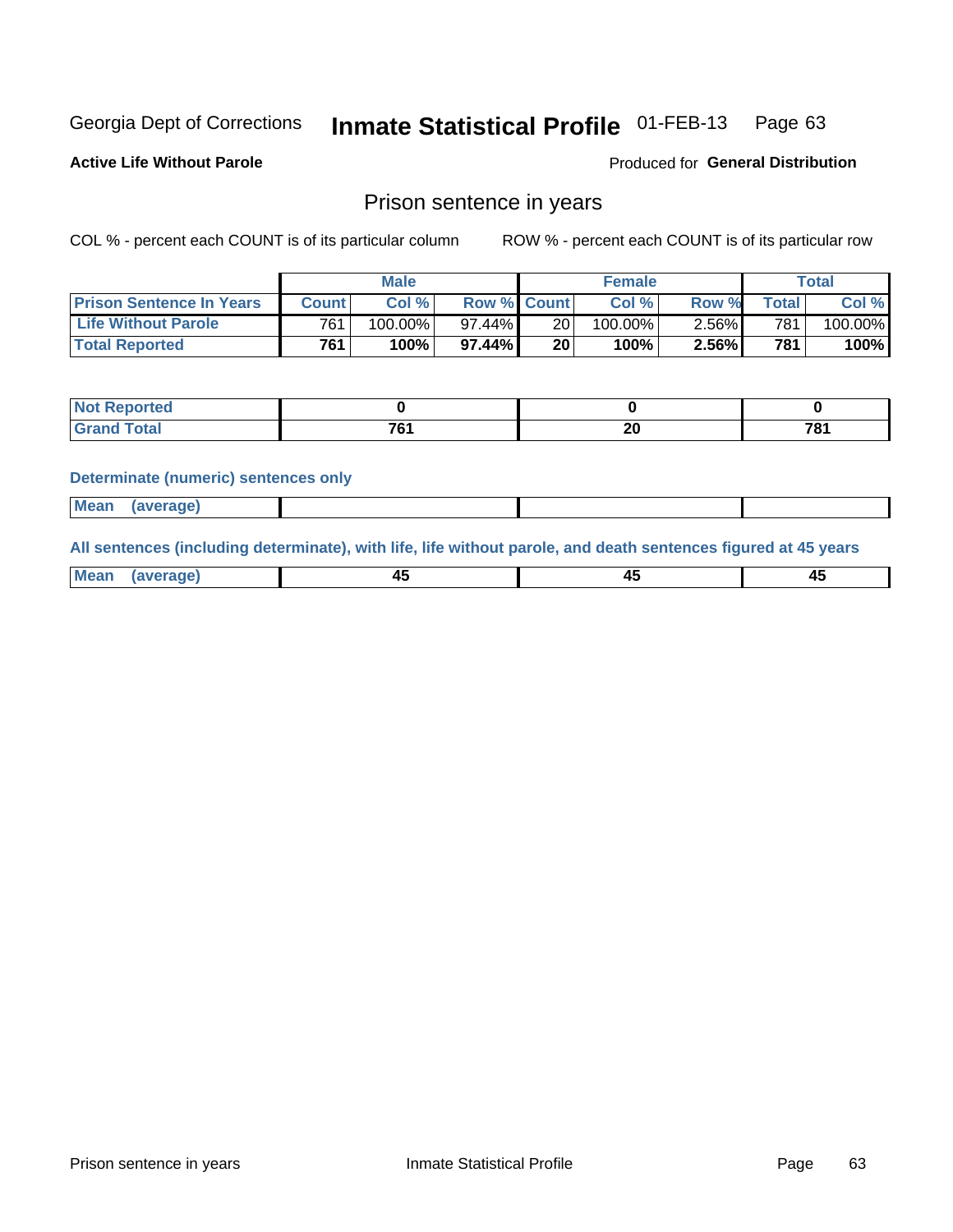Georgia Dept of Corrections **Inmate Statistical Profile** 01-FEB-13

**Active Life Without Parole**

Produced for **General Distribution**

## Prison sentence in years

COL % - percent each COUNT is of its particular column

ROW % - percent each COUNT is of its particular row

| | Male | | | Female | | | Total | |
|---|---|---|---|---|---|---|---|---|
| **Prison Sentence In Years** | **Count** | **Col %** | **Row %** | **Count** | **Col %** | **Row %** | **Total** | **Col %** |
| **Life Without Parole** | 761 | 100.00% | 97.44% | 20 | 100.00% | 2.56% | 781 | 100.00% |
| **Total Reported** | **761** | **100%** | **97.44%** | **20** | **100%** | **2.56%** | **781** | **100%** |

| | Male | Female | Total |
|---|---|---|---|
| **Not Reported** | **0** | **0** | **0** |
| **Grand Total** | **761** | **20** | **781** |

**Determinate (numeric) sentences only**

| | Male | Female | Total |
|---|---|---|---|
| **Mean (average)** | | | |

**All sentences (including determinate), with life, life without parole, and death sentences figured at 45 years**

| | Male | Female | Total |
|---|---|---|---|
| **Mean (average)** | **45** | **45** | **45** |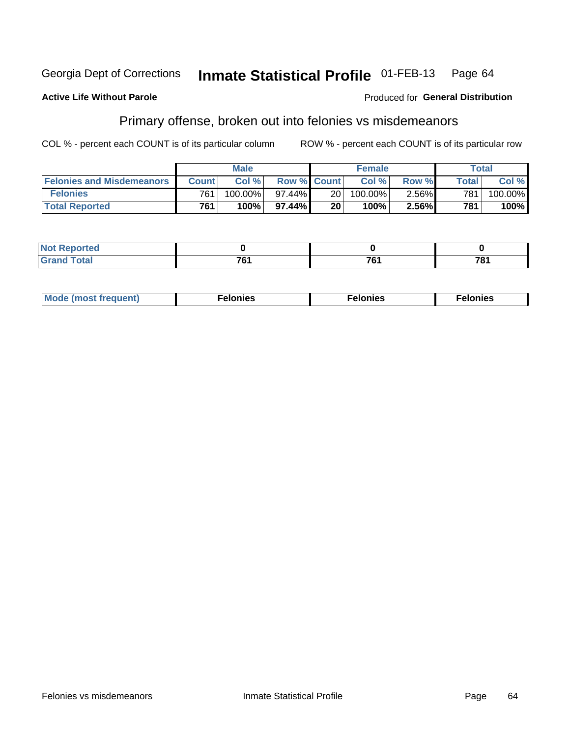Georgia Dept of Corrections **Inmate Statistical Profile** 01-FEB-13 Page 64

**Active Life Without Parole**

Produced for **General Distribution**

## Primary offense, broken out into felonies vs misdemeanors

COL % - percent each COUNT is of its particular column

ROW % - percent each COUNT is of its particular row

| | Male | | | Female | | | Total | |
|---|---|---|---|---|---|---|---|---|
| **Felonies and Misdemeanors** | **Count** | **Col %** | **Row %** | **Count** | **Col %** | **Row %** | **Total** | **Col %** |
| **Felonies** | 761 | 100.00% | 97.44% | 20 | 100.00% | 2.56% | 781 | 100.00% |
| **Total Reported** | **761** | **100%** | **97.44%** | **20** | **100%** | **2.56%** | **781** | **100%** |

| | Male | Female | Total |
|---|---|---|---|
| **Not Reported** | **0** | **0** | **0** |
| **Grand Total** | **761** | **761** | **781** |

| | Male | Female | Total |
|---|---|---|---|
| **Mode (most frequent)** | **Felonies** | **Felonies** | **Felonies** |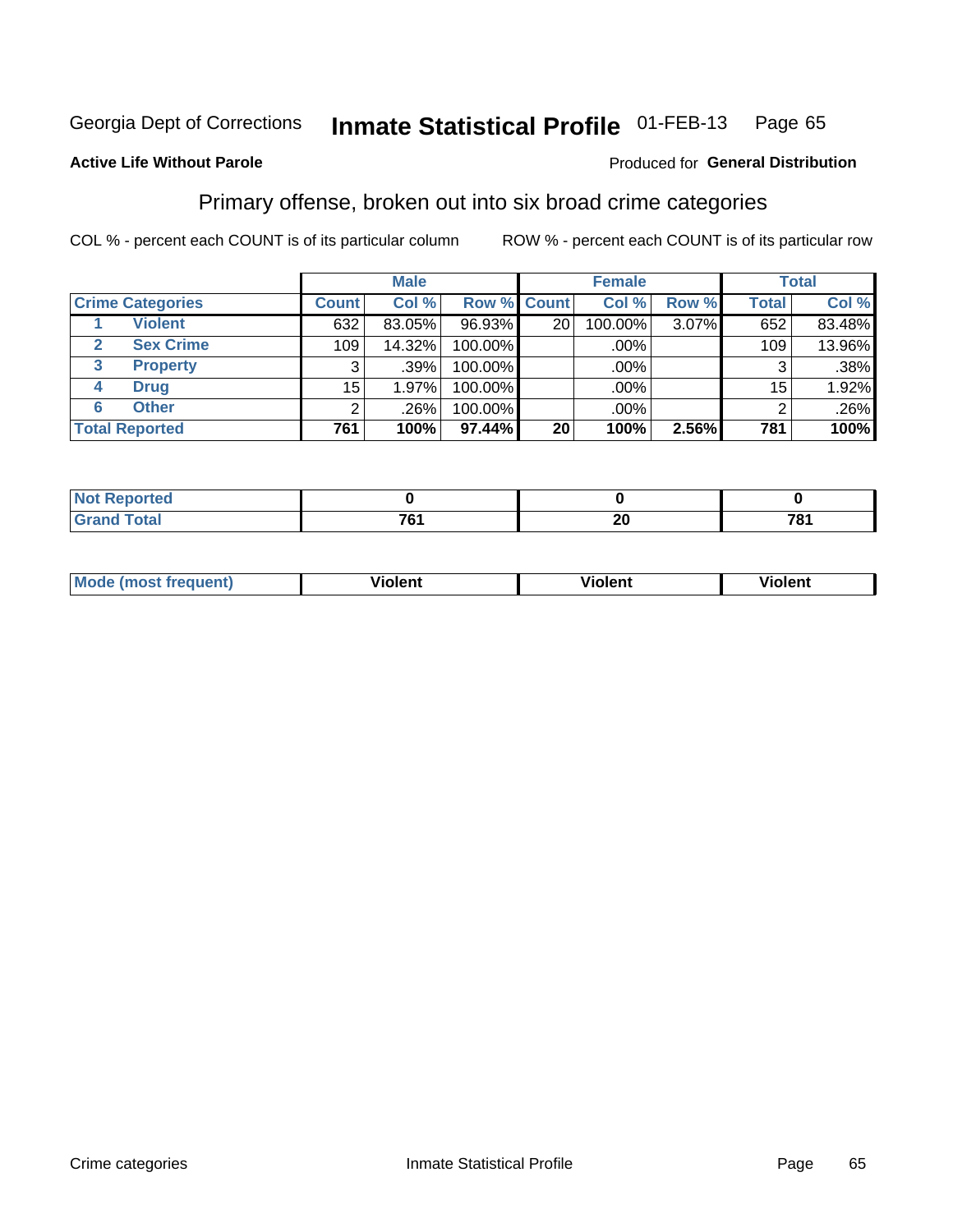Georgia Dept of Corrections **Inmate Statistical Profile** 01-FEB-13

**Active Life Without Parole**

Produced for **General Distribution**

## Primary offense, broken out into six broad crime categories

COL % - percent each COUNT is of its particular column

ROW % - percent each COUNT is of its particular row

| | | Male | | | Female | | | Total | |
|---|---|---|---|---|---|---|---|---|---|
| **Crime Categories** | | **Count** | **Col %** | **Row %** | **Count** | **Col %** | **Row %** | **Total** | **Col %** |
| 1 | Violent | 632 | 83.05% | 96.93% | 20 | 100.00% | 3.07% | 652 | 83.48% |
| 2 | Sex Crime | 109 | 14.32% | 100.00% | | .00% | | 109 | 13.96% |
| 3 | Property | 3 | .39% | 100.00% | | .00% | | 3 | .38% |
| 4 | Drug | 15 | 1.97% | 100.00% | | .00% | | 15 | 1.92% |
| 6 | Other | 2 | .26% | 100.00% | | .00% | | 2 | .26% |
| **Total Reported** | | **761** | **100%** | **97.44%** | **20** | **100%** | **2.56%** | **781** | **100%** |

| | Male | Female | Total |
|---|---|---|---|
| Not Reported | **0** | **0** | **0** |
| Grand Total | **761** | **20** | **781** |

| | Male | Female | Total |
|---|---|---|---|
| Mode (most frequent) | **Violent** | **Violent** | **Violent** |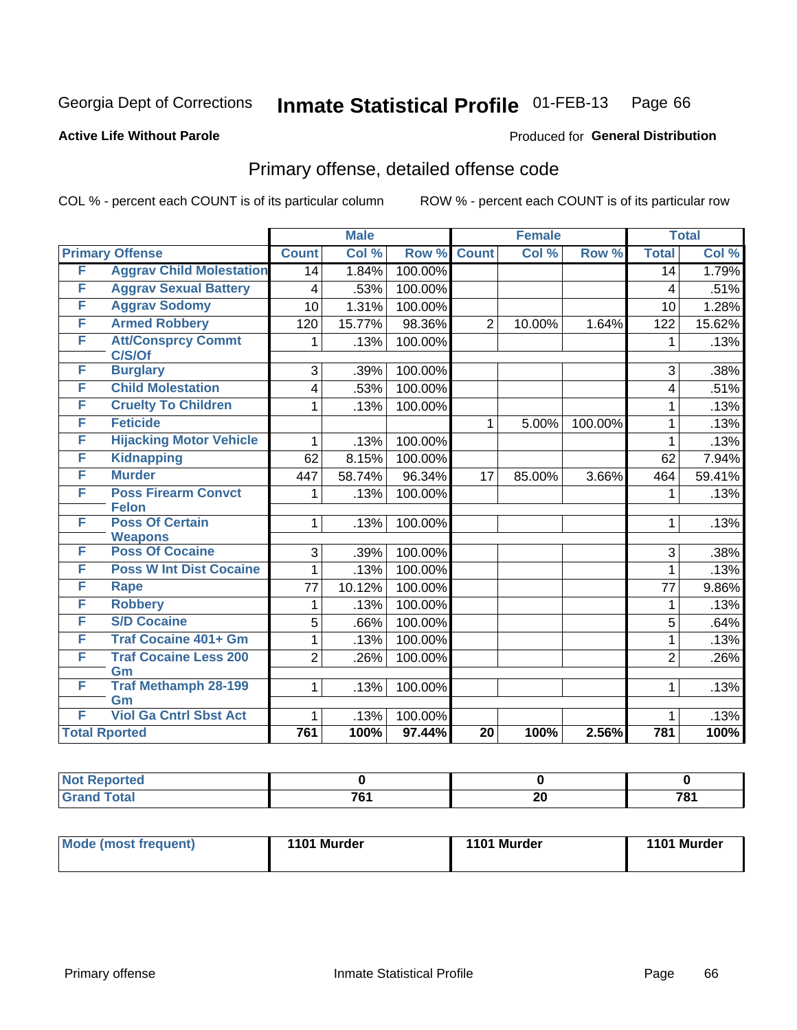Georgia Dept of Corrections **Inmate Statistical Profile** 01-FEB-13 Page 66

**Active Life Without Parole**

Produced for **General Distribution**

## Primary offense, detailed offense code

COL % - percent each COUNT is of its particular column ROW % - percent each COUNT is of its particular row

| Primary Offense | | Male | | | Female | | | Total | |
|---|---|---|---|---|---|---|---|---|---|
| | | Count | Col % | Row % | Count | Col % | Row % | Total | Col % |
| F | Aggrav Child Molestation | 14 | 1.84% | 100.00% | | | | 14 | 1.79% |
| F | Aggrav Sexual Battery | 4 | .53% | 100.00% | | | | 4 | .51% |
| F | Aggrav Sodomy | 10 | 1.31% | 100.00% | | | | 10 | 1.28% |
| F | Armed Robbery | 120 | 15.77% | 98.36% | 2 | 10.00% | 1.64% | 122 | 15.62% |
| F | Att/Consprcy Commt C/S/Of | 1 | .13% | 100.00% | | | | 1 | .13% |
| F | Burglary | 3 | .39% | 100.00% | | | | 3 | .38% |
| F | Child Molestation | 4 | .53% | 100.00% | | | | 4 | .51% |
| F | Cruelty To Children | 1 | .13% | 100.00% | | | | 1 | .13% |
| F | Feticide | | | | 1 | 5.00% | 100.00% | 1 | .13% |
| F | Hijacking Motor Vehicle | 1 | .13% | 100.00% | | | | 1 | .13% |
| F | Kidnapping | 62 | 8.15% | 100.00% | | | | 62 | 7.94% |
| F | Murder | 447 | 58.74% | 96.34% | 17 | 85.00% | 3.66% | 464 | 59.41% |
| F | Poss Firearm Convct Felon | 1 | .13% | 100.00% | | | | 1 | .13% |
| F | Poss Of Certain Weapons | 1 | .13% | 100.00% | | | | 1 | .13% |
| F | Poss Of Cocaine | 3 | .39% | 100.00% | | | | 3 | .38% |
| F | Poss W Int Dist Cocaine | 1 | .13% | 100.00% | | | | 1 | .13% |
| F | Rape | 77 | 10.12% | 100.00% | | | | 77 | 9.86% |
| F | Robbery | 1 | .13% | 100.00% | | | | 1 | .13% |
| F | S/D Cocaine | 5 | .66% | 100.00% | | | | 5 | .64% |
| F | Traf Cocaine 401+ Gm | 1 | .13% | 100.00% | | | | 1 | .13% |
| F | Traf Cocaine Less 200 Gm | 2 | .26% | 100.00% | | | | 2 | .26% |
| F | Traf Methamph 28-199 Gm | 1 | .13% | 100.00% | | | | 1 | .13% |
| F | Viol Ga Cntrl Sbst Act | 1 | .13% | 100.00% | | | | 1 | .13% |
| **Total Rported** | | **761** | **100%** | **97.44%** | **20** | **100%** | **2.56%** | **781** | **100%** |

| | Male | Female | Total |
|---|---|---|---|
| Not Reported | 0 | 0 | 0 |
| Grand Total | 761 | 20 | 781 |

| | Male | Female | Total |
|---|---|---|---|
| Mode (most frequent) | 1101 Murder | 1101 Murder | 1101 Murder |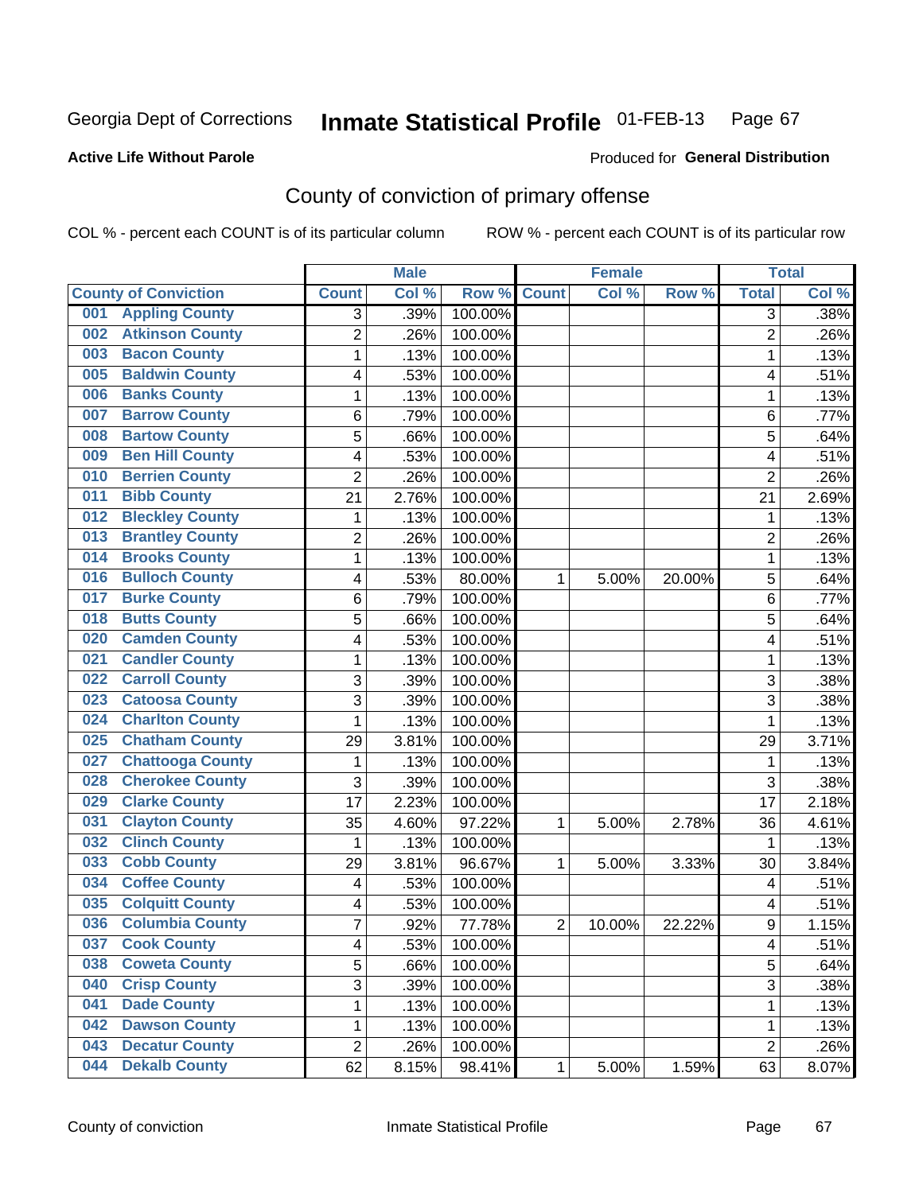Georgia Dept of Corrections **Inmate Statistical Profile** 01-FEB-13 Page 67

**Active Life Without Parole**

Produced for **General Distribution**

## County of conviction of primary offense

COL % - percent each COUNT is of its particular column ROW % - percent each COUNT is of its particular row

| County of Conviction | Male | | | Female | | | Total | |
|---|---|---|---|---|---|---|---|---|
| | Count | Col % | Row % | Count | Col % | Row % | Total | Col % |
| 001 Appling County | 3 | .39% | 100.00% | | | | 3 | .38% |
| 002 Atkinson County | 2 | .26% | 100.00% | | | | 2 | .26% |
| 003 Bacon County | 1 | .13% | 100.00% | | | | 1 | .13% |
| 005 Baldwin County | 4 | .53% | 100.00% | | | | 4 | .51% |
| 006 Banks County | 1 | .13% | 100.00% | | | | 1 | .13% |
| 007 Barrow County | 6 | .79% | 100.00% | | | | 6 | .77% |
| 008 Bartow County | 5 | .66% | 100.00% | | | | 5 | .64% |
| 009 Ben Hill County | 4 | .53% | 100.00% | | | | 4 | .51% |
| 010 Berrien County | 2 | .26% | 100.00% | | | | 2 | .26% |
| 011 Bibb County | 21 | 2.76% | 100.00% | | | | 21 | 2.69% |
| 012 Bleckley County | 1 | .13% | 100.00% | | | | 1 | .13% |
| 013 Brantley County | 2 | .26% | 100.00% | | | | 2 | .26% |
| 014 Brooks County | 1 | .13% | 100.00% | | | | 1 | .13% |
| 016 Bulloch County | 4 | .53% | 80.00% | 1 | 5.00% | 20.00% | 5 | .64% |
| 017 Burke County | 6 | .79% | 100.00% | | | | 6 | .77% |
| 018 Butts County | 5 | .66% | 100.00% | | | | 5 | .64% |
| 020 Camden County | 4 | .53% | 100.00% | | | | 4 | .51% |
| 021 Candler County | 1 | .13% | 100.00% | | | | 1 | .13% |
| 022 Carroll County | 3 | .39% | 100.00% | | | | 3 | .38% |
| 023 Catoosa County | 3 | .39% | 100.00% | | | | 3 | .38% |
| 024 Charlton County | 1 | .13% | 100.00% | | | | 1 | .13% |
| 025 Chatham County | 29 | 3.81% | 100.00% | | | | 29 | 3.71% |
| 027 Chattooga County | 1 | .13% | 100.00% | | | | 1 | .13% |
| 028 Cherokee County | 3 | .39% | 100.00% | | | | 3 | .38% |
| 029 Clarke County | 17 | 2.23% | 100.00% | | | | 17 | 2.18% |
| 031 Clayton County | 35 | 4.60% | 97.22% | 1 | 5.00% | 2.78% | 36 | 4.61% |
| 032 Clinch County | 1 | .13% | 100.00% | | | | 1 | .13% |
| 033 Cobb County | 29 | 3.81% | 96.67% | 1 | 5.00% | 3.33% | 30 | 3.84% |
| 034 Coffee County | 4 | .53% | 100.00% | | | | 4 | .51% |
| 035 Colquitt County | 4 | .53% | 100.00% | | | | 4 | .51% |
| 036 Columbia County | 7 | .92% | 77.78% | 2 | 10.00% | 22.22% | 9 | 1.15% |
| 037 Cook County | 4 | .53% | 100.00% | | | | 4 | .51% |
| 038 Coweta County | 5 | .66% | 100.00% | | | | 5 | .64% |
| 040 Crisp County | 3 | .39% | 100.00% | | | | 3 | .38% |
| 041 Dade County | 1 | .13% | 100.00% | | | | 1 | .13% |
| 042 Dawson County | 1 | .13% | 100.00% | | | | 1 | .13% |
| 043 Decatur County | 2 | .26% | 100.00% | | | | 2 | .26% |
| 044 Dekalb County | 62 | 8.15% | 98.41% | 1 | 5.00% | 1.59% | 63 | 8.07% |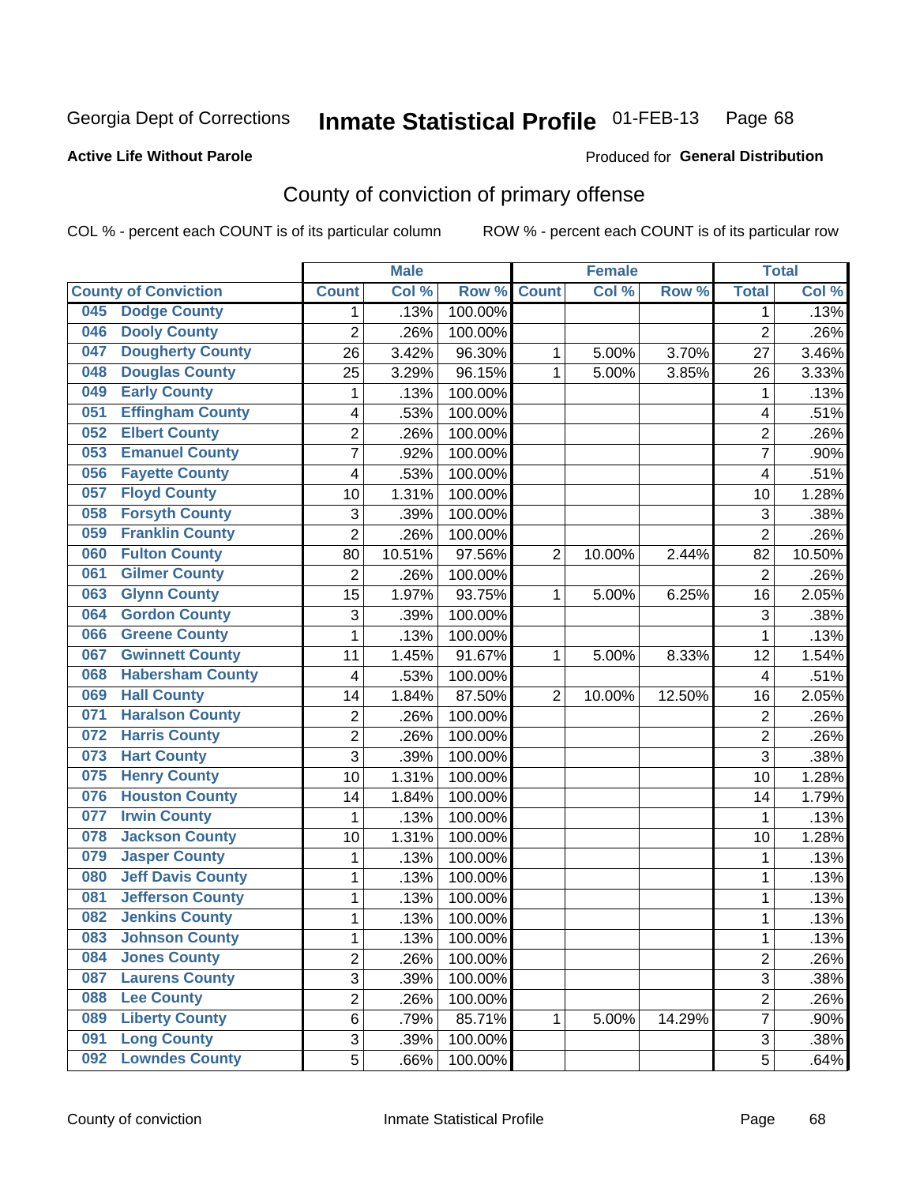Georgia Dept of Corrections **Inmate Statistical Profile** 01-FEB-13

**Active Life Without Parole**

Produced for **General Distribution**

## County of conviction of primary offense

COL % - percent each COUNT is of its particular column ROW % - percent each COUNT is of its particular row

| County of Conviction | Male | | | Female | | | Total | |
|---|---|---|---|---|---|---|---|---|
| | Count | Col % | Row % | Count | Col % | Row % | Total | Col % |
| 045 Dodge County | 1 | .13% | 100.00% | | | | 1 | .13% |
| 046 Dooly County | 2 | .26% | 100.00% | | | | 2 | .26% |
| 047 Dougherty County | 26 | 3.42% | 96.30% | 1 | 5.00% | 3.70% | 27 | 3.46% |
| 048 Douglas County | 25 | 3.29% | 96.15% | 1 | 5.00% | 3.85% | 26 | 3.33% |
| 049 Early County | 1 | .13% | 100.00% | | | | 1 | .13% |
| 051 Effingham County | 4 | .53% | 100.00% | | | | 4 | .51% |
| 052 Elbert County | 2 | .26% | 100.00% | | | | 2 | .26% |
| 053 Emanuel County | 7 | .92% | 100.00% | | | | 7 | .90% |
| 056 Fayette County | 4 | .53% | 100.00% | | | | 4 | .51% |
| 057 Floyd County | 10 | 1.31% | 100.00% | | | | 10 | 1.28% |
| 058 Forsyth County | 3 | .39% | 100.00% | | | | 3 | .38% |
| 059 Franklin County | 2 | .26% | 100.00% | | | | 2 | .26% |
| 060 Fulton County | 80 | 10.51% | 97.56% | 2 | 10.00% | 2.44% | 82 | 10.50% |
| 061 Gilmer County | 2 | .26% | 100.00% | | | | 2 | .26% |
| 063 Glynn County | 15 | 1.97% | 93.75% | 1 | 5.00% | 6.25% | 16 | 2.05% |
| 064 Gordon County | 3 | .39% | 100.00% | | | | 3 | .38% |
| 066 Greene County | 1 | .13% | 100.00% | | | | 1 | .13% |
| 067 Gwinnett County | 11 | 1.45% | 91.67% | 1 | 5.00% | 8.33% | 12 | 1.54% |
| 068 Habersham County | 4 | .53% | 100.00% | | | | 4 | .51% |
| 069 Hall County | 14 | 1.84% | 87.50% | 2 | 10.00% | 12.50% | 16 | 2.05% |
| 071 Haralson County | 2 | .26% | 100.00% | | | | 2 | .26% |
| 072 Harris County | 2 | .26% | 100.00% | | | | 2 | .26% |
| 073 Hart County | 3 | .39% | 100.00% | | | | 3 | .38% |
| 075 Henry County | 10 | 1.31% | 100.00% | | | | 10 | 1.28% |
| 076 Houston County | 14 | 1.84% | 100.00% | | | | 14 | 1.79% |
| 077 Irwin County | 1 | .13% | 100.00% | | | | 1 | .13% |
| 078 Jackson County | 10 | 1.31% | 100.00% | | | | 10 | 1.28% |
| 079 Jasper County | 1 | .13% | 100.00% | | | | 1 | .13% |
| 080 Jeff Davis County | 1 | .13% | 100.00% | | | | 1 | .13% |
| 081 Jefferson County | 1 | .13% | 100.00% | | | | 1 | .13% |
| 082 Jenkins County | 1 | .13% | 100.00% | | | | 1 | .13% |
| 083 Johnson County | 1 | .13% | 100.00% | | | | 1 | .13% |
| 084 Jones County | 2 | .26% | 100.00% | | | | 2 | .26% |
| 087 Laurens County | 3 | .39% | 100.00% | | | | 3 | .38% |
| 088 Lee County | 2 | .26% | 100.00% | | | | 2 | .26% |
| 089 Liberty County | 6 | .79% | 85.71% | 1 | 5.00% | 14.29% | 7 | .90% |
| 091 Long County | 3 | .39% | 100.00% | | | | 3 | .38% |
| 092 Lowndes County | 5 | .66% | 100.00% | | | | 5 | .64% |

County of conviction Inmate Statistical Profile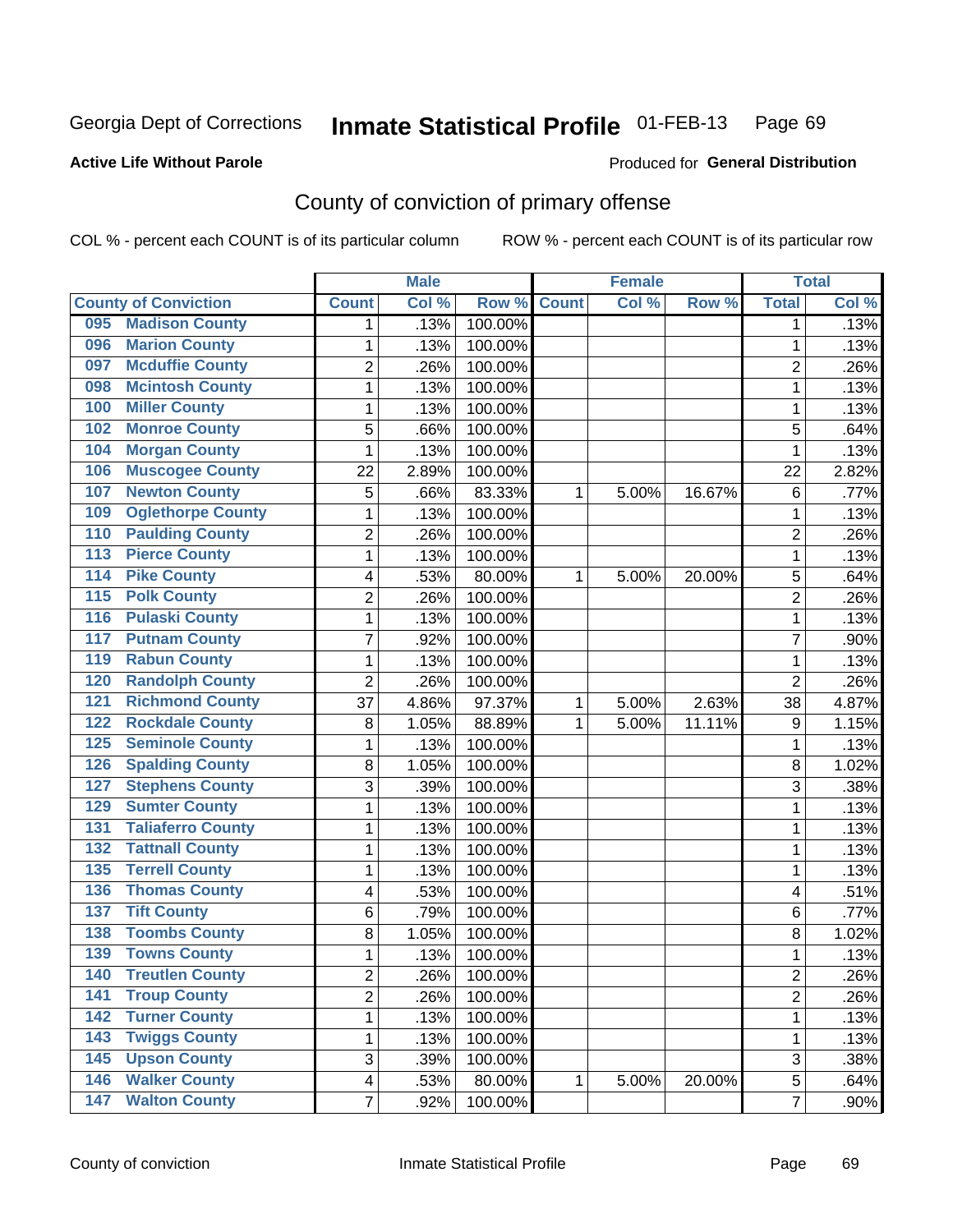Georgia Dept of Corrections **Inmate Statistical Profile** 01-FEB-13

**Active Life Without Parole**

Produced for **General Distribution**

## County of conviction of primary offense

COL % - percent each COUNT is of its particular column ROW % - percent each COUNT is of its particular row

| County of Conviction | Male | | | Female | | | Total | |
|---|---|---|---|---|---|---|---|---|
| | Count | Col % | Row % | Count | Col % | Row % | Total | Col % |
| 095 Madison County | 1 | .13% | 100.00% | | | | 1 | .13% |
| 096 Marion County | 1 | .13% | 100.00% | | | | 1 | .13% |
| 097 Mcduffie County | 2 | .26% | 100.00% | | | | 2 | .26% |
| 098 Mcintosh County | 1 | .13% | 100.00% | | | | 1 | .13% |
| 100 Miller County | 1 | .13% | 100.00% | | | | 1 | .13% |
| 102 Monroe County | 5 | .66% | 100.00% | | | | 5 | .64% |
| 104 Morgan County | 1 | .13% | 100.00% | | | | 1 | .13% |
| 106 Muscogee County | 22 | 2.89% | 100.00% | | | | 22 | 2.82% |
| 107 Newton County | 5 | .66% | 83.33% | 1 | 5.00% | 16.67% | 6 | .77% |
| 109 Oglethorpe County | 1 | .13% | 100.00% | | | | 1 | .13% |
| 110 Paulding County | 2 | .26% | 100.00% | | | | 2 | .26% |
| 113 Pierce County | 1 | .13% | 100.00% | | | | 1 | .13% |
| 114 Pike County | 4 | .53% | 80.00% | 1 | 5.00% | 20.00% | 5 | .64% |
| 115 Polk County | 2 | .26% | 100.00% | | | | 2 | .26% |
| 116 Pulaski County | 1 | .13% | 100.00% | | | | 1 | .13% |
| 117 Putnam County | 7 | .92% | 100.00% | | | | 7 | .90% |
| 119 Rabun County | 1 | .13% | 100.00% | | | | 1 | .13% |
| 120 Randolph County | 2 | .26% | 100.00% | | | | 2 | .26% |
| 121 Richmond County | 37 | 4.86% | 97.37% | 1 | 5.00% | 2.63% | 38 | 4.87% |
| 122 Rockdale County | 8 | 1.05% | 88.89% | 1 | 5.00% | 11.11% | 9 | 1.15% |
| 125 Seminole County | 1 | .13% | 100.00% | | | | 1 | .13% |
| 126 Spalding County | 8 | 1.05% | 100.00% | | | | 8 | 1.02% |
| 127 Stephens County | 3 | .39% | 100.00% | | | | 3 | .38% |
| 129 Sumter County | 1 | .13% | 100.00% | | | | 1 | .13% |
| 131 Taliaferro County | 1 | .13% | 100.00% | | | | 1 | .13% |
| 132 Tattnall County | 1 | .13% | 100.00% | | | | 1 | .13% |
| 135 Terrell County | 1 | .13% | 100.00% | | | | 1 | .13% |
| 136 Thomas County | 4 | .53% | 100.00% | | | | 4 | .51% |
| 137 Tift County | 6 | .79% | 100.00% | | | | 6 | .77% |
| 138 Toombs County | 8 | 1.05% | 100.00% | | | | 8 | 1.02% |
| 139 Towns County | 1 | .13% | 100.00% | | | | 1 | .13% |
| 140 Treutlen County | 2 | .26% | 100.00% | | | | 2 | .26% |
| 141 Troup County | 2 | .26% | 100.00% | | | | 2 | .26% |
| 142 Turner County | 1 | .13% | 100.00% | | | | 1 | .13% |
| 143 Twiggs County | 1 | .13% | 100.00% | | | | 1 | .13% |
| 145 Upson County | 3 | .39% | 100.00% | | | | 3 | .38% |
| 146 Walker County | 4 | .53% | 80.00% | 1 | 5.00% | 20.00% | 5 | .64% |
| 147 Walton County | 7 | .92% | 100.00% | | | | 7 | .90% |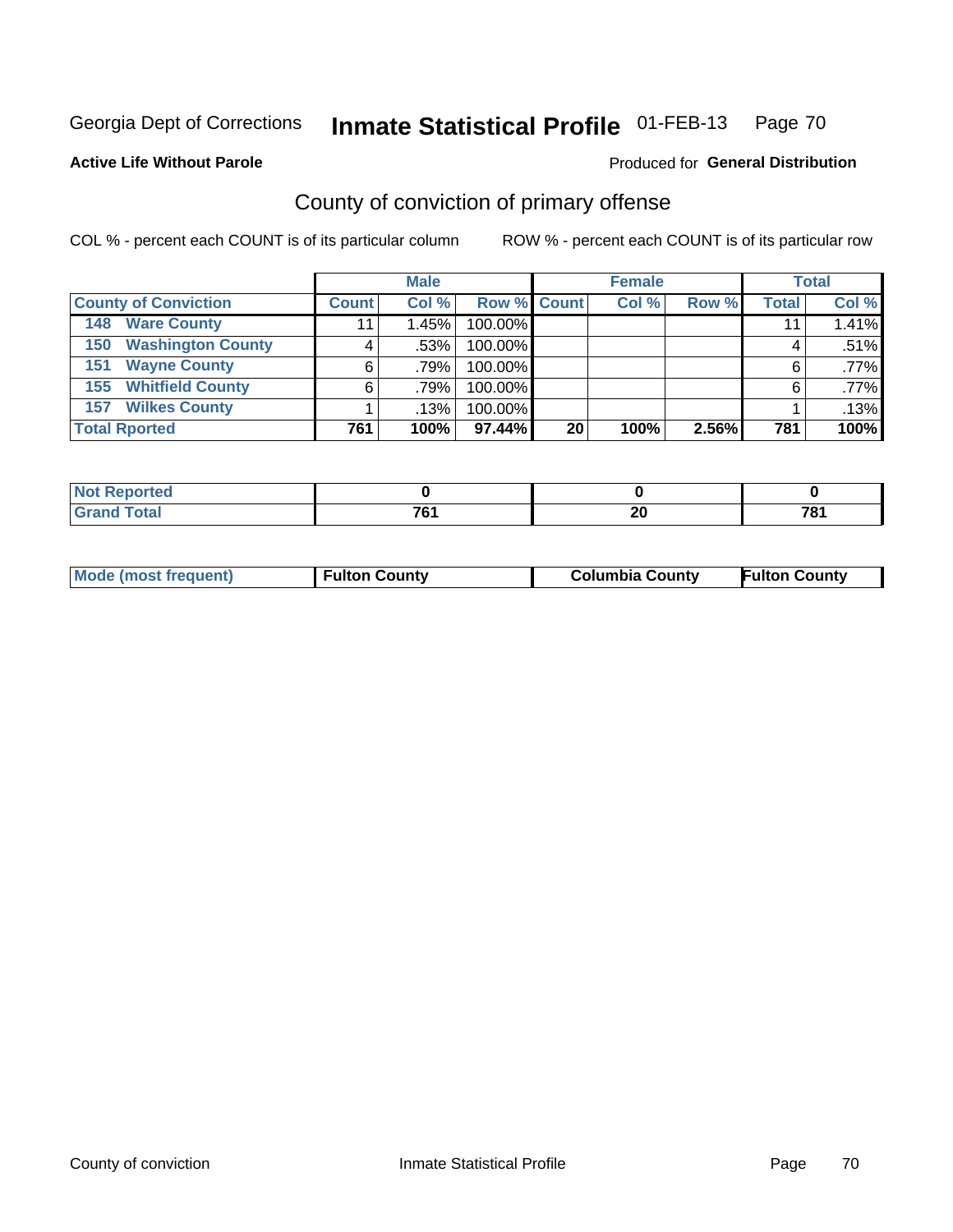Georgia Dept of Corrections **Inmate Statistical Profile** 01-FEB-13

**Active Life Without Parole**

Produced for **General Distribution**

## County of conviction of primary offense

COL % - percent each COUNT is of its particular column

ROW % - percent each COUNT is of its particular row

| | Male | | | Female | | | Total | |
|---|---|---|---|---|---|---|---|---|
| **County of Conviction** | **Count** | **Col %** | **Row %** | **Count** | **Col %** | **Row %** | **Total** | **Col %** |
| **148 Ware County** | 11 | 1.45% | 100.00% | | | | 11 | 1.41% |
| **150 Washington County** | 4 | .53% | 100.00% | | | | 4 | .51% |
| **151 Wayne County** | 6 | .79% | 100.00% | | | | 6 | .77% |
| **155 Whitfield County** | 6 | .79% | 100.00% | | | | 6 | .77% |
| **157 Wilkes County** | 1 | .13% | 100.00% | | | | 1 | .13% |
| **Total Rported** | **761** | **100%** | **97.44%** | **20** | **100%** | **2.56%** | **781** | **100%** |

| | Male | Female | Total |
|---|---|---|---|
| **Not Reported** | **0** | **0** | **0** |
| **Grand Total** | **761** | **20** | **781** |

| | Male | Female | Total |
|---|---|---|---|
| **Mode (most frequent)** | **Fulton County** | **Columbia County** | **Fulton County** |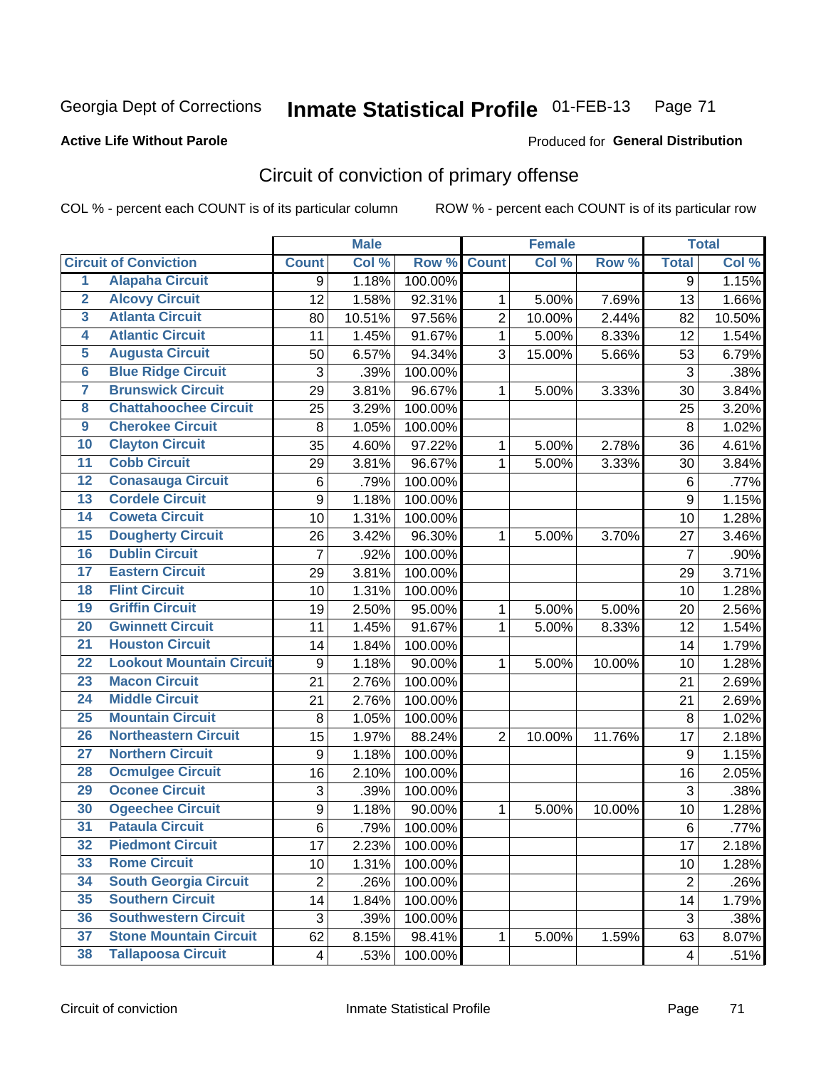Georgia Dept of Corrections **Inmate Statistical Profile** 01-FEB-13

**Active Life Without Parole**

Produced for **General Distribution**

# Circuit of conviction of primary offense

COL % - percent each COUNT is of its particular column ROW % - percent each COUNT is of its particular row

| | | Male | | | Female | | | Total | |
|---|---|---|---|---|---|---|---|---|---|
| **Circuit of Conviction** | | **Count** | **Col %** | **Row %** | **Count** | **Col %** | **Row %** | **Total** | **Col %** |
| 1 | Alapaha Circuit | 9 | 1.18% | 100.00% | | | | 9 | 1.15% |
| 2 | Alcovy Circuit | 12 | 1.58% | 92.31% | 1 | 5.00% | 7.69% | 13 | 1.66% |
| 3 | Atlanta Circuit | 80 | 10.51% | 97.56% | 2 | 10.00% | 2.44% | 82 | 10.50% |
| 4 | Atlantic Circuit | 11 | 1.45% | 91.67% | 1 | 5.00% | 8.33% | 12 | 1.54% |
| 5 | Augusta Circuit | 50 | 6.57% | 94.34% | 3 | 15.00% | 5.66% | 53 | 6.79% |
| 6 | Blue Ridge Circuit | 3 | .39% | 100.00% | | | | 3 | .38% |
| 7 | Brunswick Circuit | 29 | 3.81% | 96.67% | 1 | 5.00% | 3.33% | 30 | 3.84% |
| 8 | Chattahoochee Circuit | 25 | 3.29% | 100.00% | | | | 25 | 3.20% |
| 9 | Cherokee Circuit | 8 | 1.05% | 100.00% | | | | 8 | 1.02% |
| 10 | Clayton Circuit | 35 | 4.60% | 97.22% | 1 | 5.00% | 2.78% | 36 | 4.61% |
| 11 | Cobb Circuit | 29 | 3.81% | 96.67% | 1 | 5.00% | 3.33% | 30 | 3.84% |
| 12 | Conasauga Circuit | 6 | .79% | 100.00% | | | | 6 | .77% |
| 13 | Cordele Circuit | 9 | 1.18% | 100.00% | | | | 9 | 1.15% |
| 14 | Coweta Circuit | 10 | 1.31% | 100.00% | | | | 10 | 1.28% |
| 15 | Dougherty Circuit | 26 | 3.42% | 96.30% | 1 | 5.00% | 3.70% | 27 | 3.46% |
| 16 | Dublin Circuit | 7 | .92% | 100.00% | | | | 7 | .90% |
| 17 | Eastern Circuit | 29 | 3.81% | 100.00% | | | | 29 | 3.71% |
| 18 | Flint Circuit | 10 | 1.31% | 100.00% | | | | 10 | 1.28% |
| 19 | Griffin Circuit | 19 | 2.50% | 95.00% | 1 | 5.00% | 5.00% | 20 | 2.56% |
| 20 | Gwinnett Circuit | 11 | 1.45% | 91.67% | 1 | 5.00% | 8.33% | 12 | 1.54% |
| 21 | Houston Circuit | 14 | 1.84% | 100.00% | | | | 14 | 1.79% |
| 22 | Lookout Mountain Circuit | 9 | 1.18% | 90.00% | 1 | 5.00% | 10.00% | 10 | 1.28% |
| 23 | Macon Circuit | 21 | 2.76% | 100.00% | | | | 21 | 2.69% |
| 24 | Middle Circuit | 21 | 2.76% | 100.00% | | | | 21 | 2.69% |
| 25 | Mountain Circuit | 8 | 1.05% | 100.00% | | | | 8 | 1.02% |
| 26 | Northeastern Circuit | 15 | 1.97% | 88.24% | 2 | 10.00% | 11.76% | 17 | 2.18% |
| 27 | Northern Circuit | 9 | 1.18% | 100.00% | | | | 9 | 1.15% |
| 28 | Ocmulgee Circuit | 16 | 2.10% | 100.00% | | | | 16 | 2.05% |
| 29 | Oconee Circuit | 3 | .39% | 100.00% | | | | 3 | .38% |
| 30 | Ogeechee Circuit | 9 | 1.18% | 90.00% | 1 | 5.00% | 10.00% | 10 | 1.28% |
| 31 | Pataula Circuit | 6 | .79% | 100.00% | | | | 6 | .77% |
| 32 | Piedmont Circuit | 17 | 2.23% | 100.00% | | | | 17 | 2.18% |
| 33 | Rome Circuit | 10 | 1.31% | 100.00% | | | | 10 | 1.28% |
| 34 | South Georgia Circuit | 2 | .26% | 100.00% | | | | 2 | .26% |
| 35 | Southern Circuit | 14 | 1.84% | 100.00% | | | | 14 | 1.79% |
| 36 | Southwestern Circuit | 3 | .39% | 100.00% | | | | 3 | .38% |
| 37 | Stone Mountain Circuit | 62 | 8.15% | 98.41% | 1 | 5.00% | 1.59% | 63 | 8.07% |
| 38 | Tallapoosa Circuit | 4 | .53% | 100.00% | | | | 4 | .51% |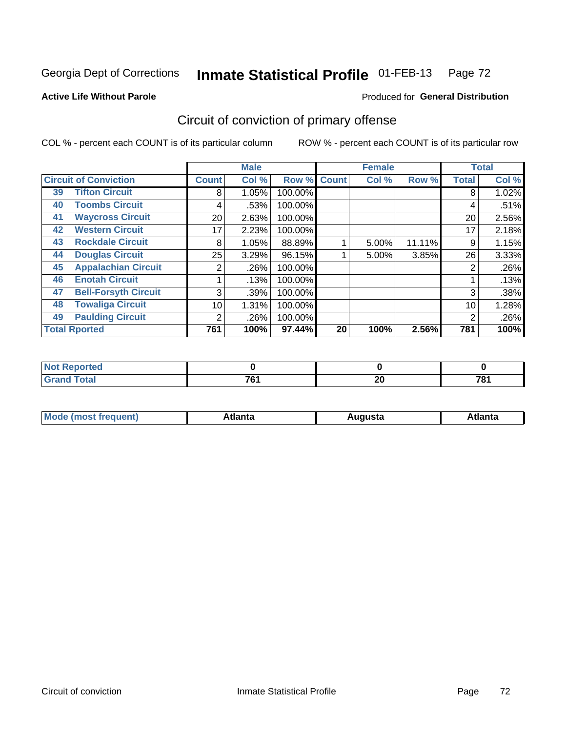Georgia Dept of Corrections **Inmate Statistical Profile** 01-FEB-13

**Active Life Without Parole**

Produced for **General Distribution**

## Circuit of conviction of primary offense

COL % - percent each COUNT is of its particular column

ROW % - percent each COUNT is of its particular row

| Circuit of Conviction | | Male | | | Female | | | Total | |
|---|---|---|---|---|---|---|---|---|---|
| | | Count | Col % | Row % | Count | Col % | Row % | Total | Col % |
| 39 | Tifton Circuit | 8 | 1.05% | 100.00% | | | | 8 | 1.02% |
| 40 | Toombs Circuit | 4 | .53% | 100.00% | | | | 4 | .51% |
| 41 | Waycross Circuit | 20 | 2.63% | 100.00% | | | | 20 | 2.56% |
| 42 | Western Circuit | 17 | 2.23% | 100.00% | | | | 17 | 2.18% |
| 43 | Rockdale Circuit | 8 | 1.05% | 88.89% | 1 | 5.00% | 11.11% | 9 | 1.15% |
| 44 | Douglas Circuit | 25 | 3.29% | 96.15% | 1 | 5.00% | 3.85% | 26 | 3.33% |
| 45 | Appalachian Circuit | 2 | .26% | 100.00% | | | | 2 | .26% |
| 46 | Enotah Circuit | 1 | .13% | 100.00% | | | | 1 | .13% |
| 47 | Bell-Forsyth Circuit | 3 | .39% | 100.00% | | | | 3 | .38% |
| 48 | Towaliga Circuit | 10 | 1.31% | 100.00% | | | | 10 | 1.28% |
| 49 | Paulding Circuit | 2 | .26% | 100.00% | | | | 2 | .26% |
| **Total Rported** | | **761** | **100%** | **97.44%** | **20** | **100%** | **2.56%** | **781** | **100%** |

| | Male | Female | Total |
|---|---|---|---|
| Not Reported | 0 | 0 | 0 |
| Grand Total | 761 | 20 | 781 |

| | Male | Female | Total |
|---|---|---|---|
| Mode (most frequent) | Atlanta | Augusta | Atlanta |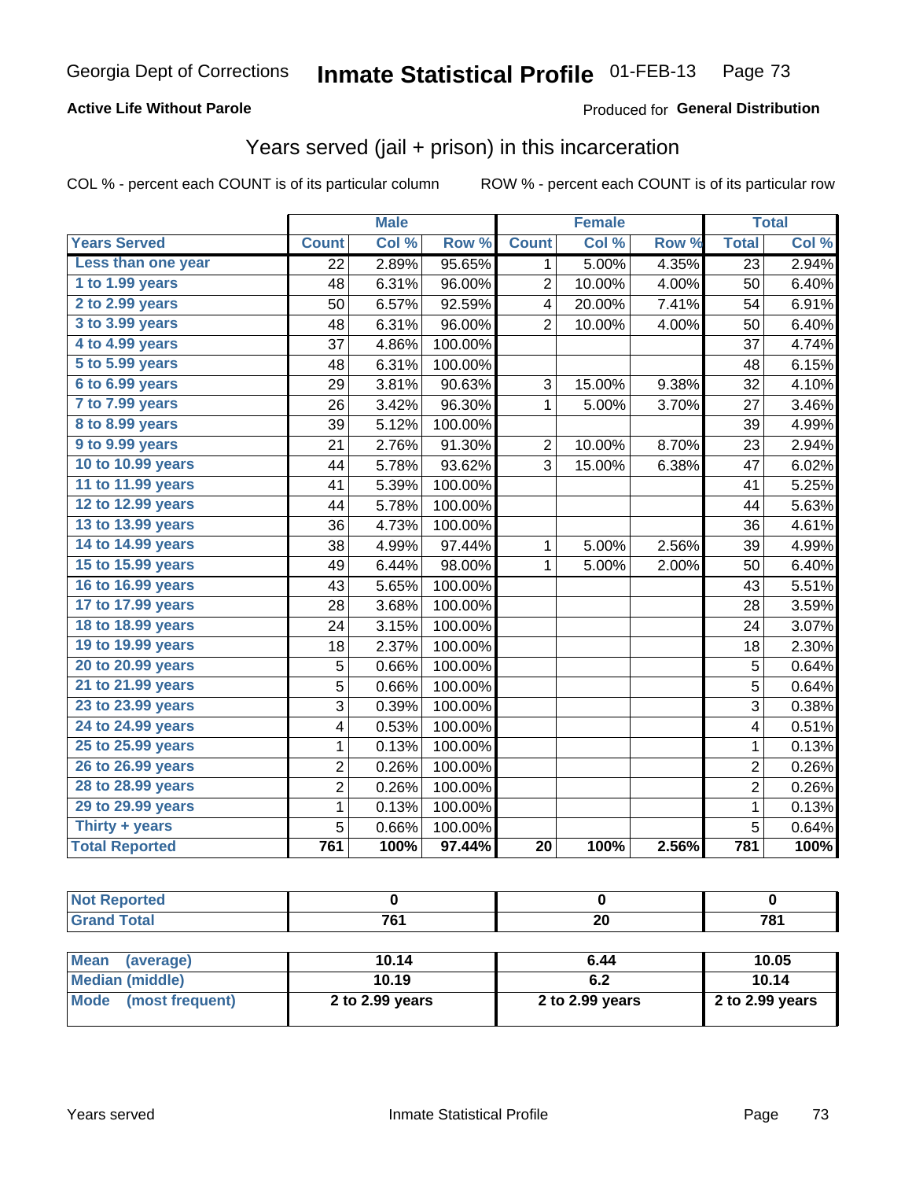Georgia Dept of Corrections **Inmate Statistical Profile** 01-FEB-13

**Active Life Without Parole**

Produced for **General Distribution**

## Years served (jail + prison) in this incarceration

COL % - percent each COUNT is of its particular column ROW % - percent each COUNT is of its particular row

| | Male | | | Female | | | Total | |
|---|---|---|---|---|---|---|---|---|
| **Years Served** | **Count** | **Col %** | **Row %** | **Count** | **Col %** | **Row %** | **Total** | **Col %** |
| Less than one year | 22 | 2.89% | 95.65% | 1 | 5.00% | 4.35% | 23 | 2.94% |
| 1 to 1.99 years | 48 | 6.31% | 96.00% | 2 | 10.00% | 4.00% | 50 | 6.40% |
| 2 to 2.99 years | 50 | 6.57% | 92.59% | 4 | 20.00% | 7.41% | 54 | 6.91% |
| 3 to 3.99 years | 48 | 6.31% | 96.00% | 2 | 10.00% | 4.00% | 50 | 6.40% |
| 4 to 4.99 years | 37 | 4.86% | 100.00% | | | | 37 | 4.74% |
| 5 to 5.99 years | 48 | 6.31% | 100.00% | | | | 48 | 6.15% |
| 6 to 6.99 years | 29 | 3.81% | 90.63% | 3 | 15.00% | 9.38% | 32 | 4.10% |
| 7 to 7.99 years | 26 | 3.42% | 96.30% | 1 | 5.00% | 3.70% | 27 | 3.46% |
| 8 to 8.99 years | 39 | 5.12% | 100.00% | | | | 39 | 4.99% |
| 9 to 9.99 years | 21 | 2.76% | 91.30% | 2 | 10.00% | 8.70% | 23 | 2.94% |
| 10 to 10.99 years | 44 | 5.78% | 93.62% | 3 | 15.00% | 6.38% | 47 | 6.02% |
| 11 to 11.99 years | 41 | 5.39% | 100.00% | | | | 41 | 5.25% |
| 12 to 12.99 years | 44 | 5.78% | 100.00% | | | | 44 | 5.63% |
| 13 to 13.99 years | 36 | 4.73% | 100.00% | | | | 36 | 4.61% |
| 14 to 14.99 years | 38 | 4.99% | 97.44% | 1 | 5.00% | 2.56% | 39 | 4.99% |
| 15 to 15.99 years | 49 | 6.44% | 98.00% | 1 | 5.00% | 2.00% | 50 | 6.40% |
| 16 to 16.99 years | 43 | 5.65% | 100.00% | | | | 43 | 5.51% |
| 17 to 17.99 years | 28 | 3.68% | 100.00% | | | | 28 | 3.59% |
| 18 to 18.99 years | 24 | 3.15% | 100.00% | | | | 24 | 3.07% |
| 19 to 19.99 years | 18 | 2.37% | 100.00% | | | | 18 | 2.30% |
| 20 to 20.99 years | 5 | 0.66% | 100.00% | | | | 5 | 0.64% |
| 21 to 21.99 years | 5 | 0.66% | 100.00% | | | | 5 | 0.64% |
| 23 to 23.99 years | 3 | 0.39% | 100.00% | | | | 3 | 0.38% |
| 24 to 24.99 years | 4 | 0.53% | 100.00% | | | | 4 | 0.51% |
| 25 to 25.99 years | 1 | 0.13% | 100.00% | | | | 1 | 0.13% |
| 26 to 26.99 years | 2 | 0.26% | 100.00% | | | | 2 | 0.26% |
| 28 to 28.99 years | 2 | 0.26% | 100.00% | | | | 2 | 0.26% |
| 29 to 29.99 years | 1 | 0.13% | 100.00% | | | | 1 | 0.13% |
| Thirty + years | 5 | 0.66% | 100.00% | | | | 5 | 0.64% |
| **Total Reported** | **761** | **100%** | **97.44%** | **20** | **100%** | **2.56%** | **781** | **100%** |

| | Male | Female | Total |
|---|---|---|---|
| Not Reported | 0 | 0 | 0 |
| Grand Total | 761 | 20 | 781 |

| | Male | Female | Total |
|---|---|---|---|
| Mean (average) | 10.14 | 6.44 | 10.05 |
| Median (middle) | 10.19 | 6.2 | 10.14 |
| Mode (most frequent) | 2 to 2.99 years | 2 to 2.99 years | 2 to 2.99 years |

Years served Inmate Statistical Profile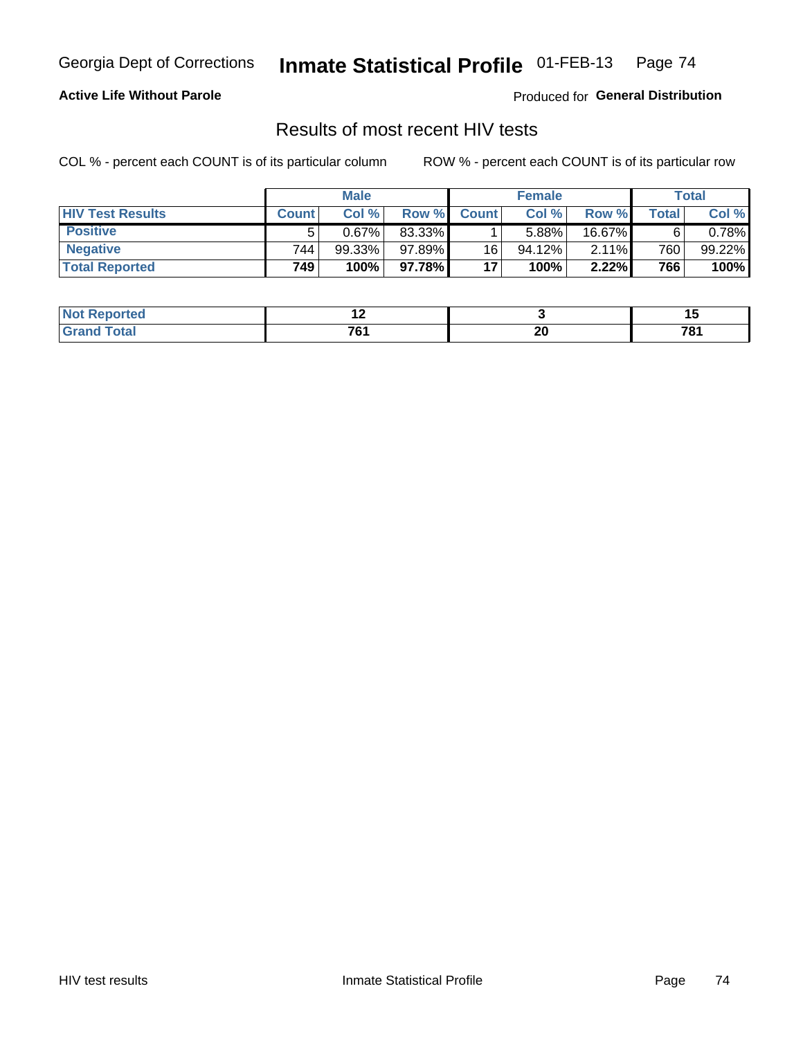Georgia Dept of Corrections **Inmate Statistical Profile** 01-FEB-13

**Active Life Without Parole**

Produced for **General Distribution**

## Results of most recent HIV tests

COL % - percent each COUNT is of its particular column     ROW % - percent each COUNT is of its particular row

| | Male | | | Female | | | Total | |
|---|---|---|---|---|---|---|---|---|
| **HIV Test Results** | **Count** | **Col %** | **Row %** | **Count** | **Col %** | **Row %** | **Total** | **Col %** |
| **Positive** | 5 | 0.67% | 83.33% | 1 | 5.88% | 16.67% | 6 | 0.78% |
| **Negative** | 744 | 99.33% | 97.89% | 16 | 94.12% | 2.11% | 760 | 99.22% |
| **Total Reported** | **749** | **100%** | **97.78%** | **17** | **100%** | **2.22%** | **766** | **100%** |

| | Male | Female | Total |
|---|---|---|---|
| **Not Reported** | **12** | **3** | **15** |
| **Grand Total** | **761** | **20** | **781** |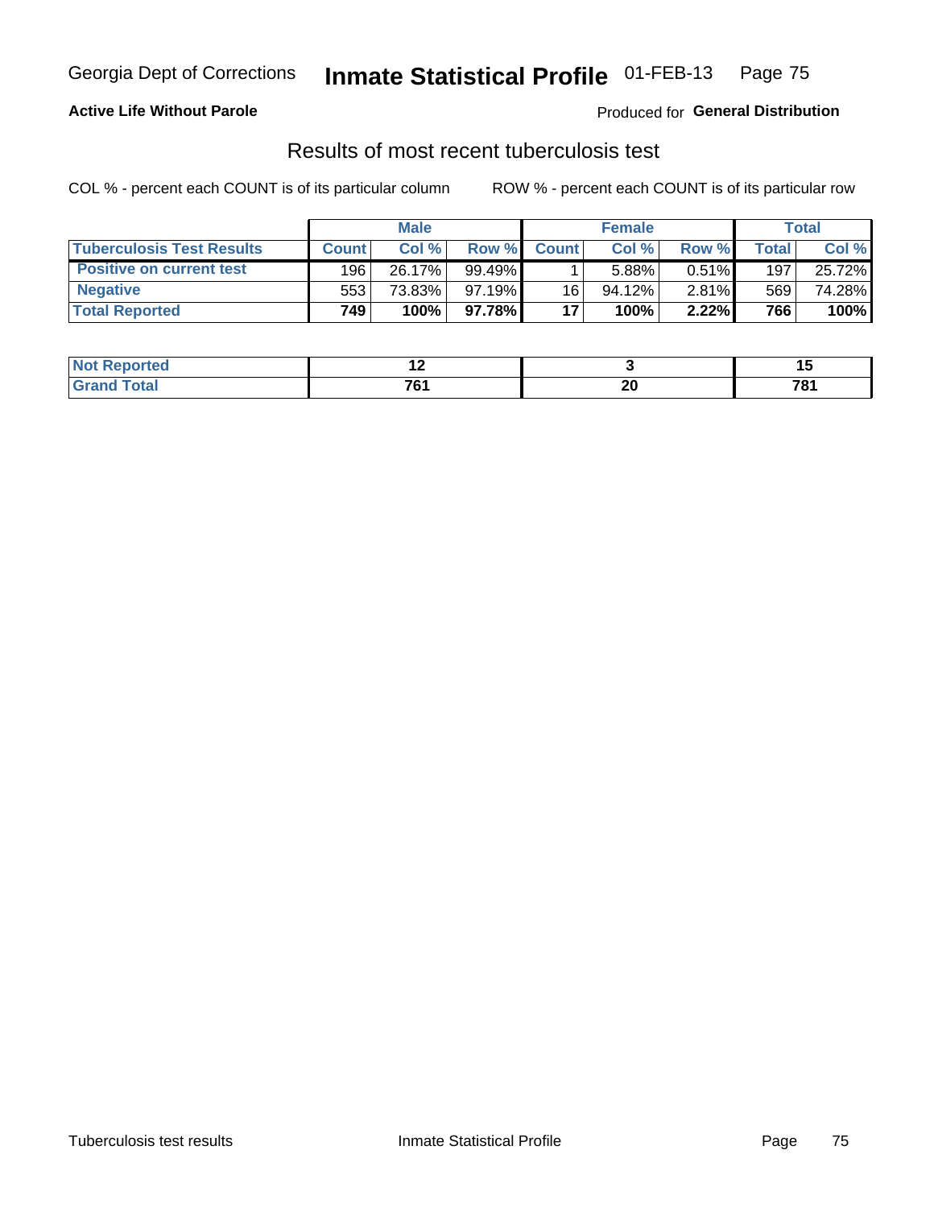Georgia Dept of Corrections **Inmate Statistical Profile** 01-FEB-13

**Active Life Without Parole**

Produced for **General Distribution**

## Results of most recent tuberculosis test

COL % - percent each COUNT is of its particular column    ROW % - percent each COUNT is of its particular row

| | Male | | | Female | | | Total | |
|---|---|---|---|---|---|---|---|---|
| **Tuberculosis Test Results** | **Count** | **Col %** | **Row %** | **Count** | **Col %** | **Row %** | **Total** | **Col %** |
| **Positive on current test** | 196 | 26.17% | 99.49% | 1 | 5.88% | 0.51% | 197 | 25.72% |
| **Negative** | 553 | 73.83% | 97.19% | 16 | 94.12% | 2.81% | 569 | 74.28% |
| **Total Reported** | **749** | **100%** | **97.78%** | **17** | **100%** | **2.22%** | **766** | **100%** |

| | Male | Female | Total |
|---|---|---|---|
| **Not Reported** | **12** | **3** | **15** |
| **Grand Total** | **761** | **20** | **781** |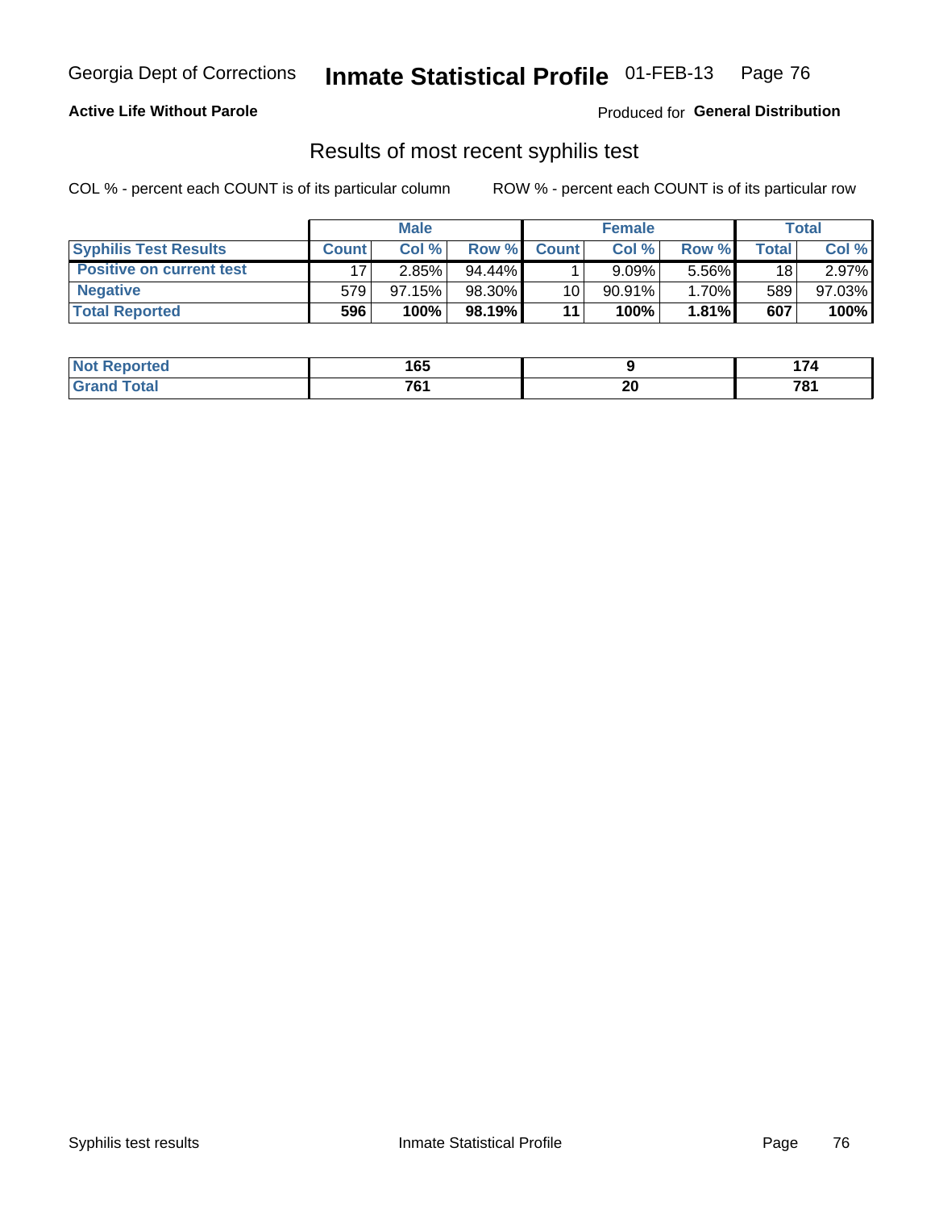**Active Life Without Parole**

Produced for **General Distribution**

## Results of most recent syphilis test

COL % - percent each COUNT is of its particular column

ROW % - percent each COUNT is of its particular row

| | Male | | | Female | | | Total | |
|---|---|---|---|---|---|---|---|---|
| **Syphilis Test Results** | **Count** | **Col %** | **Row %** | **Count** | **Col %** | **Row %** | **Total** | **Col %** |
| **Positive on current test** | 17 | 2.85% | 94.44% | 1 | 9.09% | 5.56% | 18 | 2.97% |
| **Negative** | 579 | 97.15% | 98.30% | 10 | 90.91% | 1.70% | 589 | 97.03% |
| **Total Reported** | **596** | **100%** | **98.19%** | **11** | **100%** | **1.81%** | **607** | **100%** |

| | Male | Female | Total |
|---|---|---|---|
| **Not Reported** | **165** | **9** | **174** |
| **Grand Total** | **761** | **20** | **781** |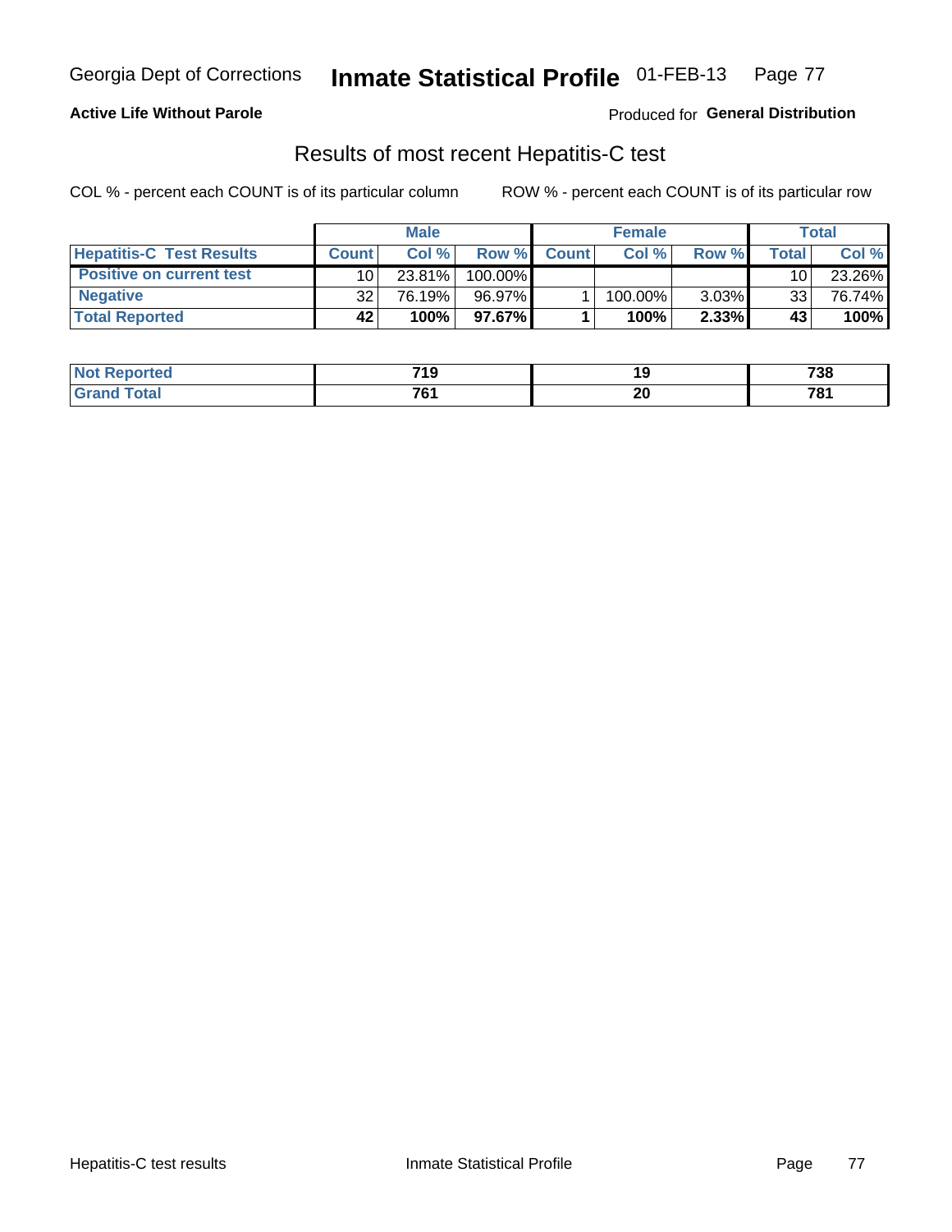Georgia Dept of Corrections **Inmate Statistical Profile** 01-FEB-13

**Active Life Without Parole**

Produced for **General Distribution**

## Results of most recent Hepatitis-C test

COL % - percent each COUNT is of its particular column ROW % - percent each COUNT is of its particular row

| | Male | | | Female | | | Total | |
|---|---|---|---|---|---|---|---|---|
| **Hepatitis-C Test Results** | **Count** | **Col %** | **Row %** | **Count** | **Col %** | **Row %** | **Total** | **Col %** |
| **Positive on current test** | 10 | 23.81% | 100.00% | | | | 10 | 23.26% |
| **Negative** | 32 | 76.19% | 96.97% | 1 | 100.00% | 3.03% | 33 | 76.74% |
| **Total Reported** | **42** | **100%** | **97.67%** | **1** | **100%** | **2.33%** | **43** | **100%** |

| | Male | Female | Total |
|---|---|---|---|
| **Not Reported** | **719** | **19** | **738** |
| **Grand Total** | **761** | **20** | **781** |